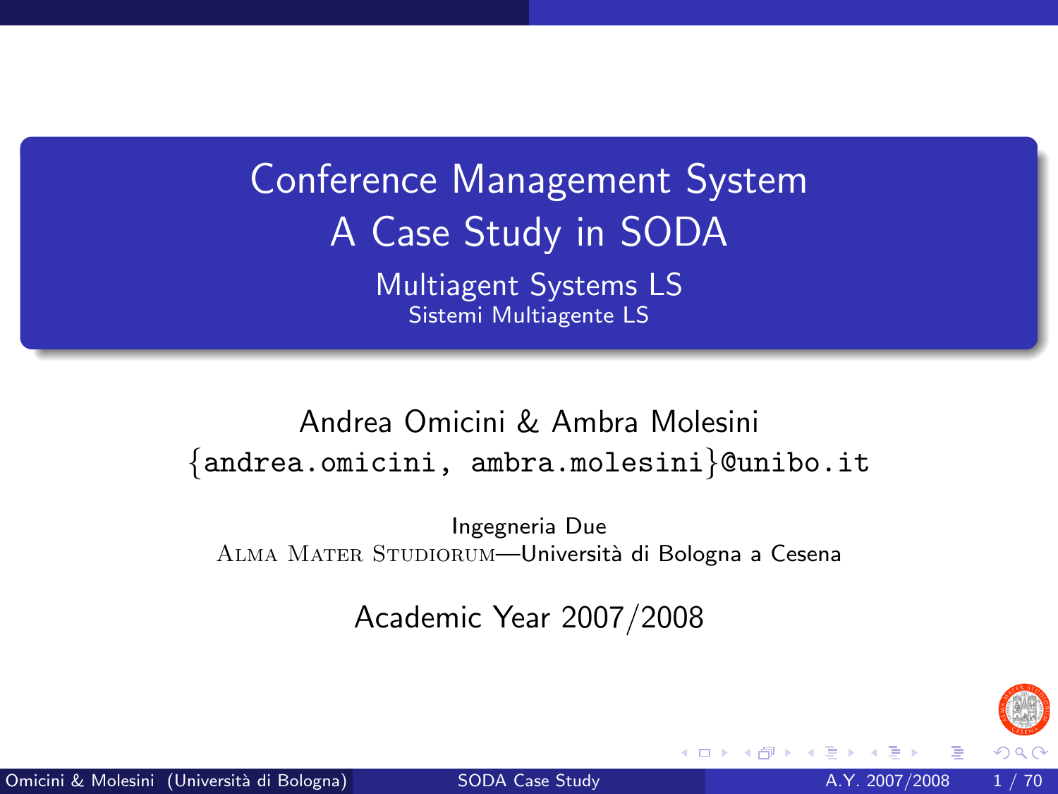# Conference Management System
# A Case Study in SODA

## Multiagent Systems LS
### Sistemi Multiagente LS

Andrea Omicini & Ambra Molesini

{andrea.omicini, ambra.molesini}@unibo.it

Ingegneria Due

Alma Mater Studiorum—Università di Bologna a Cesena

Academic Year 2007/2008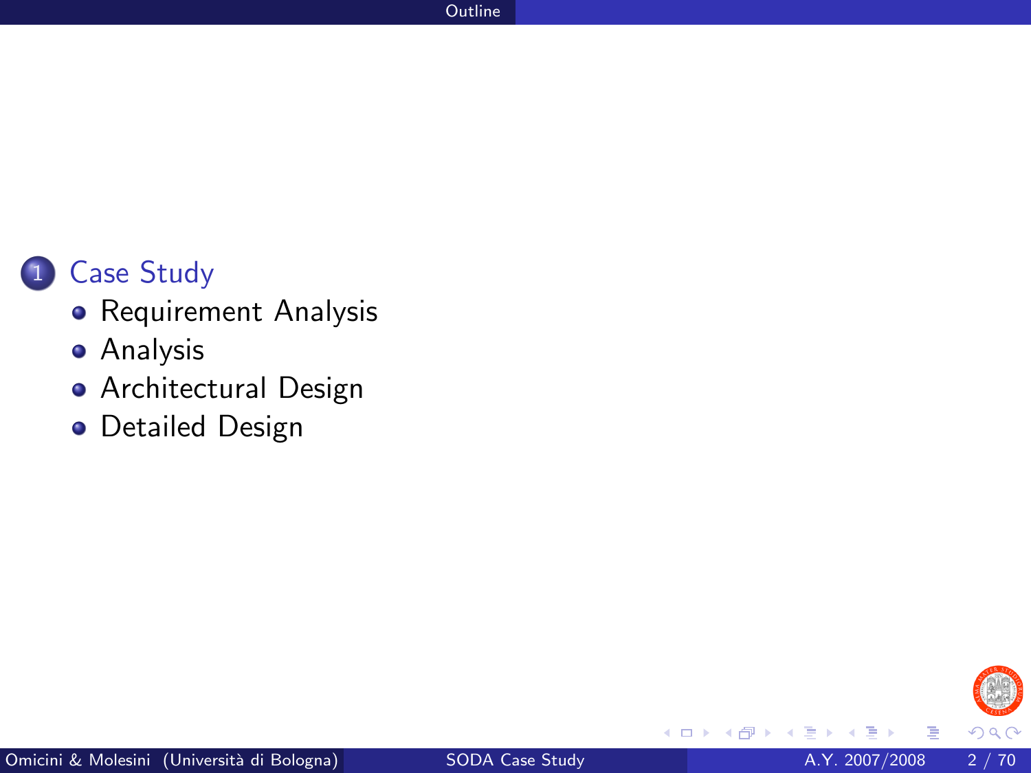# Outline

1. Case Study
   - Requirement Analysis
   - Analysis
   - Architectural Design
   - Detailed Design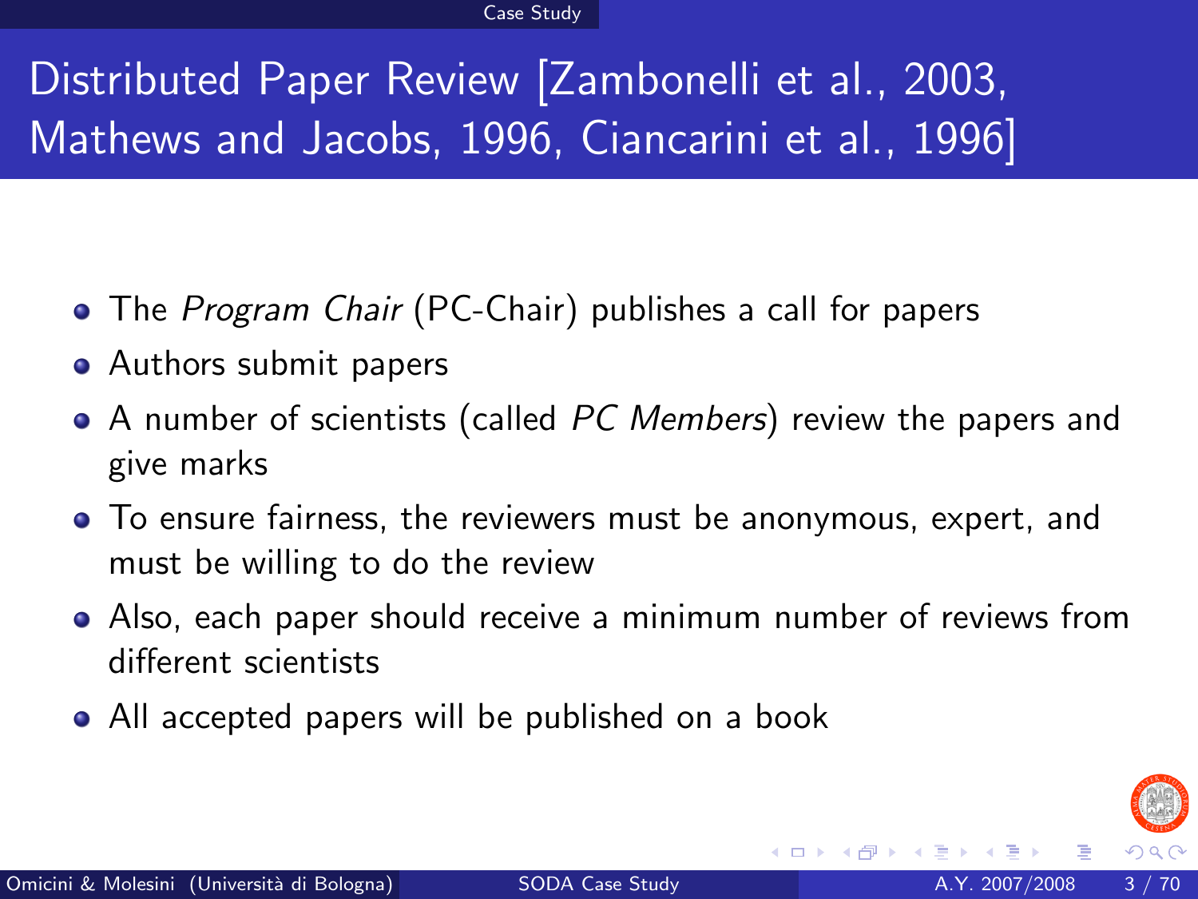# Distributed Paper Review [Zambonelli et al., 2003, Mathews and Jacobs, 1996, Ciancarini et al., 1996]

- The *Program Chair* (PC-Chair) publishes a call for papers
- Authors submit papers
- A number of scientists (called *PC Members*) review the papers and give marks
- To ensure fairness, the reviewers must be anonymous, expert, and must be willing to do the review
- Also, each paper should receive a minimum number of reviews from different scientists
- All accepted papers will be published on a book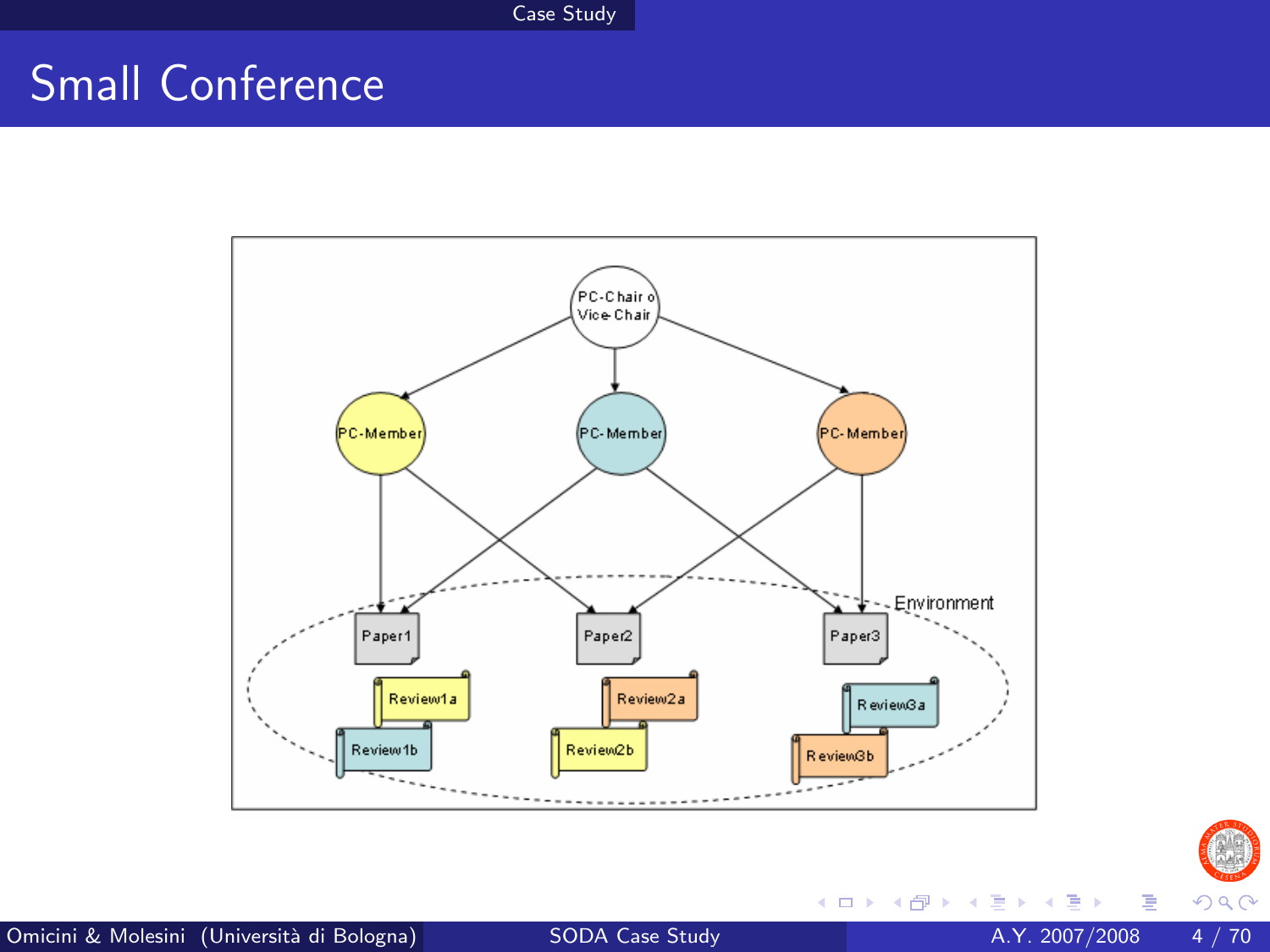# Small Conference

PC-Chair o Vice-Chair

PC-Member

PC-Member

PC-Member

Environment

Paper1

Paper2

Paper3

Review1a

Review1b

Review2a

Review2b

Review3a

Review3b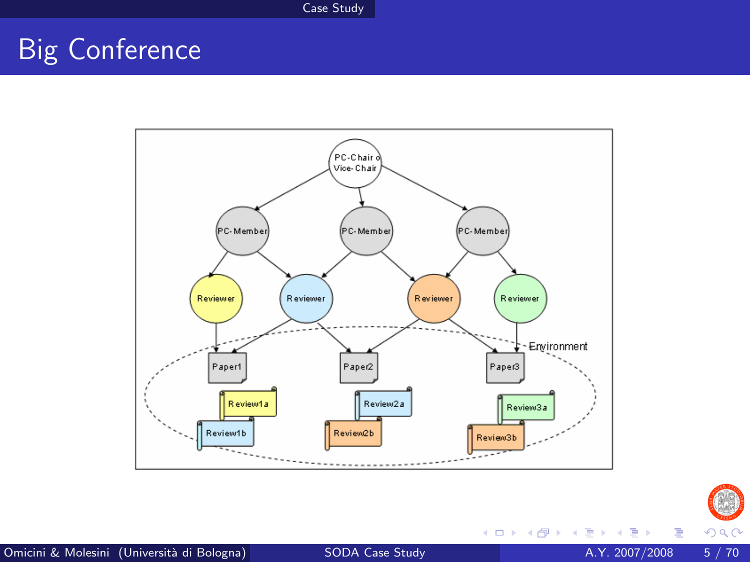# Big Conference

PC-Chair o Vice-Chair

PC-Member

PC-Member

PC-Member

Reviewer

Reviewer

Reviewer

Reviewer

Environment

Paper1

Paper2

Paper3

Review1a

Review1b

Review2a

Review2b

Review3a

Review3b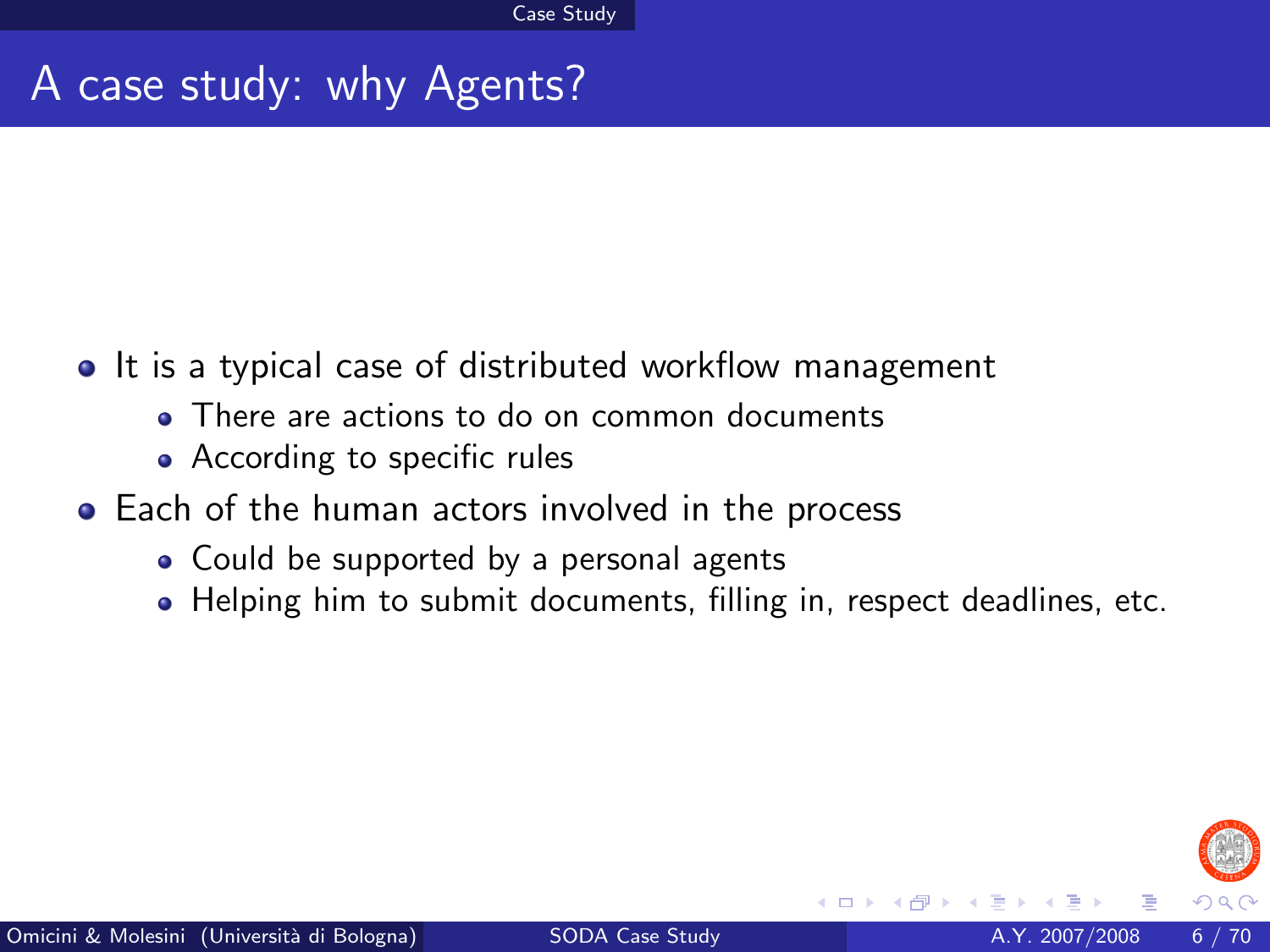# A case study: why Agents?

- It is a typical case of distributed workflow management
  - There are actions to do on common documents
  - According to specific rules
- Each of the human actors involved in the process
  - Could be supported by a personal agents
  - Helping him to submit documents, filling in, respect deadlines, etc.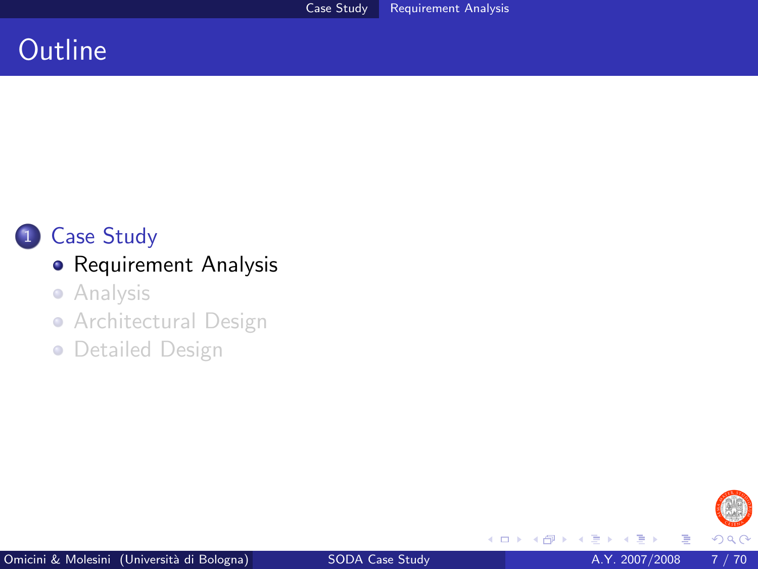# Outline

1. Case Study
   - Requirement Analysis
   - Analysis
   - Architectural Design
   - Detailed Design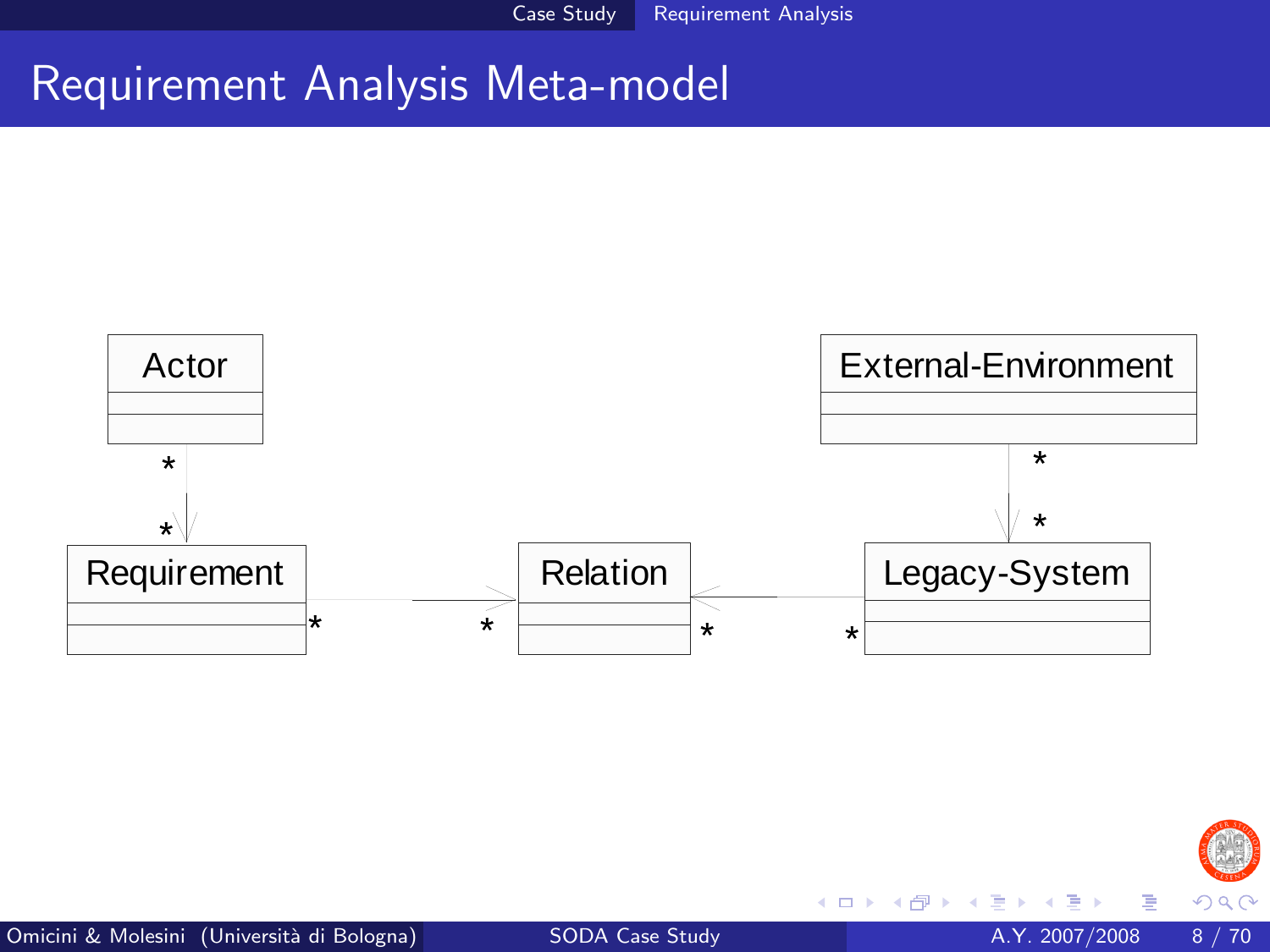# Requirement Analysis Meta-model

Actor

External-Environment

Requirement

Relation

Legacy-System

\* \* \* \* \* \* \* \* \* \*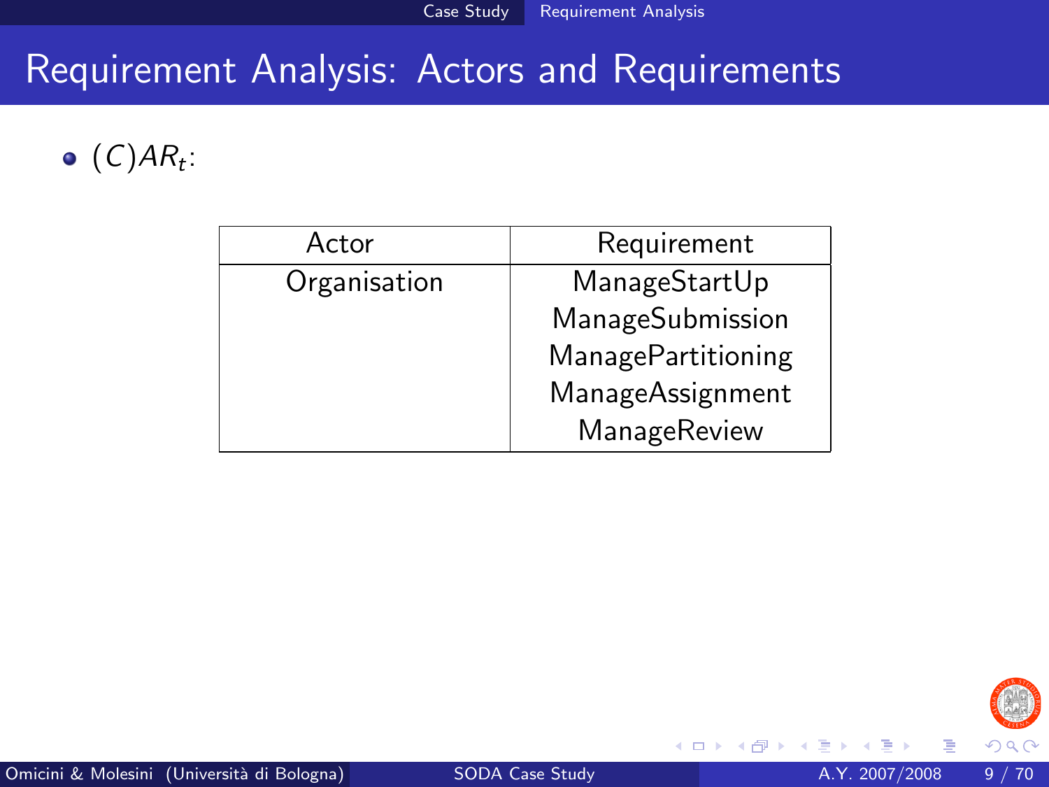# Requirement Analysis: Actors and Requirements

- $(C)AR_t$:

| Actor | Requirement |
|---|---|
| Organisation | ManageStartUp |
| | ManageSubmission |
| | ManagePartitioning |
| | ManageAssignment |
| | ManageReview |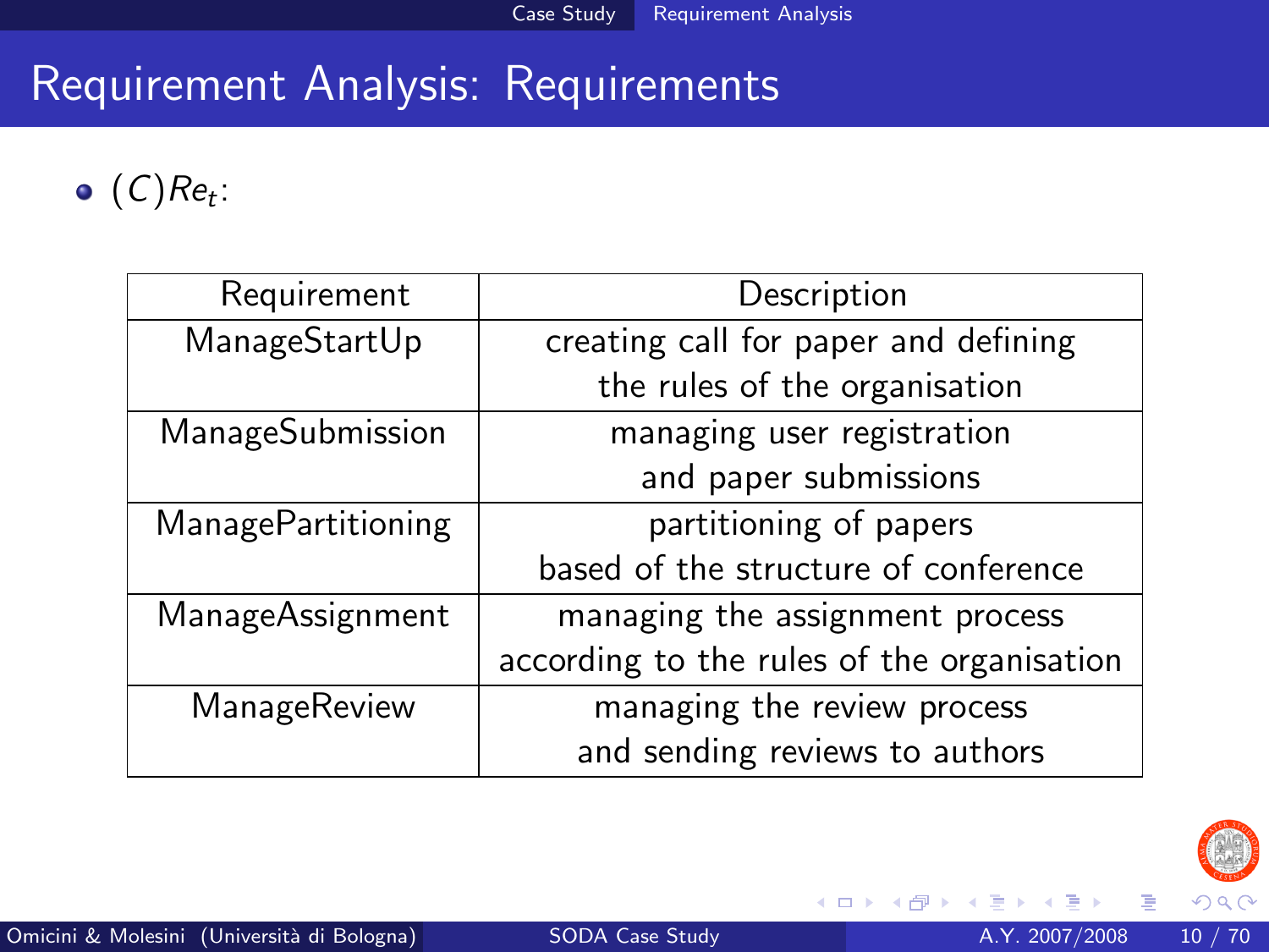# Requirement Analysis: Requirements

- $(C)Re_t$:

| Requirement | Description |
|---|---|
| ManageStartUp | creating call for paper and defining the rules of the organisation |
| ManageSubmission | managing user registration and paper submissions |
| ManagePartitioning | partitioning of papers based of the structure of conference |
| ManageAssignment | managing the assignment process according to the rules of the organisation |
| ManageReview | managing the review process and sending reviews to authors |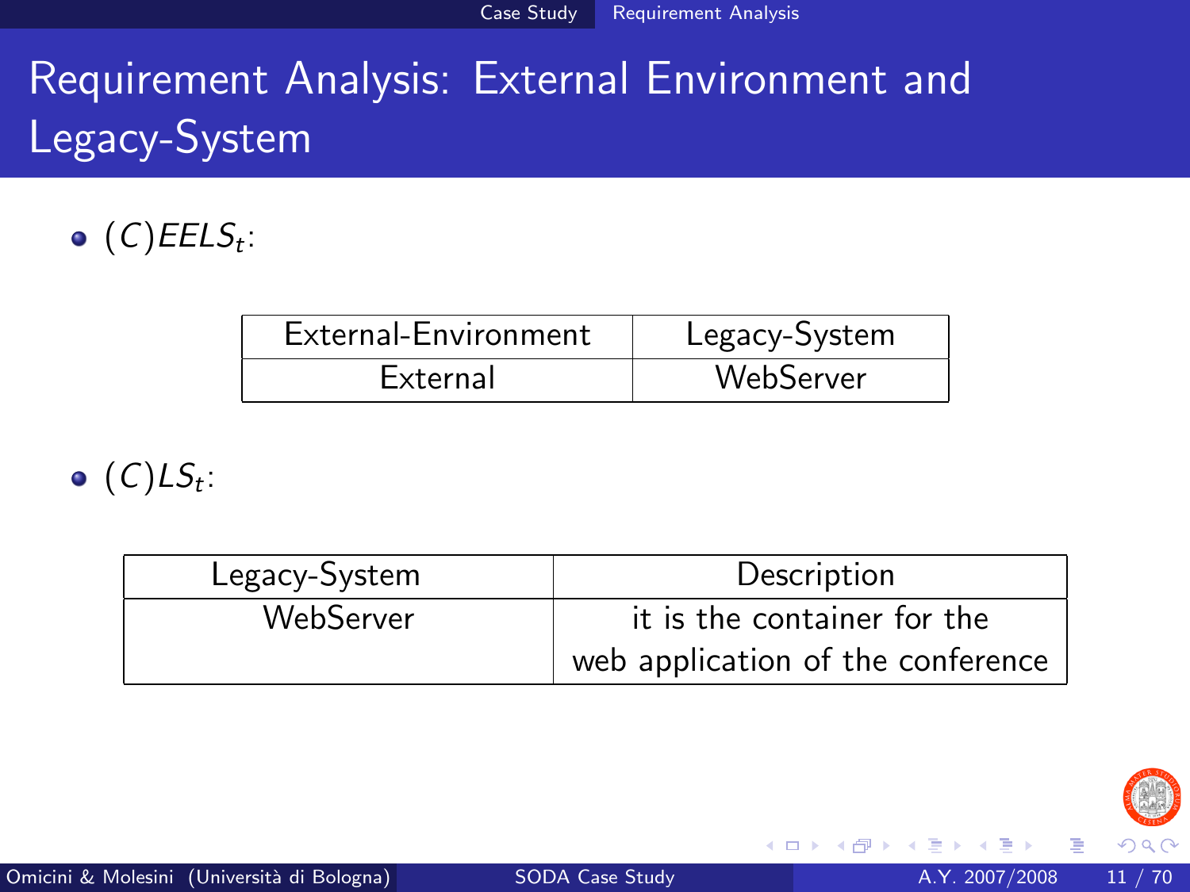# Requirement Analysis: External Environment and Legacy-System

- $(C)EELS_t$:

| External-Environment | Legacy-System |
|---|---|
| External | WebServer |

- $(C)LS_t$:

| Legacy-System | Description |
|---|---|
| WebServer | it is the container for the web application of the conference |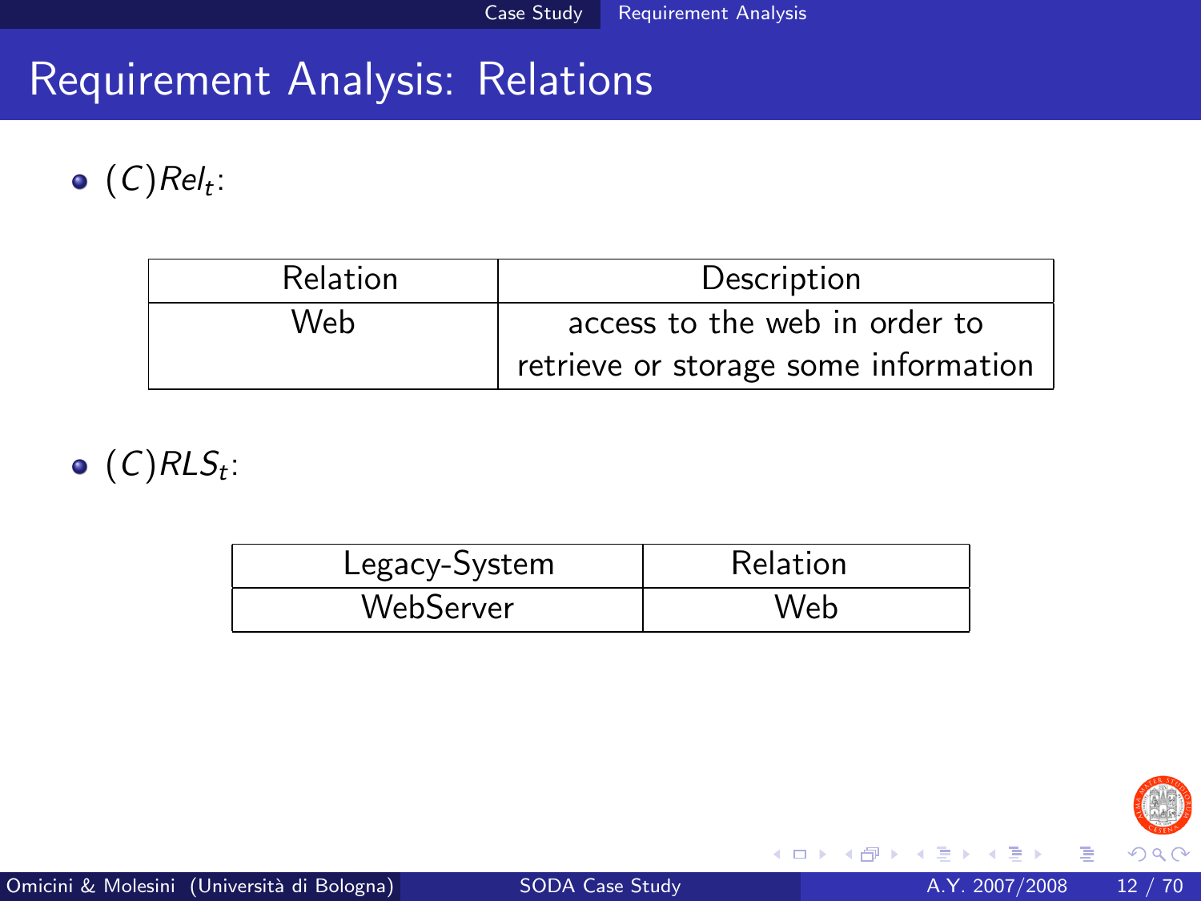# Requirement Analysis: Relations

- $(C)Rel_t$:

| Relation | Description |
| --- | --- |
| Web | access to the web in order to retrieve or storage some information |

- $(C)RLS_t$:

| Legacy-System | Relation |
| --- | --- |
| WebServer | Web |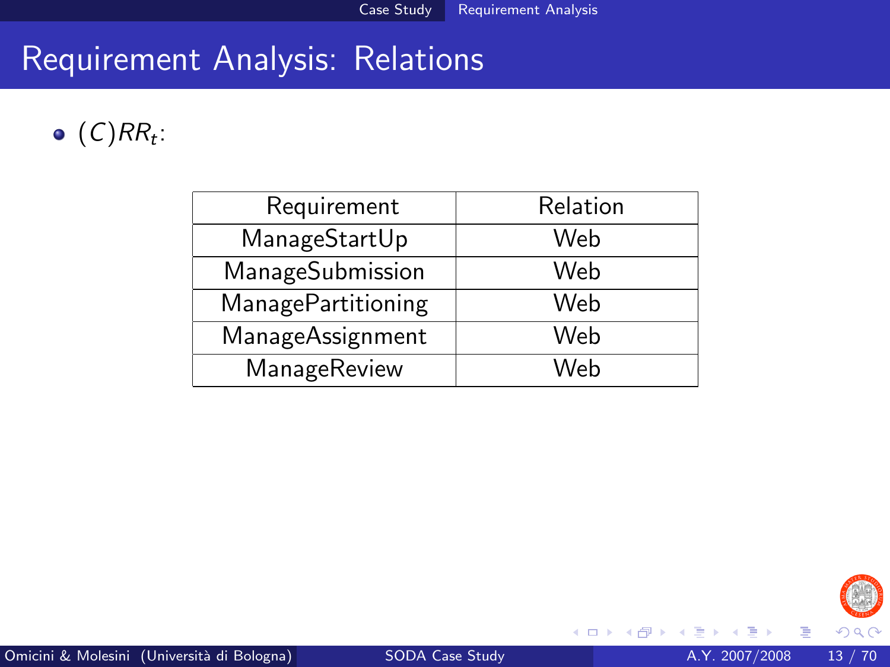# Requirement Analysis: Relations

- $(C)RR_t$:

| Requirement | Relation |
|---|---|
| ManageStartUp | Web |
| ManageSubmission | Web |
| ManagePartitioning | Web |
| ManageAssignment | Web |
| ManageReview | Web |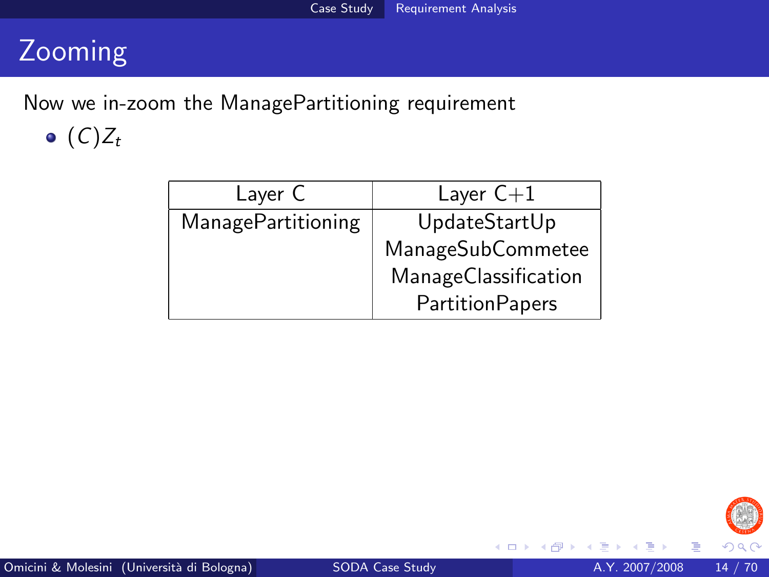# Zooming

Now we in-zoom the ManagePartitioning requirement

- $(C)Z_t$

| Layer C | Layer C+1 |
|---|---|
| ManagePartitioning | UpdateStartUp |
| | ManageSubCommetee |
| | ManageClassification |
| | PartitionPapers |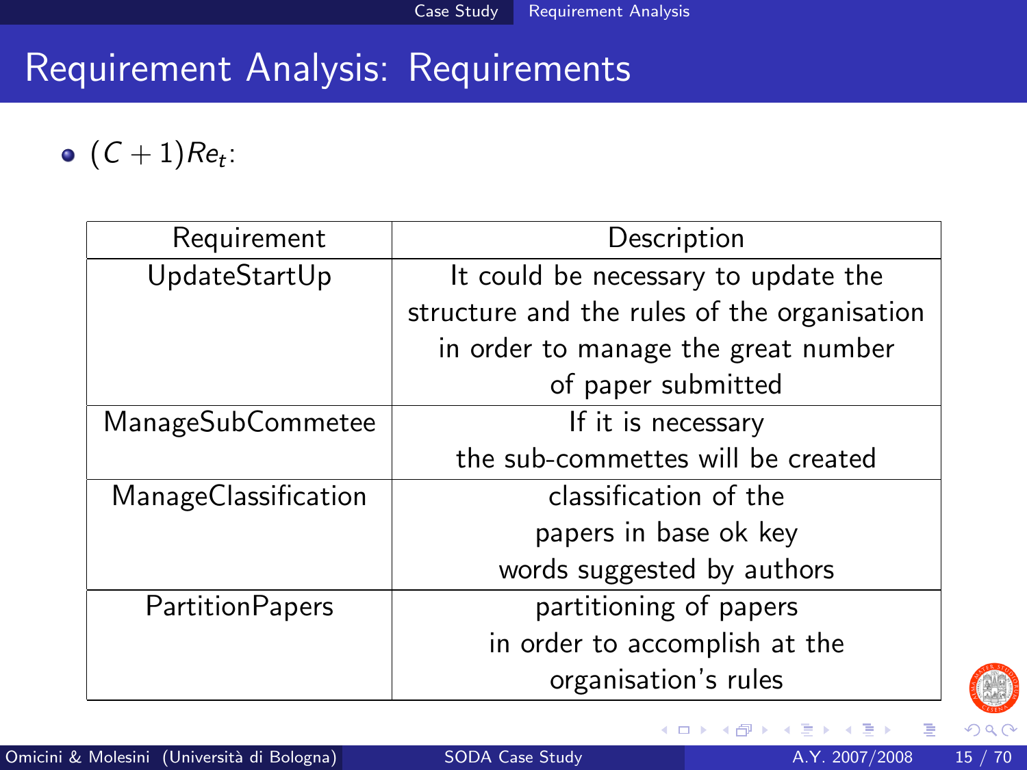## Requirement Analysis: Requirements

- $(C+1)Re_t$:

| Requirement | Description |
| --- | --- |
| UpdateStartUp | It could be necessary to update the structure and the rules of the organisation in order to manage the great number of paper submitted |
| ManageSubCommetee | If it is necessary the sub-commettes will be created |
| ManageClassification | classification of the papers in base ok key words suggested by authors |
| PartitionPapers | partitioning of papers in order to accomplish at the organisation's rules |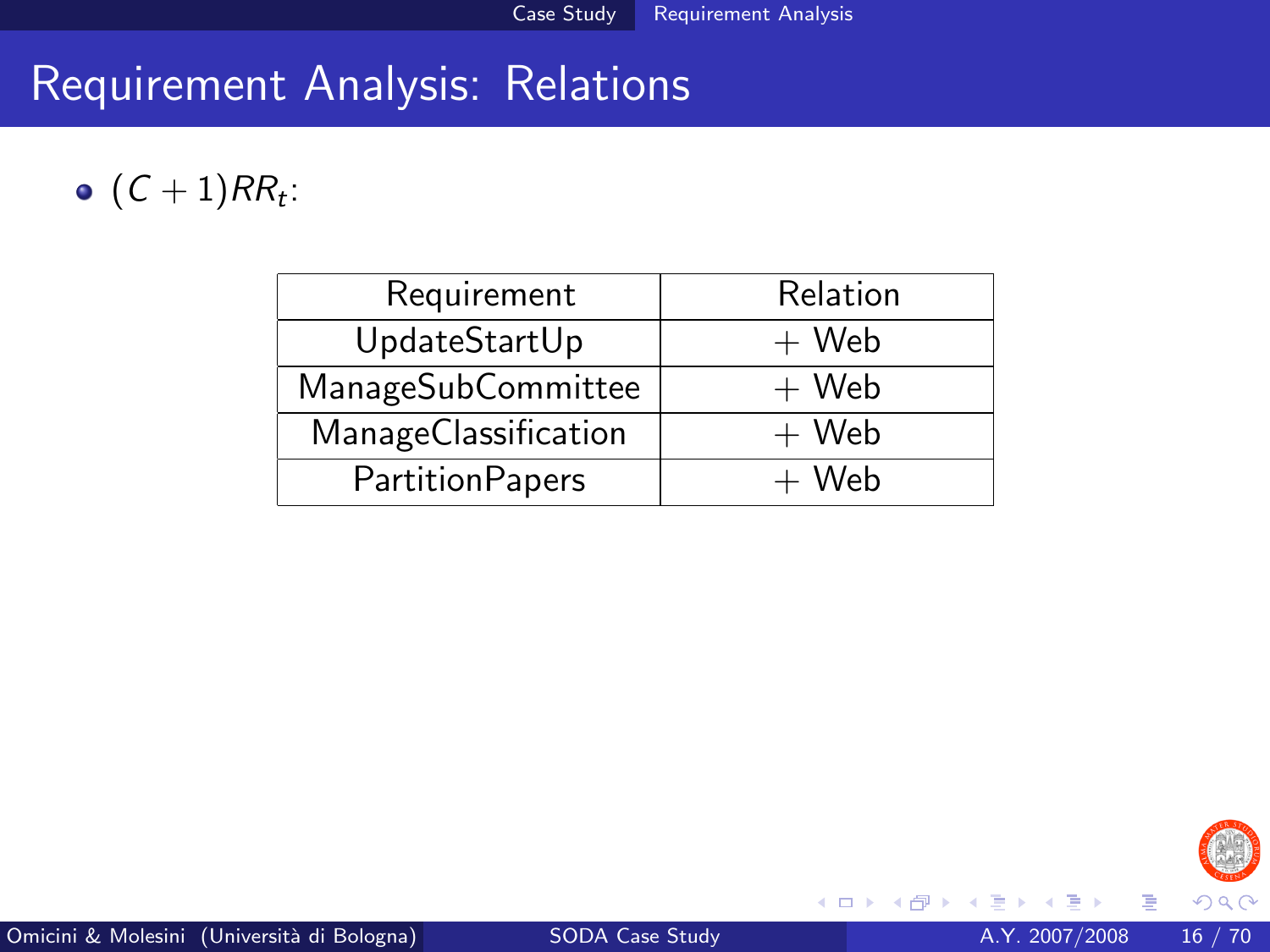# Requirement Analysis: Relations

- $(C+1)RR_t$:

| Requirement | Relation |
|---|---|
| UpdateStartUp | + Web |
| ManageSubCommittee | + Web |
| ManageClassification | + Web |
| PartitionPapers | + Web |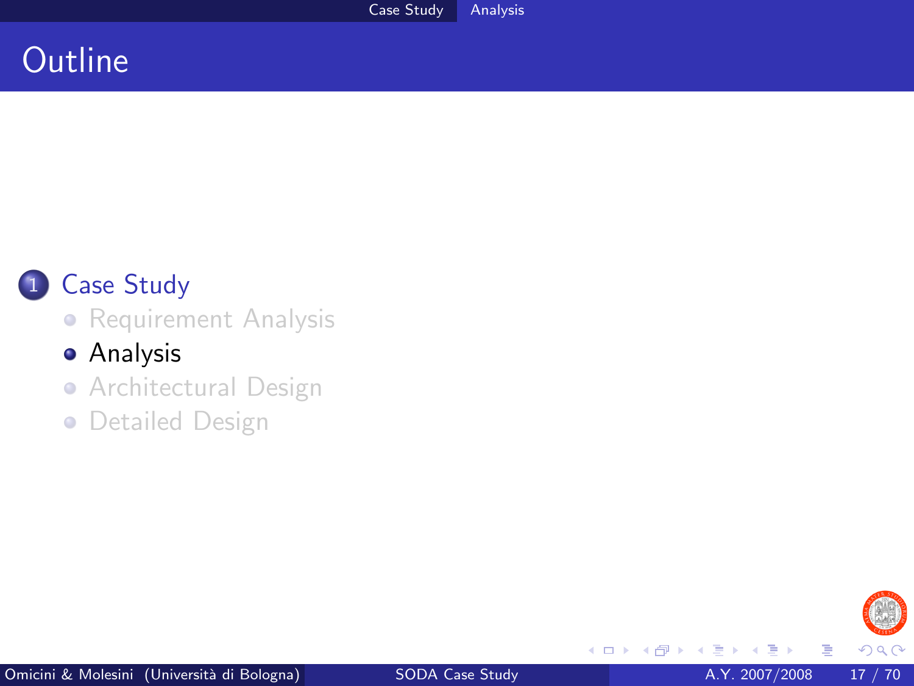# Outline

1. Case Study
   - Requirement Analysis
   - Analysis
   - Architectural Design
   - Detailed Design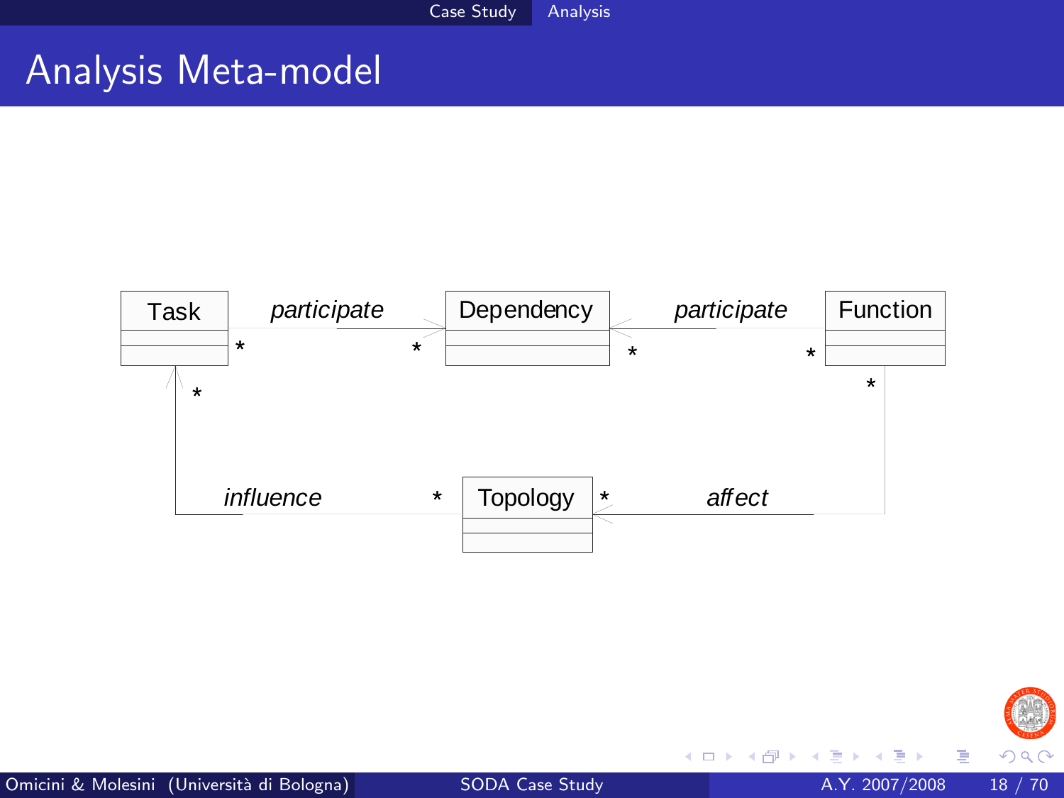# Analysis Meta-model

Task — *participate* — Dependency — *participate* — Function

Task (*) — *influence* — (*) Topology (*) — *affect* — (*) Function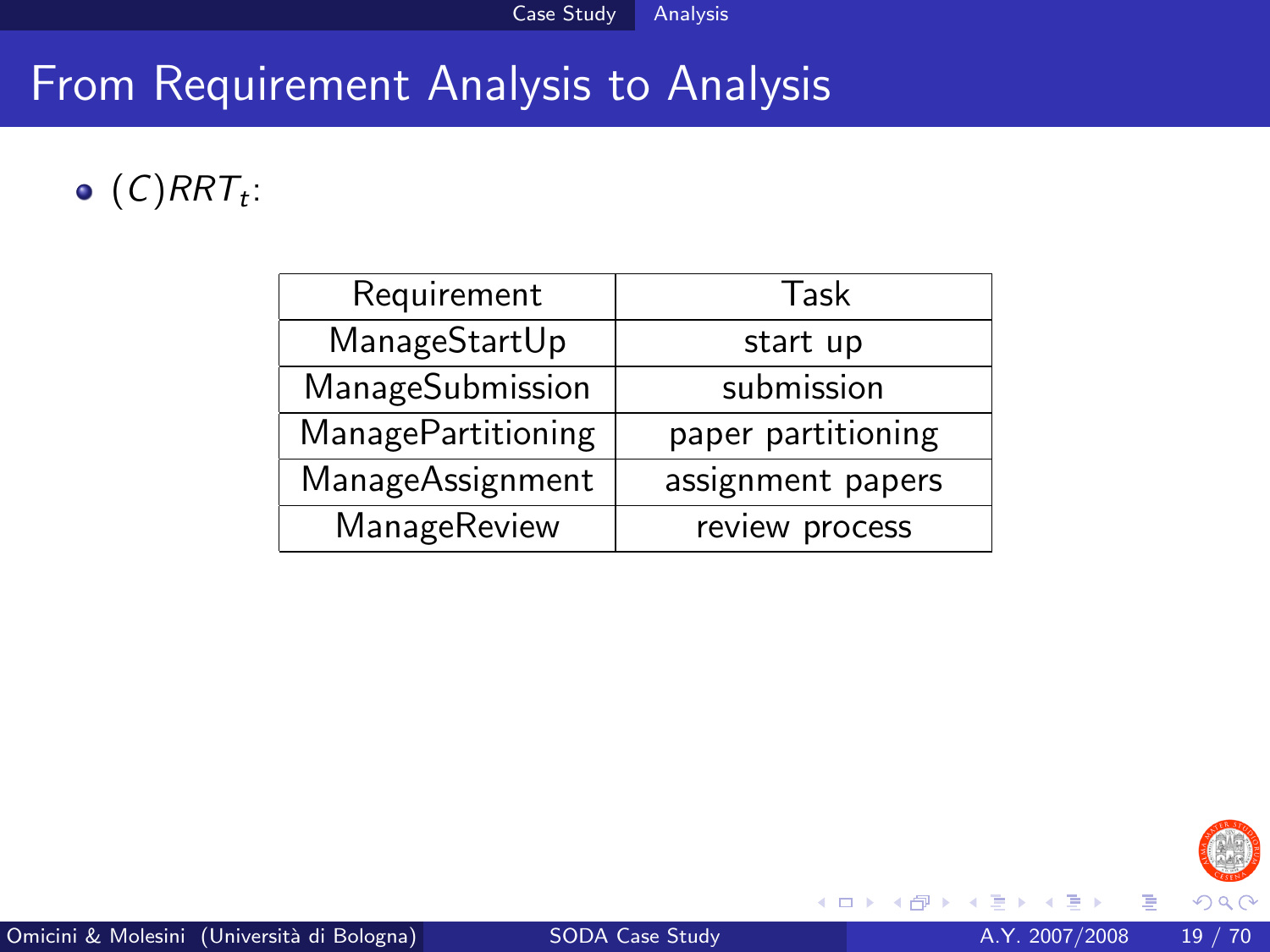# From Requirement Analysis to Analysis

- $(C)RRT_t$:

| Requirement | Task |
|---|---|
| ManageStartUp | start up |
| ManageSubmission | submission |
| ManagePartitioning | paper partitioning |
| ManageAssignment | assignment papers |
| ManageReview | review process |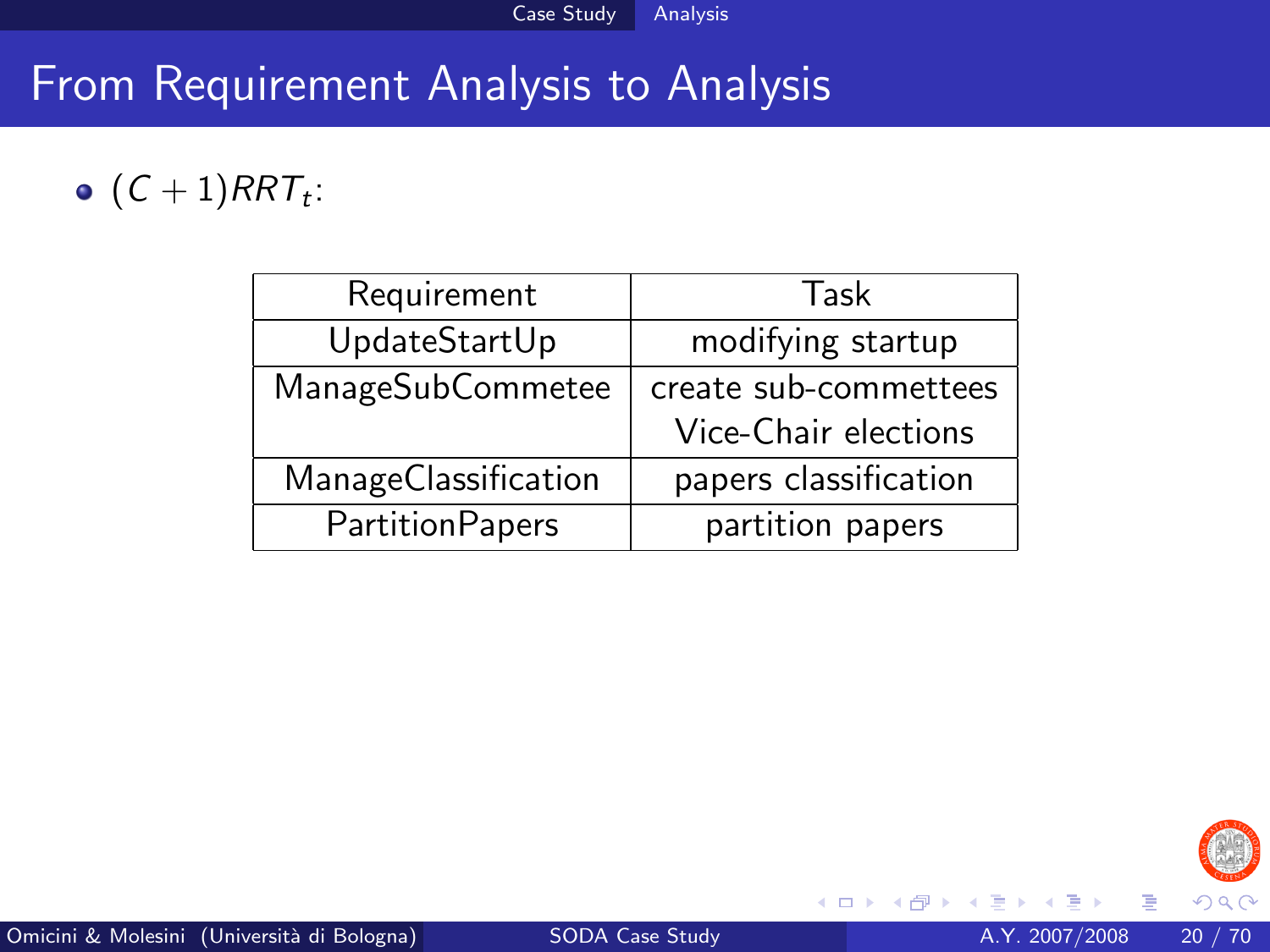# From Requirement Analysis to Analysis

- $(C + 1)RRT_t$:

| Requirement | Task |
|---|---|
| UpdateStartUp | modifying startup |
| ManageSubCommetee | create sub-commettees<br>Vice-Chair elections |
| ManageClassification | papers classification |
| PartitionPapers | partition papers |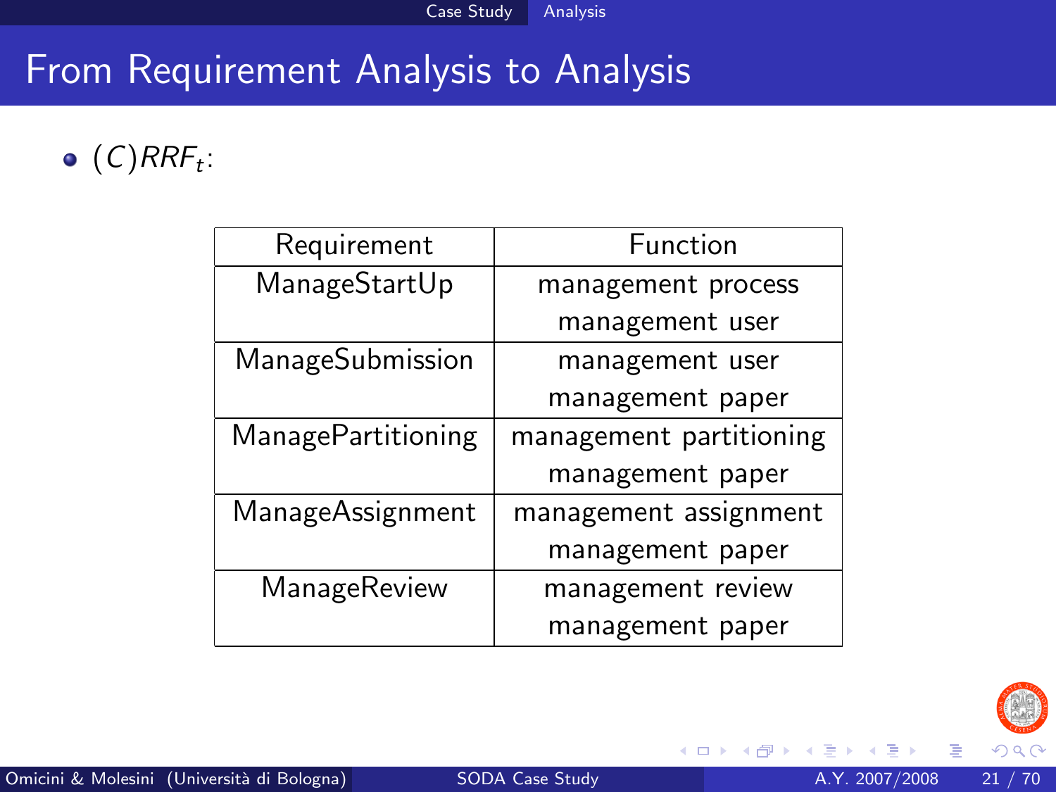# From Requirement Analysis to Analysis

- $(C)RRF_t$:

| Requirement | Function |
|---|---|
| ManageStartUp | management process<br>management user |
| ManageSubmission | management user<br>management paper |
| ManagePartitioning | management partitioning<br>management paper |
| ManageAssignment | management assignment<br>management paper |
| ManageReview | management review<br>management paper |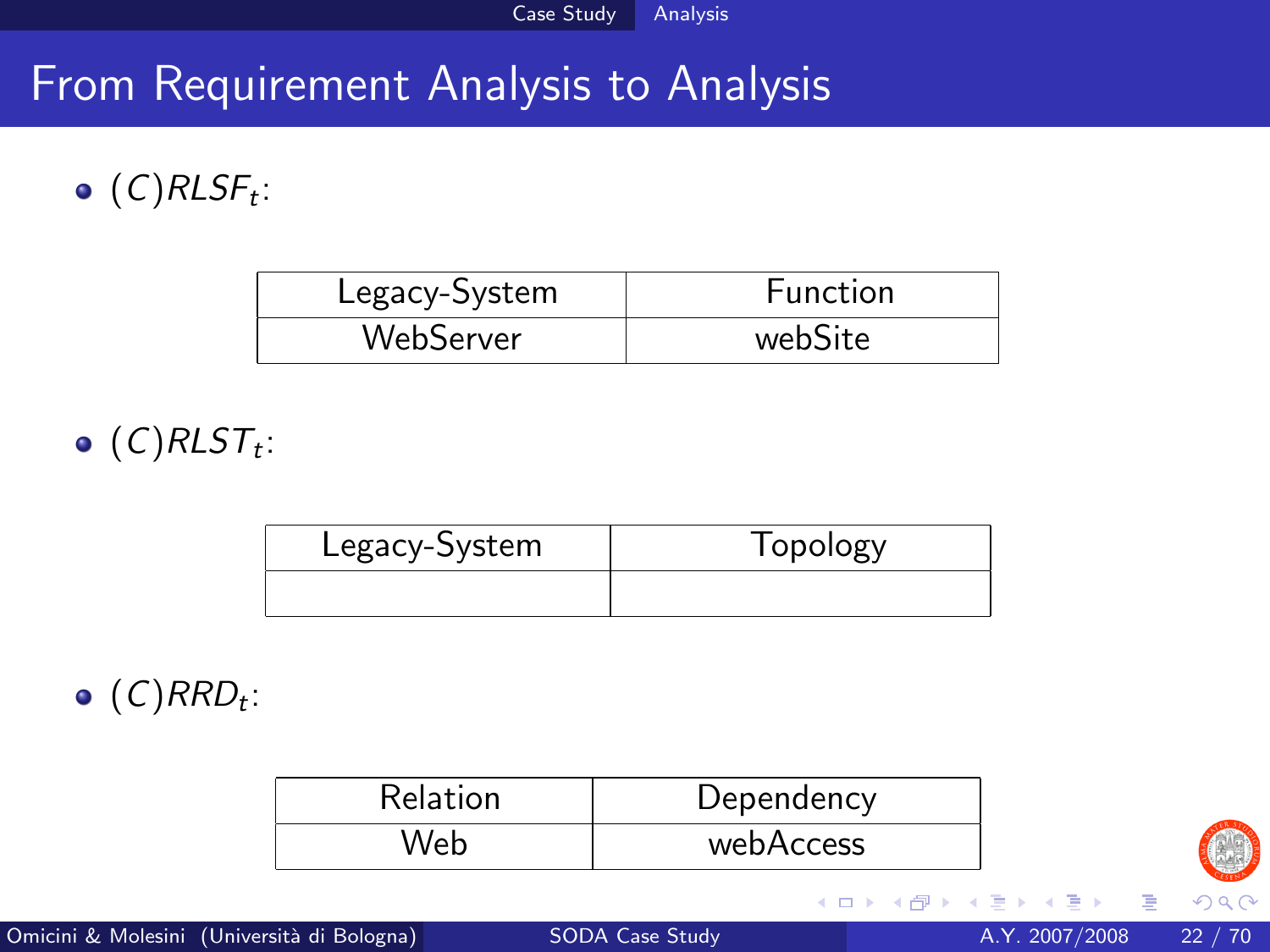# From Requirement Analysis to Analysis

- $(C)RLSF_t$:

| Legacy-System | Function |
|---|---|
| WebServer | webSite |

- $(C)RLST_t$:

| Legacy-System | Topology |
|---|---|
| | |

- $(C)RRD_t$:

| Relation | Dependency |
|---|---|
| Web | webAccess |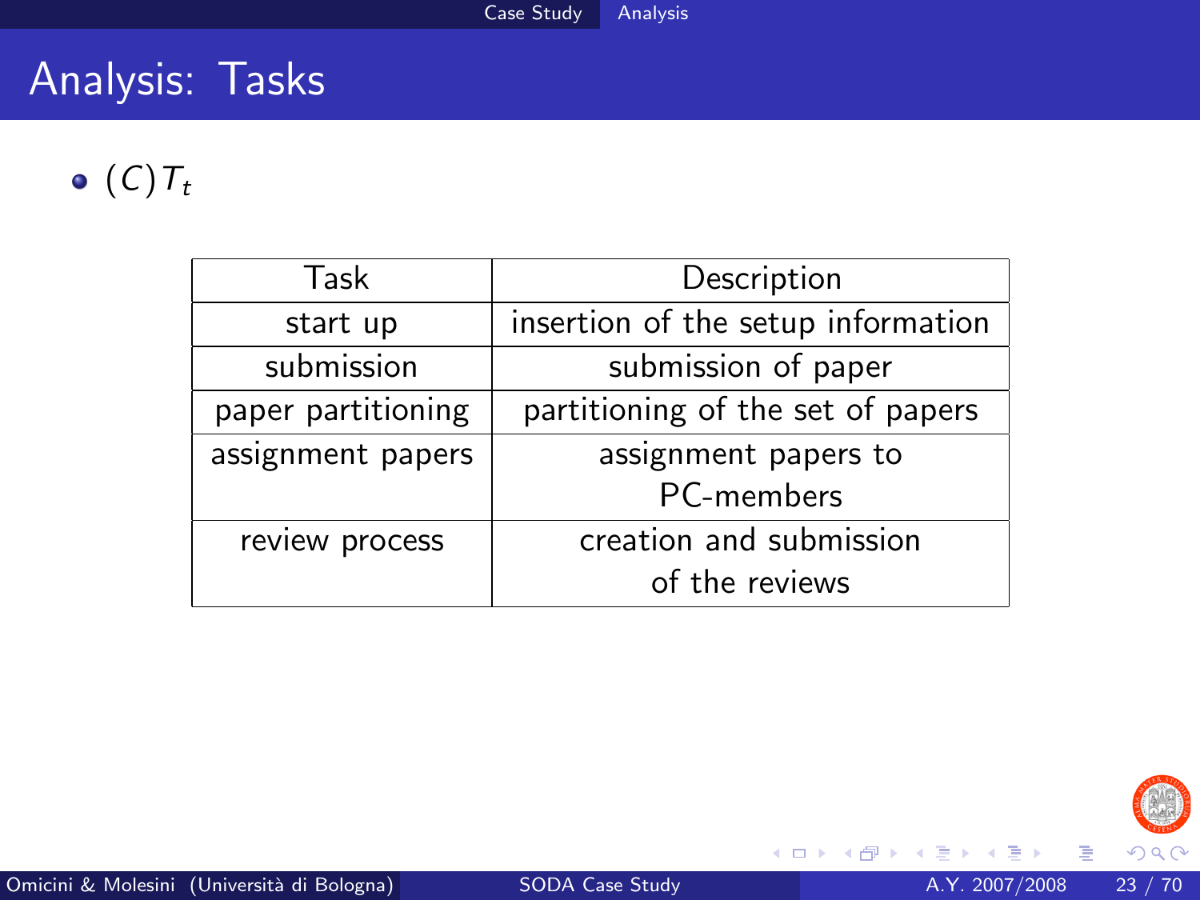# Analysis: Tasks

- $(C)T_t$

| Task | Description |
|---|---|
| start up | insertion of the setup information |
| submission | submission of paper |
| paper partitioning | partitioning of the set of papers |
| assignment papers | assignment papers to PC-members |
| review process | creation and submission of the reviews |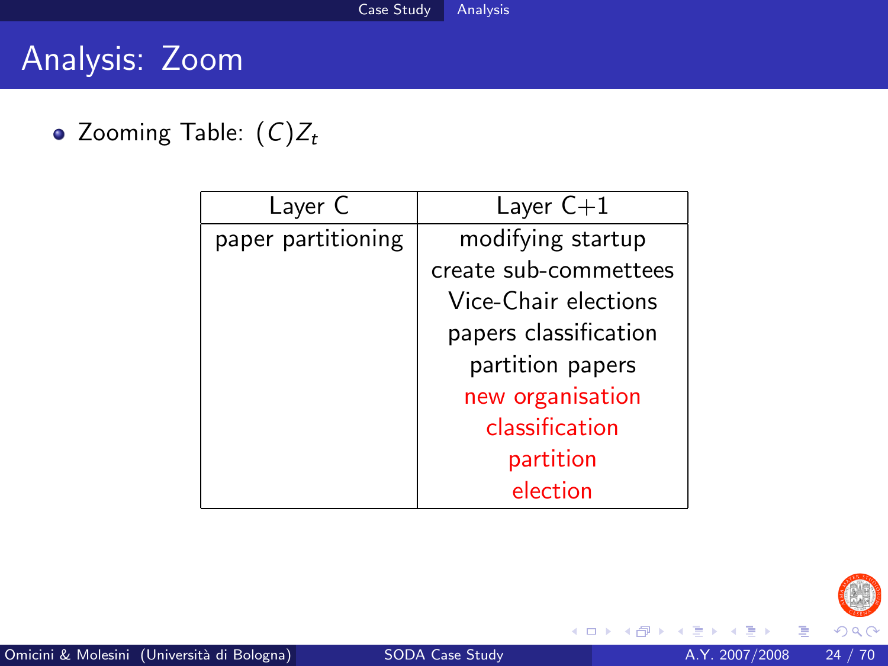# Analysis: Zoom

- Zooming Table: $(C)Z_t$

| Layer C | Layer C+1 |
|---|---|
| paper partitioning | modifying startup |
| | create sub-commettees |
| | Vice-Chair elections |
| | papers classification |
| | partition papers |
| | new organisation |
| | classification |
| | partition |
| | election |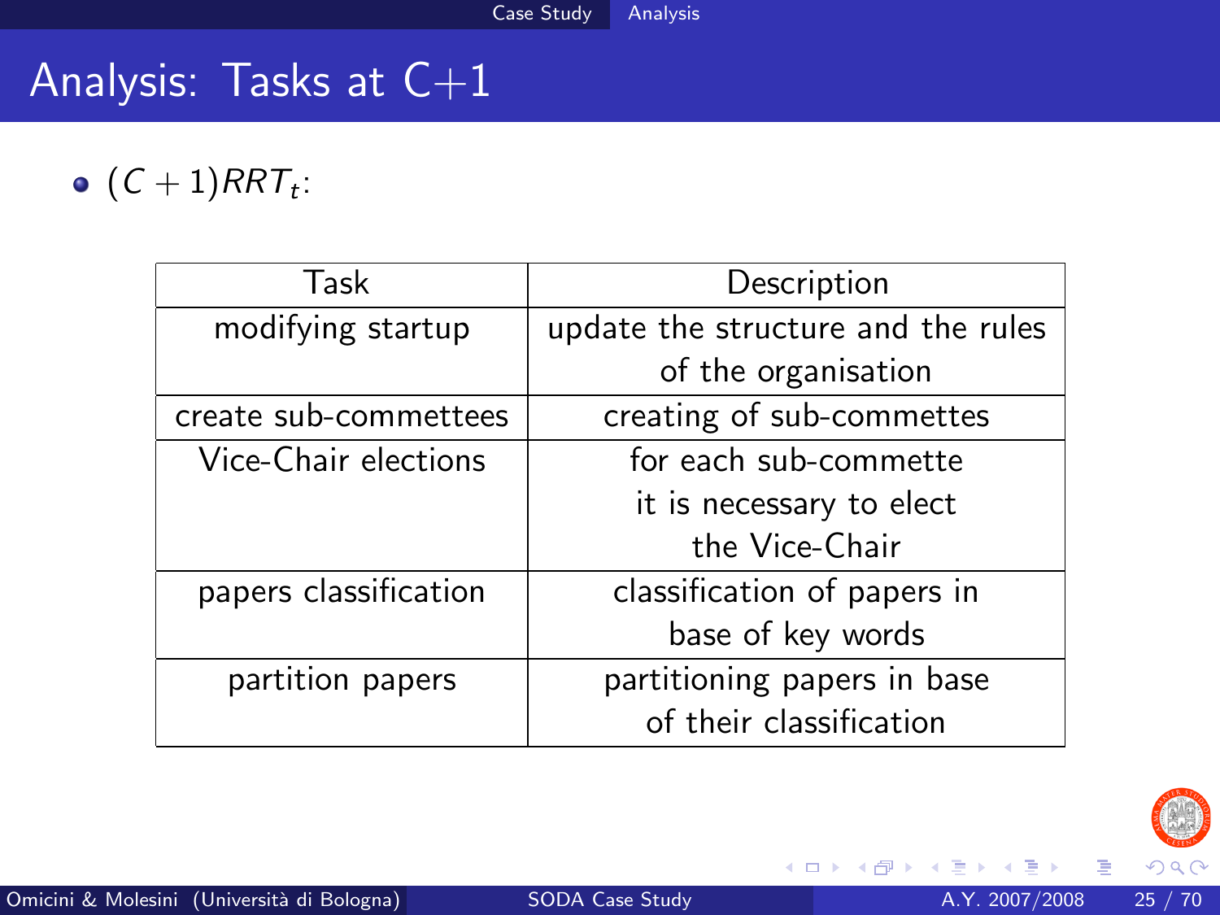# Analysis: Tasks at C+1

- $(C + 1)RRT_t$:

| Task | Description |
|---|---|
| modifying startup | update the structure and the rules of the organisation |
| create sub-commettees | creating of sub-commettes |
| Vice-Chair elections | for each sub-commette it is necessary to elect the Vice-Chair |
| papers classification | classification of papers in base of key words |
| partition papers | partitioning papers in base of their classification |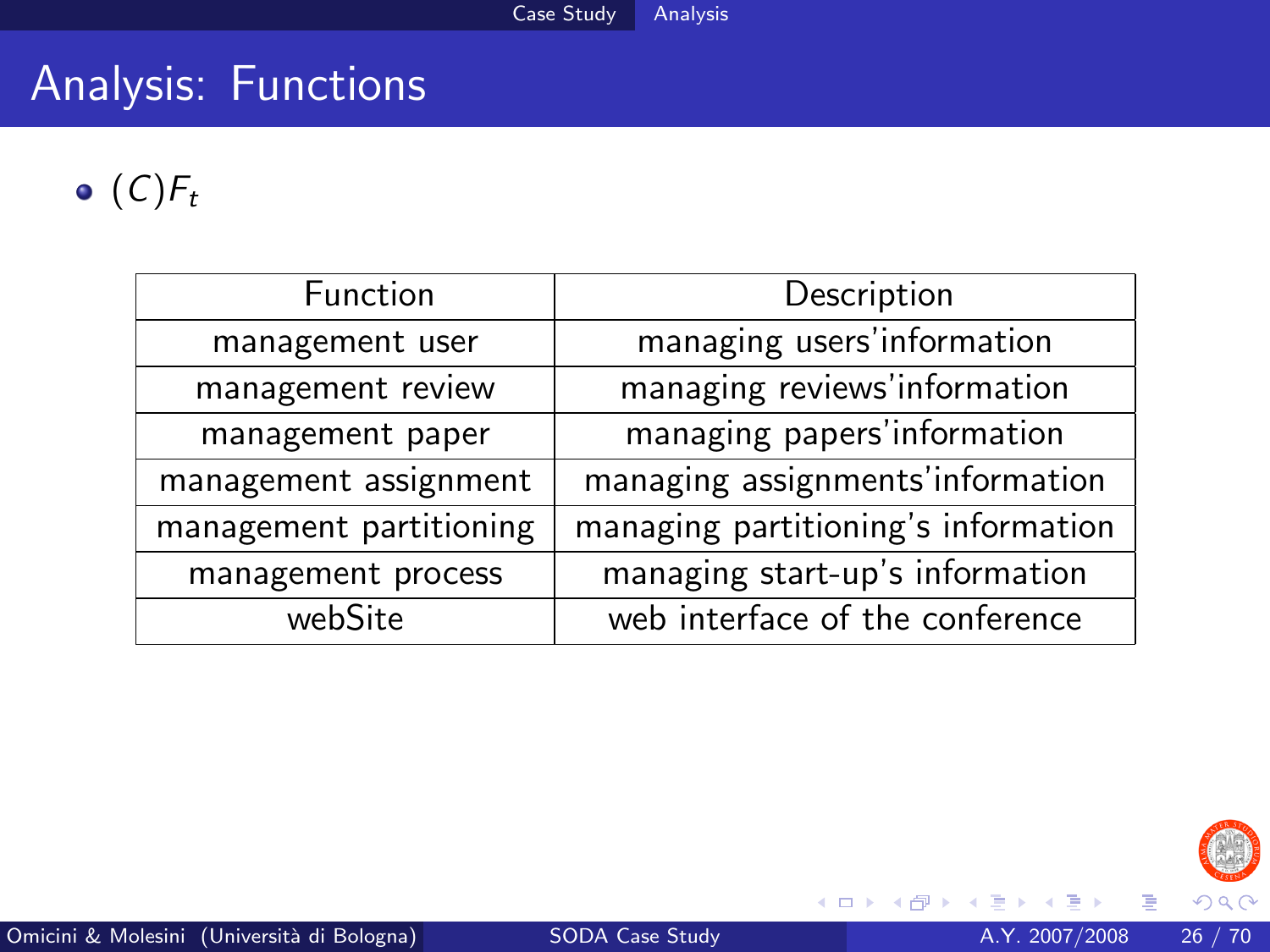# Analysis: Functions

- $(C)F_t$

| Function | Description |
|---|---|
| management user | managing users'information |
| management review | managing reviews'information |
| management paper | managing papers'information |
| management assignment | managing assignments'information |
| management partitioning | managing partitioning's information |
| management process | managing start-up's information |
| webSite | web interface of the conference |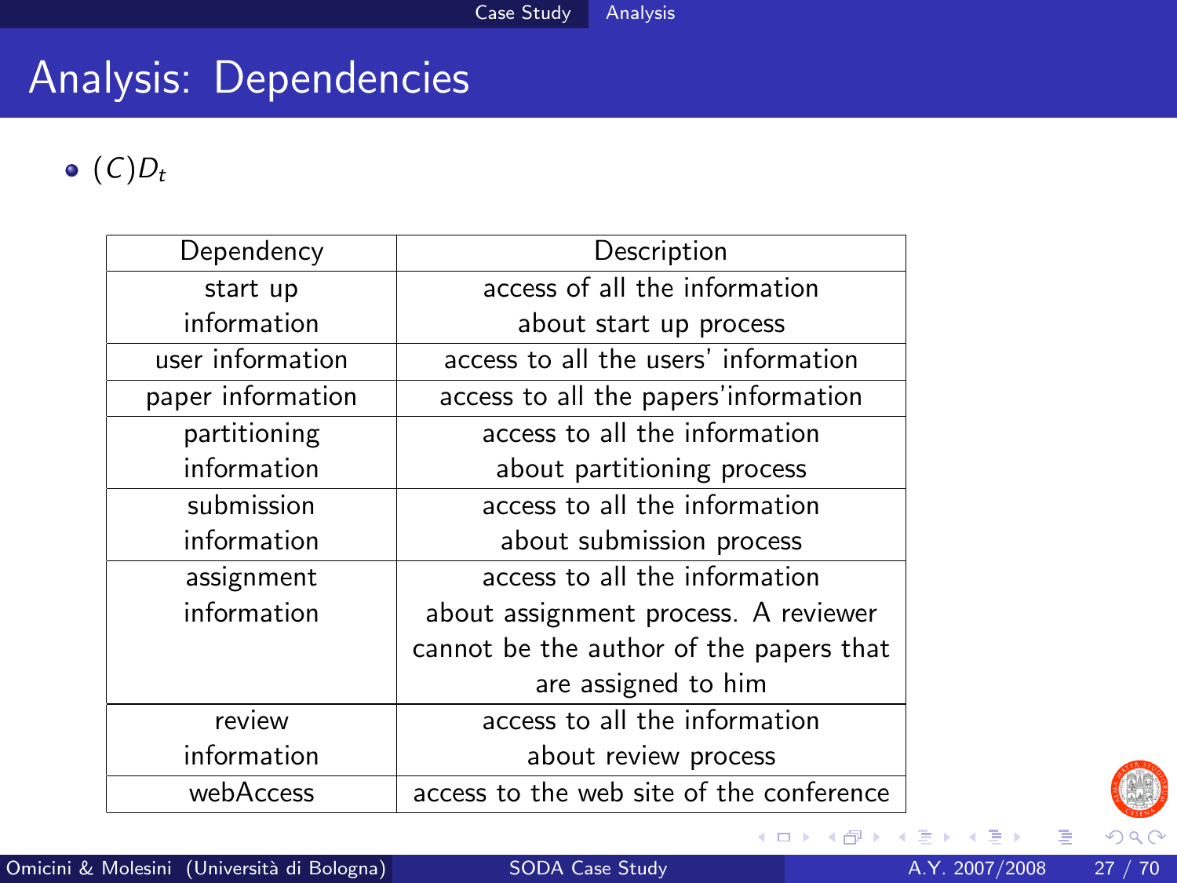# Analysis: Dependencies

- $(C)D_t$

| Dependency | Description |
|---|---|
| start up information | access of all the information about start up process |
| user information | access to all the users' information |
| paper information | access to all the papers'information |
| partitioning information | access to all the information about partitioning process |
| submission information | access to all the information about submission process |
| assignment information | access to all the information about assignment process. A reviewer cannot be the author of the papers that are assigned to him |
| review information | access to all the information about review process |
| webAccess | access to the web site of the conference |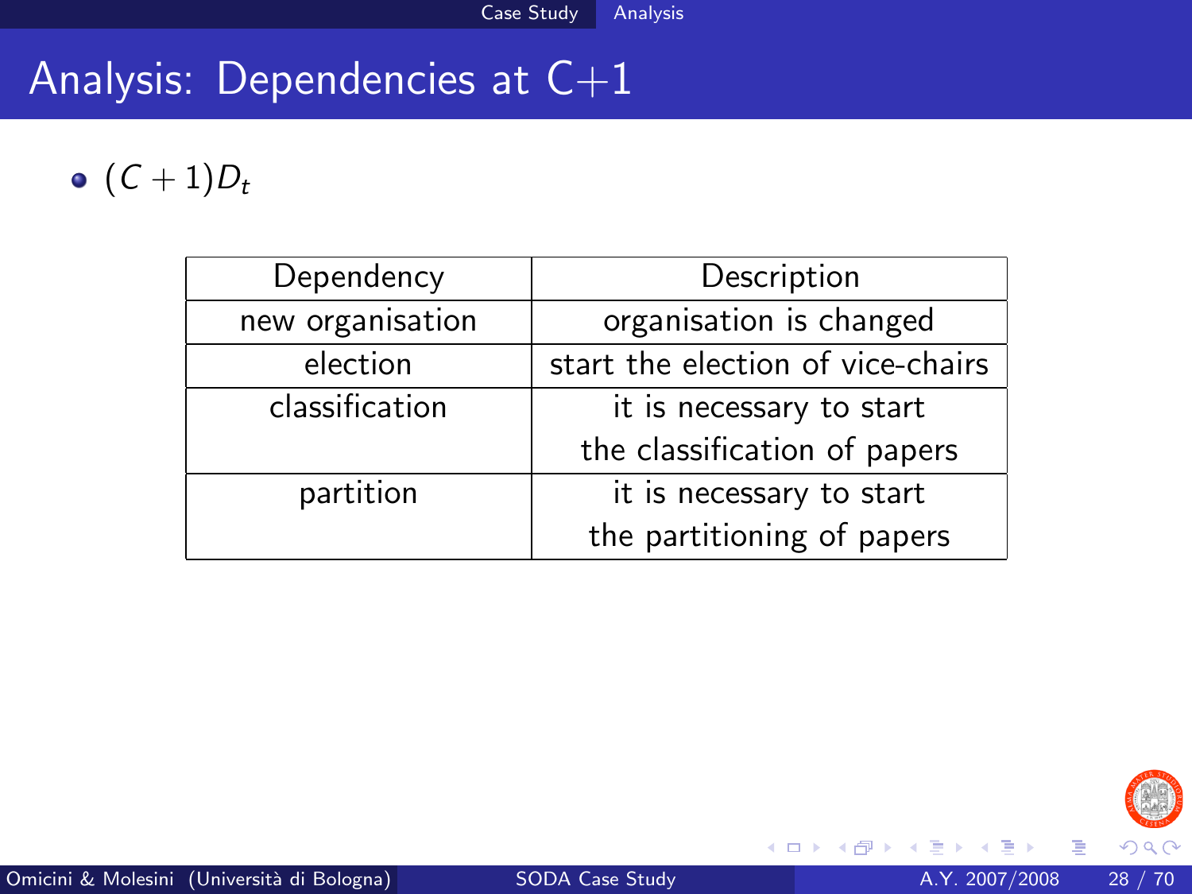# Analysis: Dependencies at C+1

- $(C+1)D_t$

| Dependency | Description |
| --- | --- |
| new organisation | organisation is changed |
| election | start the election of vice-chairs |
| classification | it is necessary to start the classification of papers |
| partition | it is necessary to start the partitioning of papers |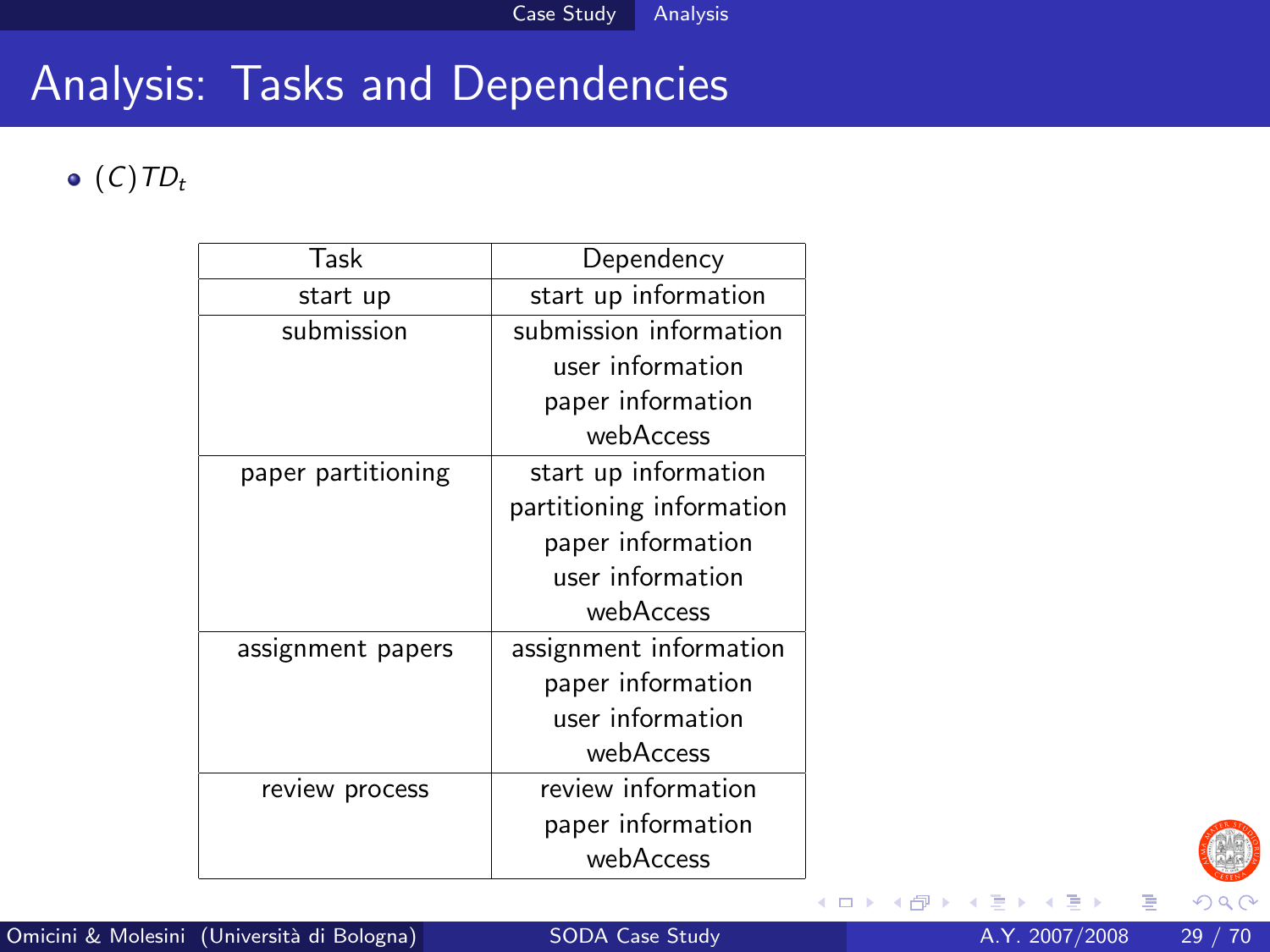# Analysis: Tasks and Dependencies

- $(C)TD_t$

| Task | Dependency |
|---|---|
| start up | start up information |
| submission | submission information<br>user information<br>paper information<br>webAccess |
| paper partitioning | start up information<br>partitioning information<br>paper information<br>user information<br>webAccess |
| assignment papers | assignment information<br>paper information<br>user information<br>webAccess |
| review process | review information<br>paper information<br>webAccess |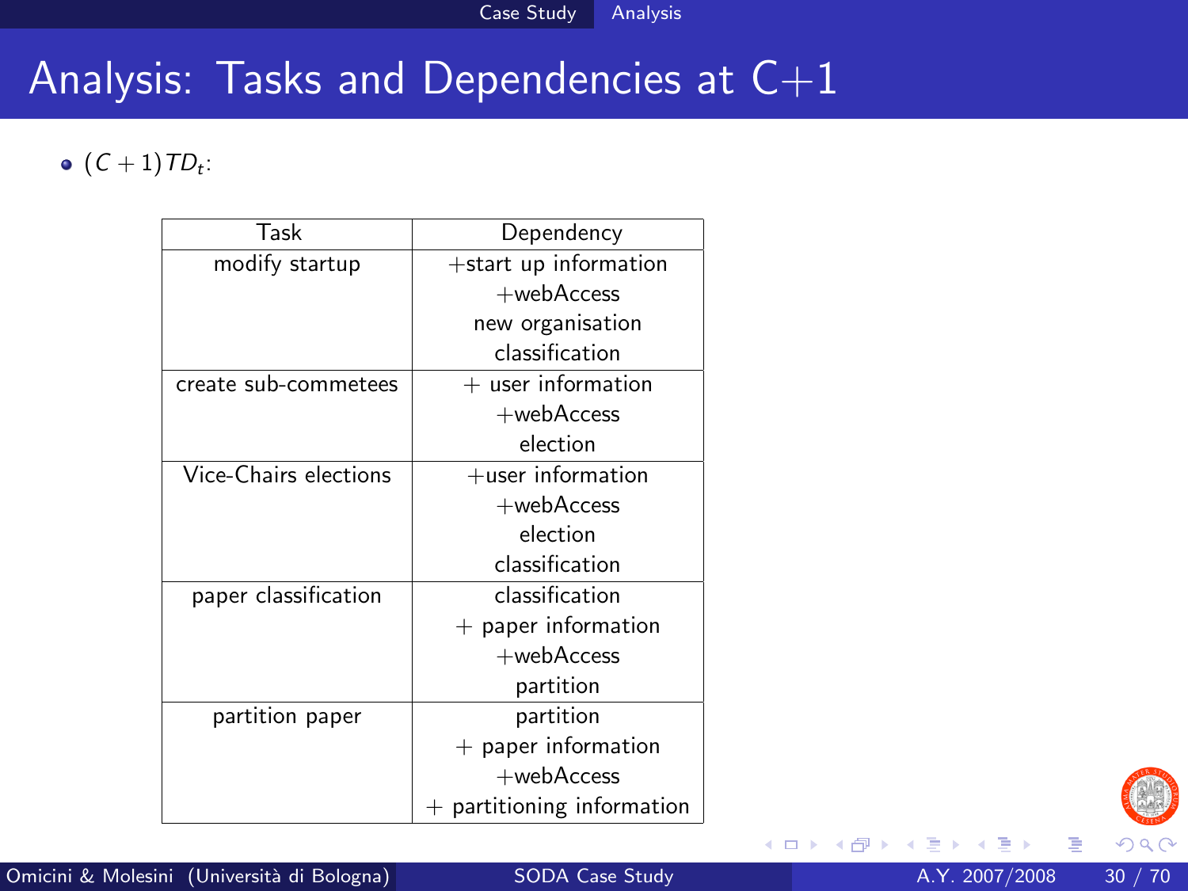# Analysis: Tasks and Dependencies at C+1

- $(C+1)TD_t$:

| Task | Dependency |
|---|---|
| modify startup | +start up information<br>+webAccess<br>new organisation<br>classification |
| create sub-commetees | + user information<br>+webAccess<br>election |
| Vice-Chairs elections | +user information<br>+webAccess<br>election<br>classification |
| paper classification | classification<br>+ paper information<br>+webAccess<br>partition |
| partition paper | partition<br>+ paper information<br>+webAccess<br>+ partitioning information |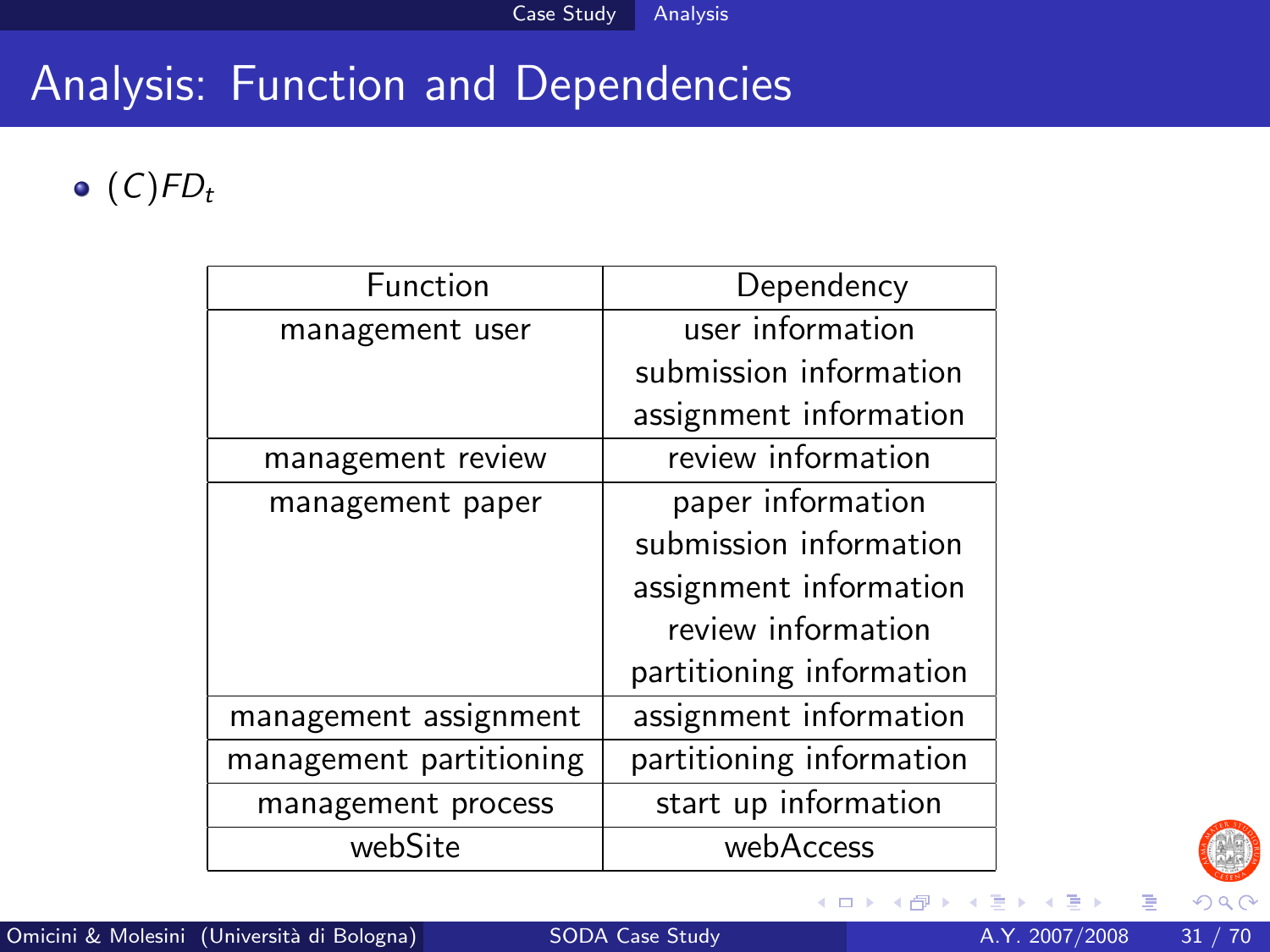# Analysis: Function and Dependencies

- $(C)FD_t$

| Function | Dependency |
| --- | --- |
| management user | user information<br>submission information<br>assignment information |
| management review | review information |
| management paper | paper information<br>submission information<br>assignment information<br>review information<br>partitioning information |
| management assignment | assignment information |
| management partitioning | partitioning information |
| management process | start up information |
| webSite | webAccess |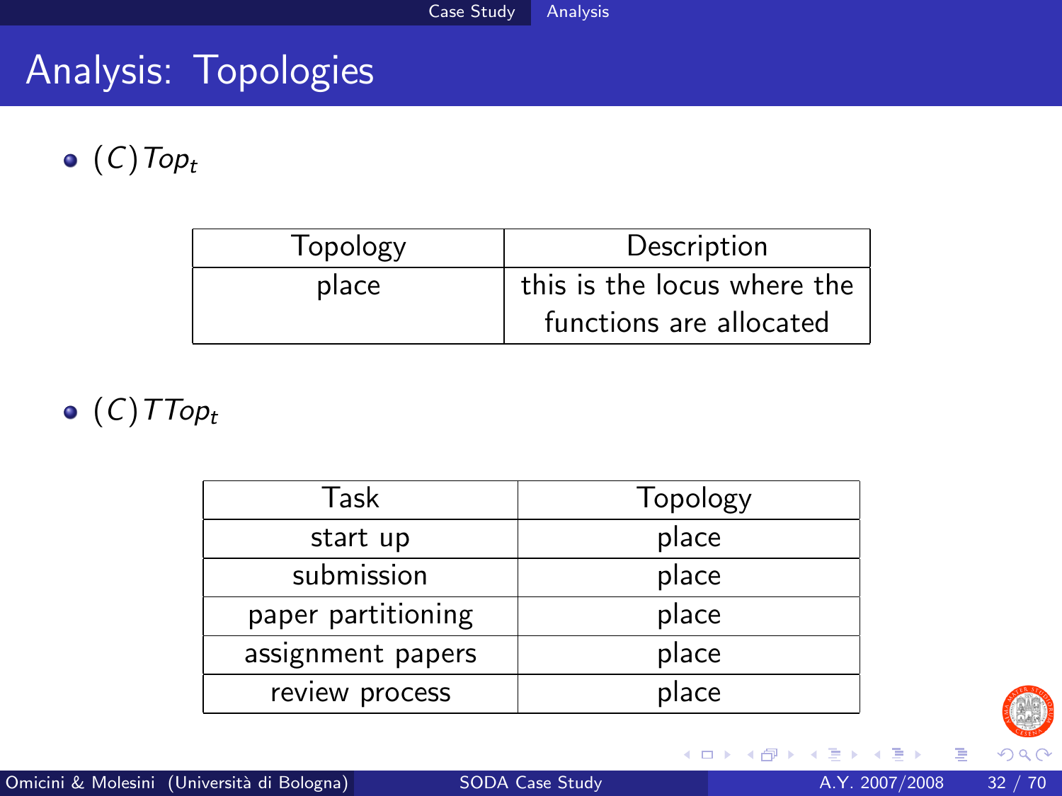# Analysis: Topologies

- $(C)\,Top_t$

| Topology | Description |
| --- | --- |
| place | this is the locus where the functions are allocated |

- $(C)\,TTop_t$

| Task | Topology |
| --- | --- |
| start up | place |
| submission | place |
| paper partitioning | place |
| assignment papers | place |
| review process | place |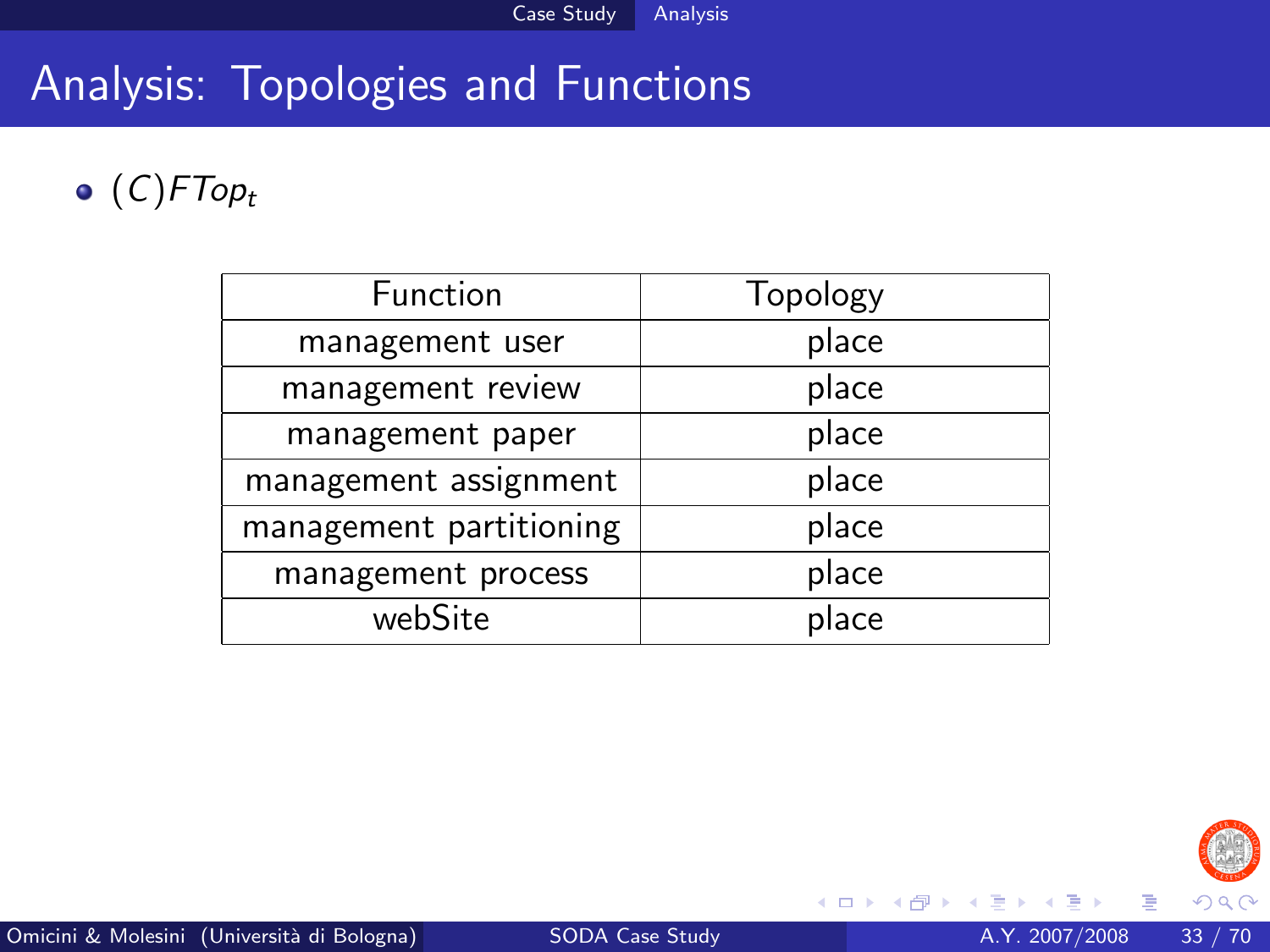# Analysis: Topologies and Functions

- $(C)FTop_t$

| Function | Topology |
|---|---|
| management user | place |
| management review | place |
| management paper | place |
| management assignment | place |
| management partitioning | place |
| management process | place |
| webSite | place |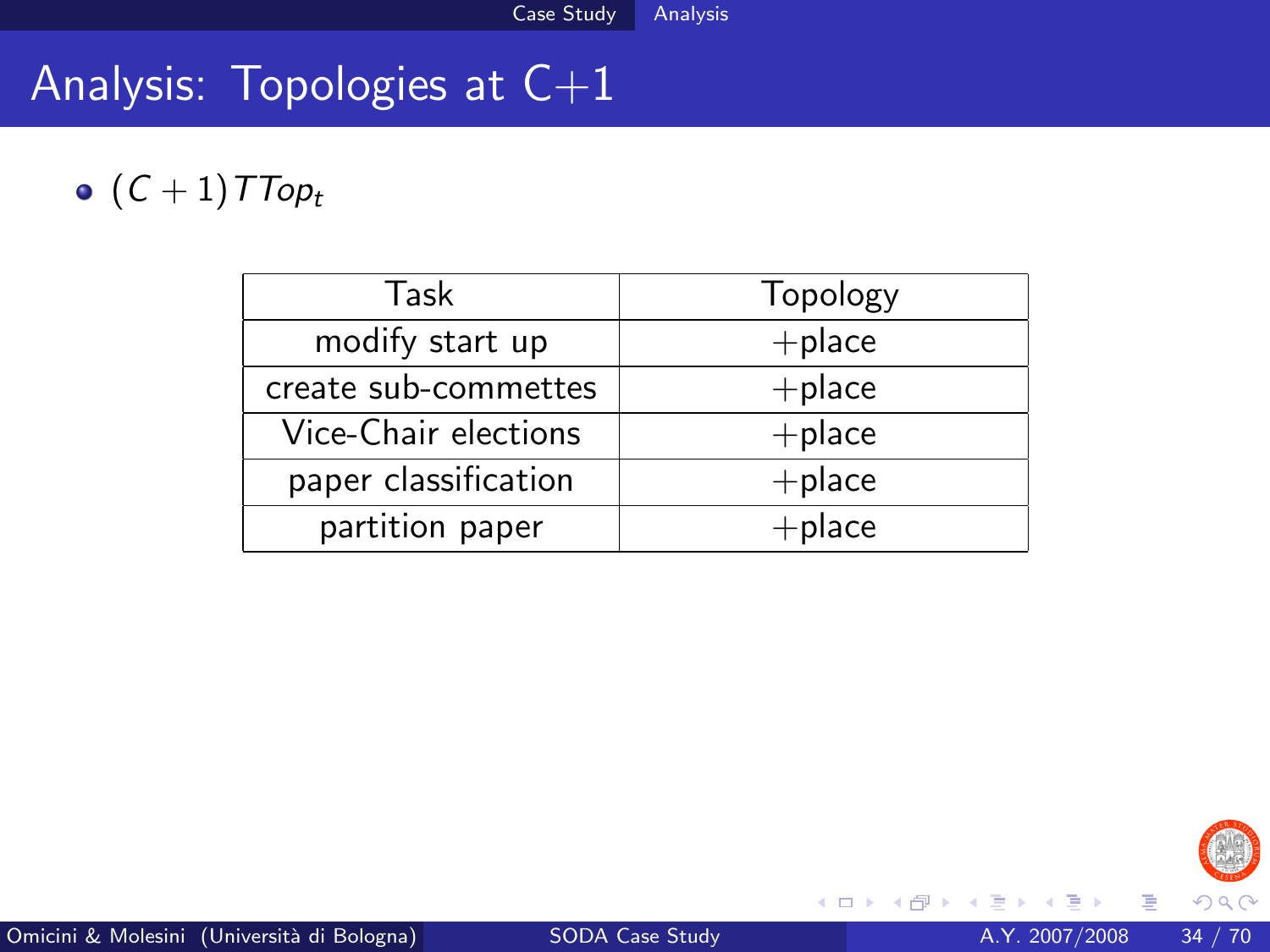# Analysis: Topologies at C+1

- $(C+1)TTop_t$

| Task | Topology |
| --- | --- |
| modify start up | +place |
| create sub-commettes | +place |
| Vice-Chair elections | +place |
| paper classification | +place |
| partition paper | +place |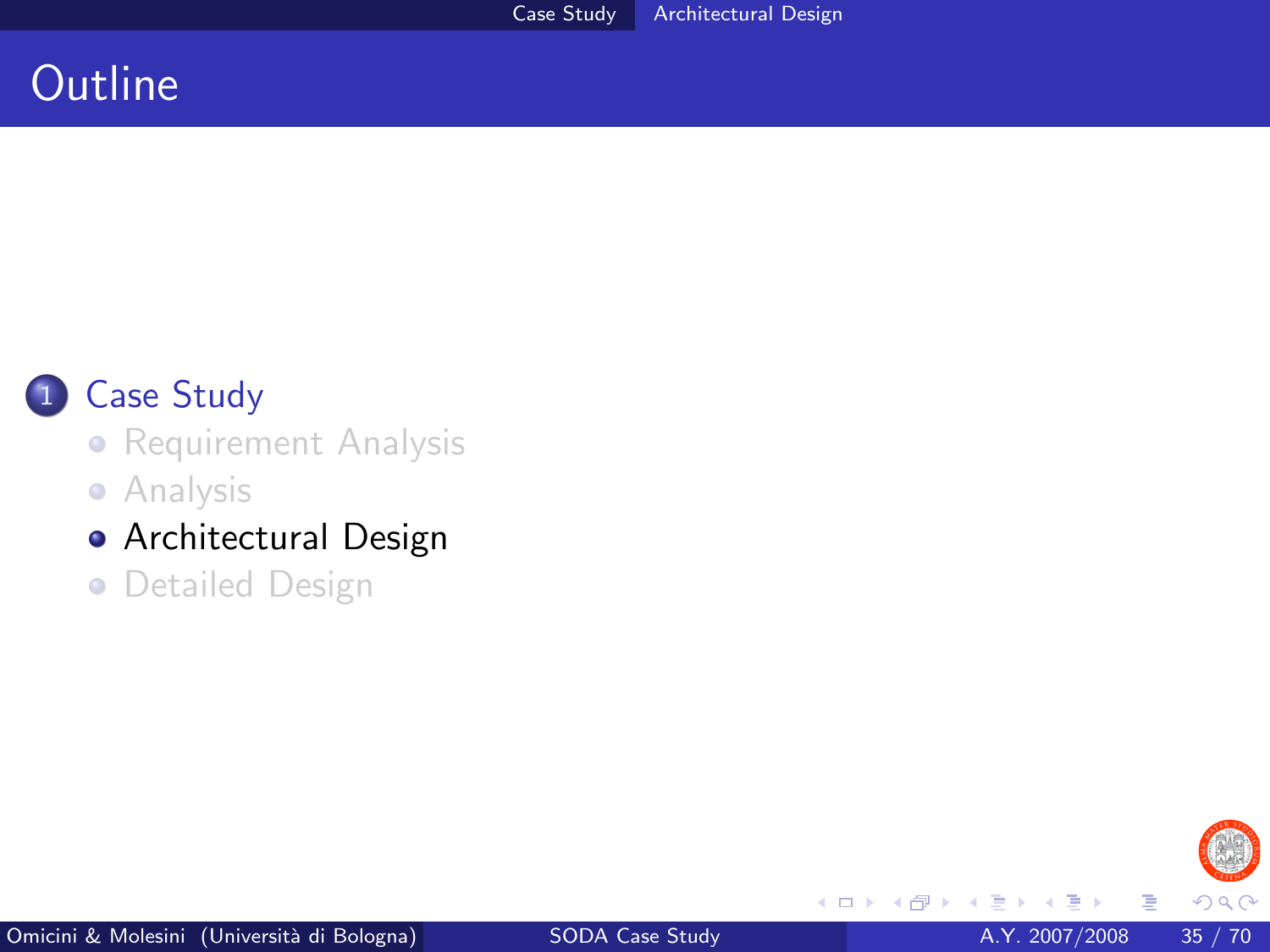# Outline

1. Case Study
   - Requirement Analysis
   - Analysis
   - Architectural Design
   - Detailed Design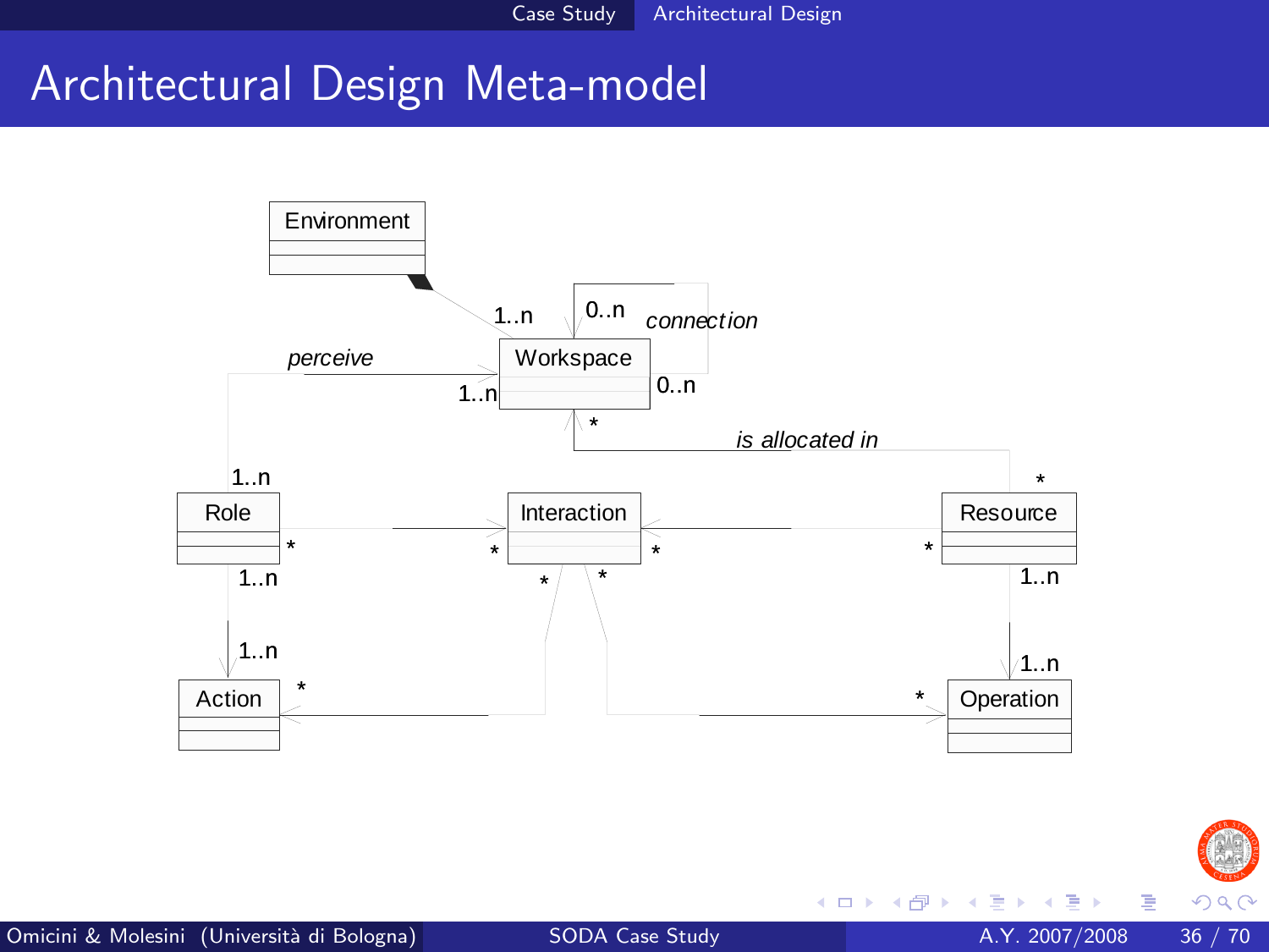# Architectural Design Meta-model

Environment

Workspace

connection

0..n

0..n

1..n

perceive

1..n

is allocated in

*

*

1..n

Role

Interaction

Resource

*

*

*

*

*

*

1..n

1..n

1..n

1..n

Action

Operation

*

*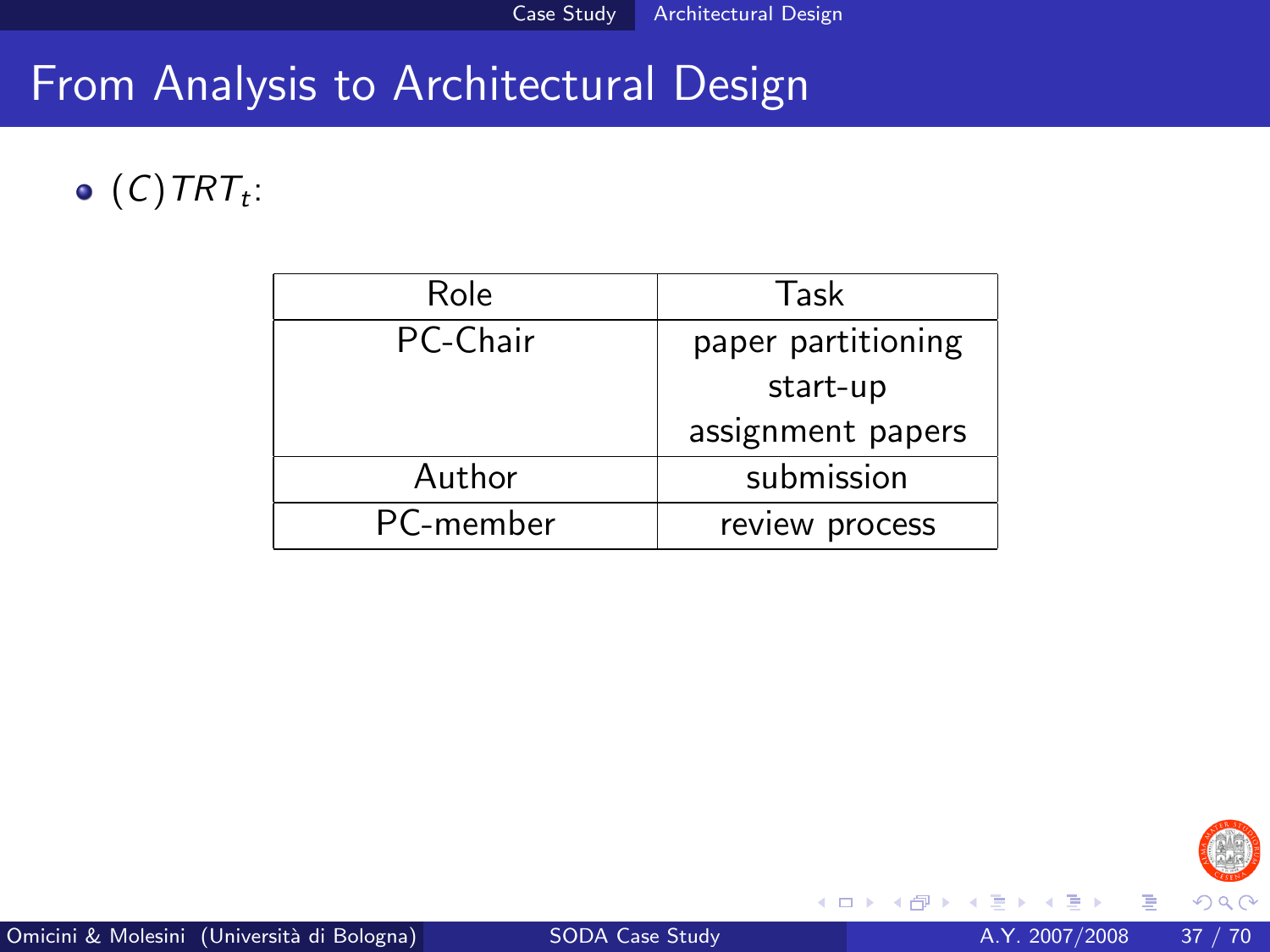## From Analysis to Architectural Design

- $(C)TRT_t$:

| Role | Task |
|---|---|
| PC-Chair | paper partitioning |
| | start-up |
| | assignment papers |
| Author | submission |
| PC-member | review process |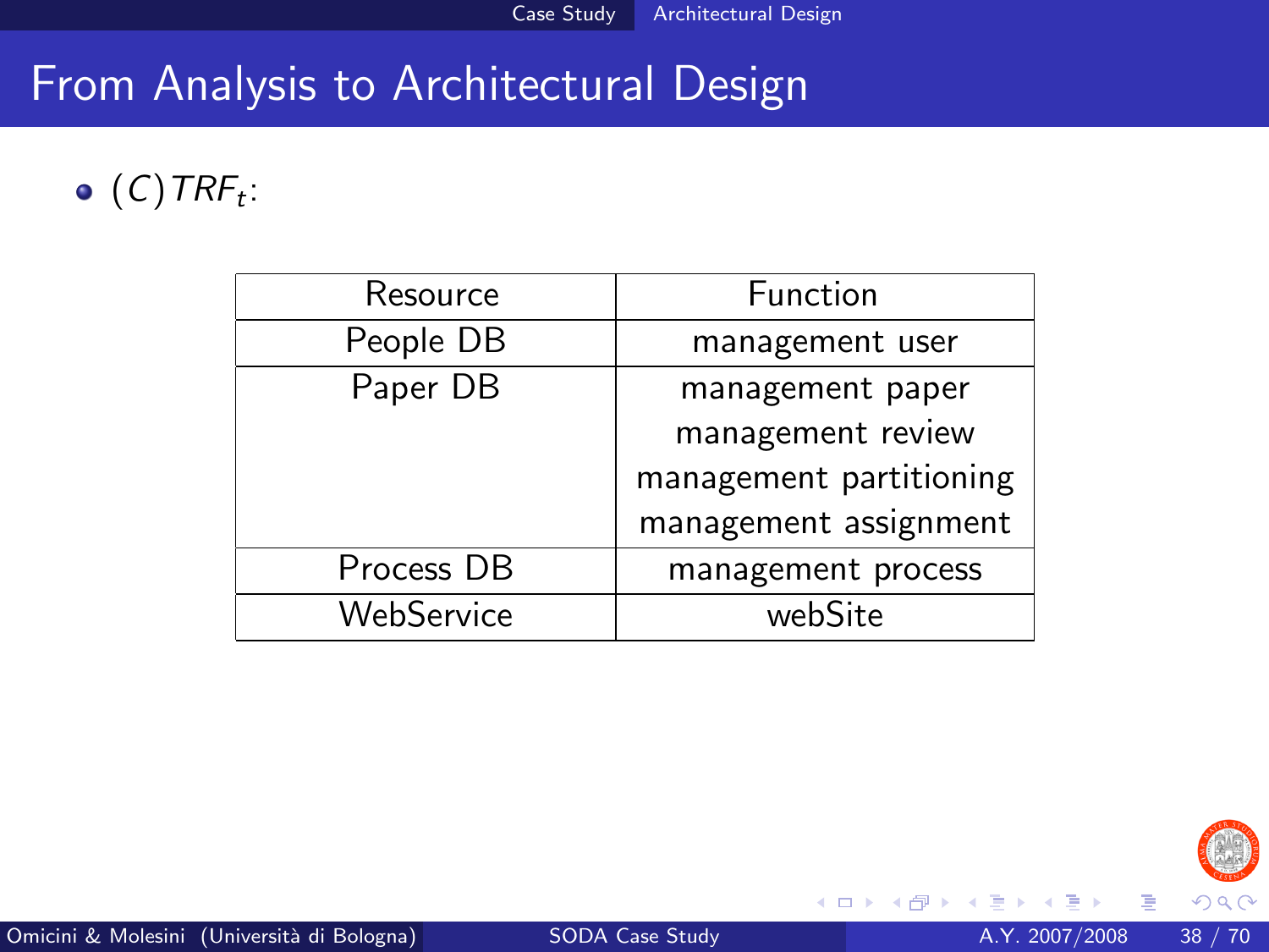# From Analysis to Architectural Design

- $(C)TRF_t$:

| Resource | Function |
|---|---|
| People DB | management user |
| Paper DB | management paper<br>management review<br>management partitioning<br>management assignment |
| Process DB | management process |
| WebService | webSite |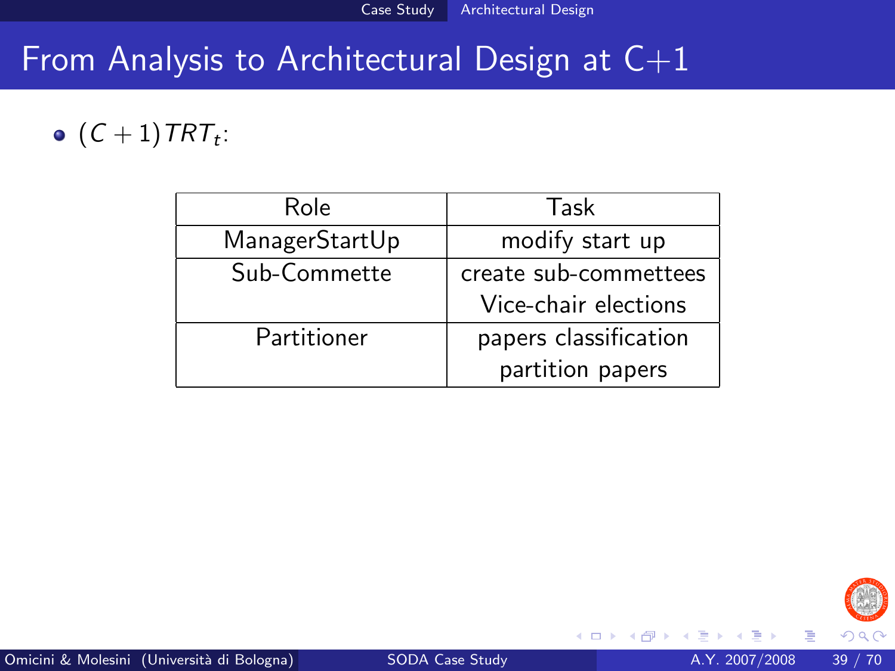# From Analysis to Architectural Design at C+1

- $(C+1)TRT_t$:

| Role | Task |
|---|---|
| ManagerStartUp | modify start up |
| Sub-Commette | create sub-commettees<br>Vice-chair elections |
| Partitioner | papers classification<br>partition papers |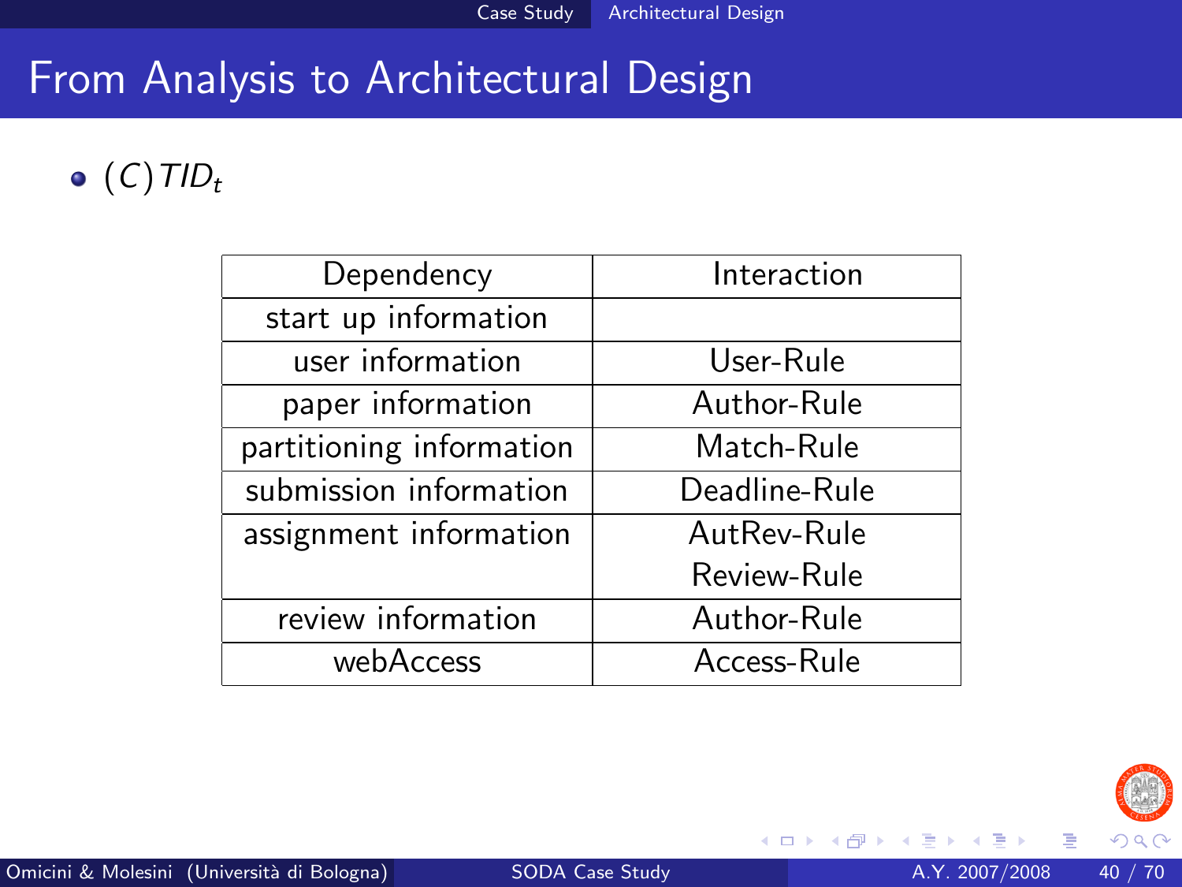# From Analysis to Architectural Design

- $(C)TID_t$

| Dependency | Interaction |
|---|---|
| start up information | |
| user information | User-Rule |
| paper information | Author-Rule |
| partitioning information | Match-Rule |
| submission information | Deadline-Rule |
| assignment information | AutRev-Rule<br>Review-Rule |
| review information | Author-Rule |
| webAccess | Access-Rule |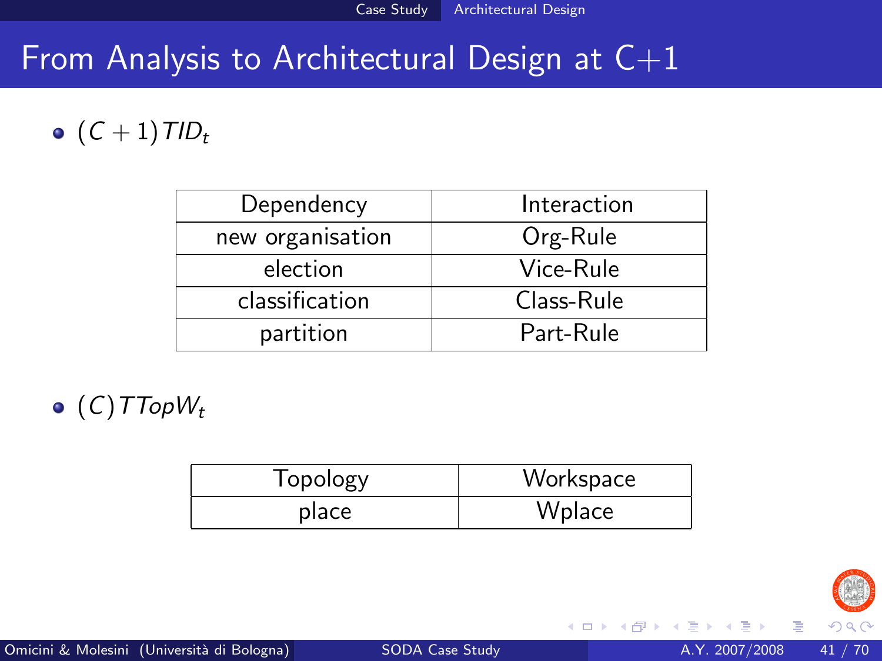# From Analysis to Architectural Design at C+1

- $(C+1)TID_t$

| Dependency | Interaction |
|---|---|
| new organisation | Org-Rule |
| election | Vice-Rule |
| classification | Class-Rule |
| partition | Part-Rule |

- $(C)TTopW_t$

| Topology | Workspace |
|---|---|
| place | Wplace |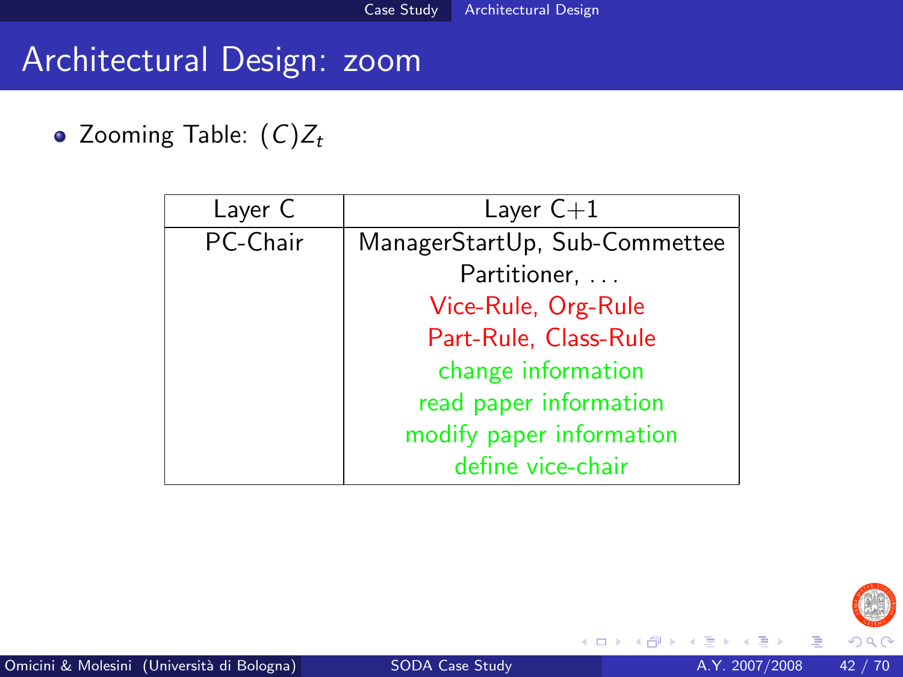# Architectural Design: zoom

- Zooming Table: $(C)Z_t$

| Layer C | Layer C+1 |
|---|---|
| PC-Chair | ManagerStartUp, Sub-Commettee<br>Partitioner, ...<br>Vice-Rule, Org-Rule<br>Part-Rule, Class-Rule<br>change information<br>read paper information<br>modify paper information<br>define vice-chair |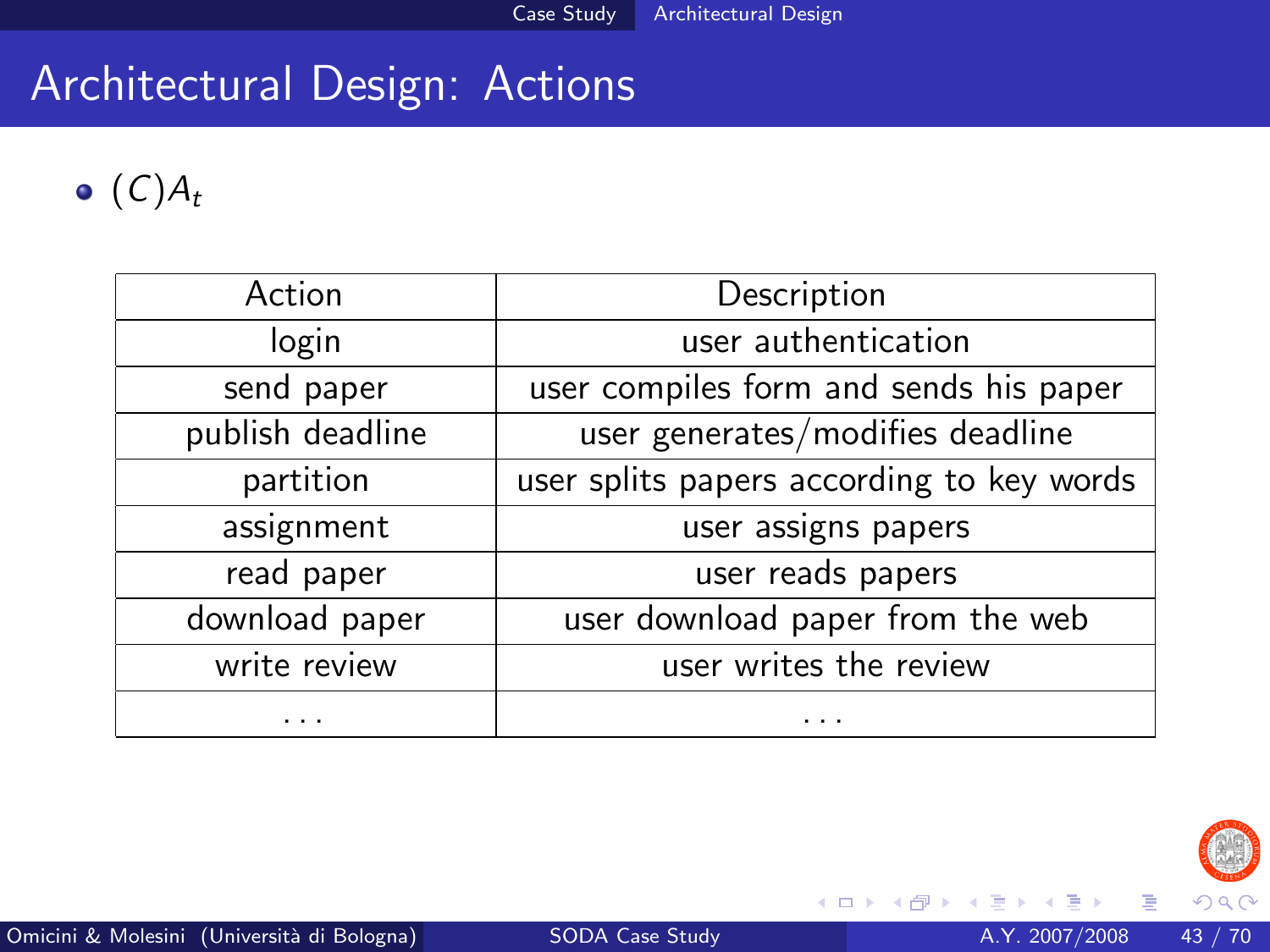# Architectural Design: Actions

- $(C)A_t$

| Action | Description |
|---|---|
| login | user authentication |
| send paper | user compiles form and sends his paper |
| publish deadline | user generates/modifies deadline |
| partition | user splits papers according to key words |
| assignment | user assigns papers |
| read paper | user reads papers |
| download paper | user download paper from the web |
| write review | user writes the review |
| ... | ... |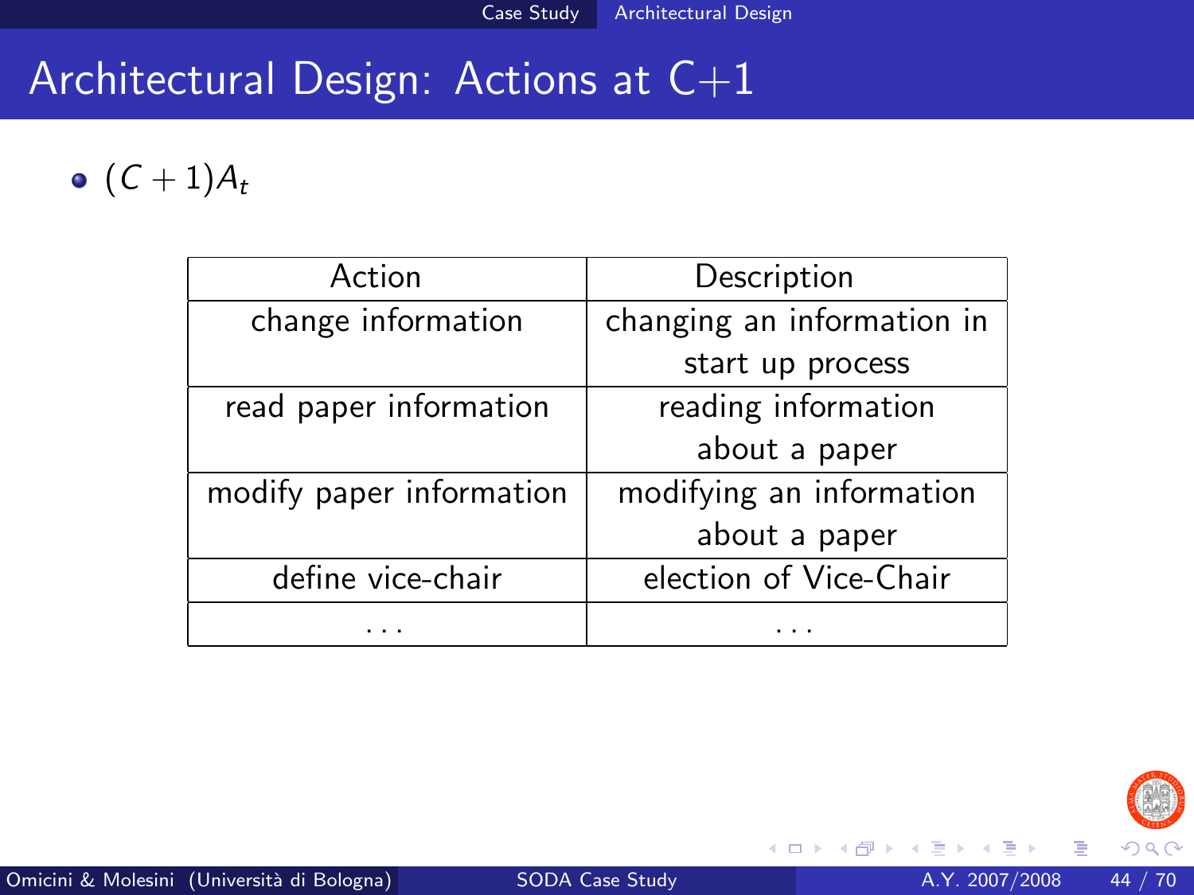# Architectural Design: Actions at C+1

- $(C + 1)A_t$

| Action | Description |
|---|---|
| change information | changing an information in start up process |
| read paper information | reading information about a paper |
| modify paper information | modifying an information about a paper |
| define vice-chair | election of Vice-Chair |
| ... | ... |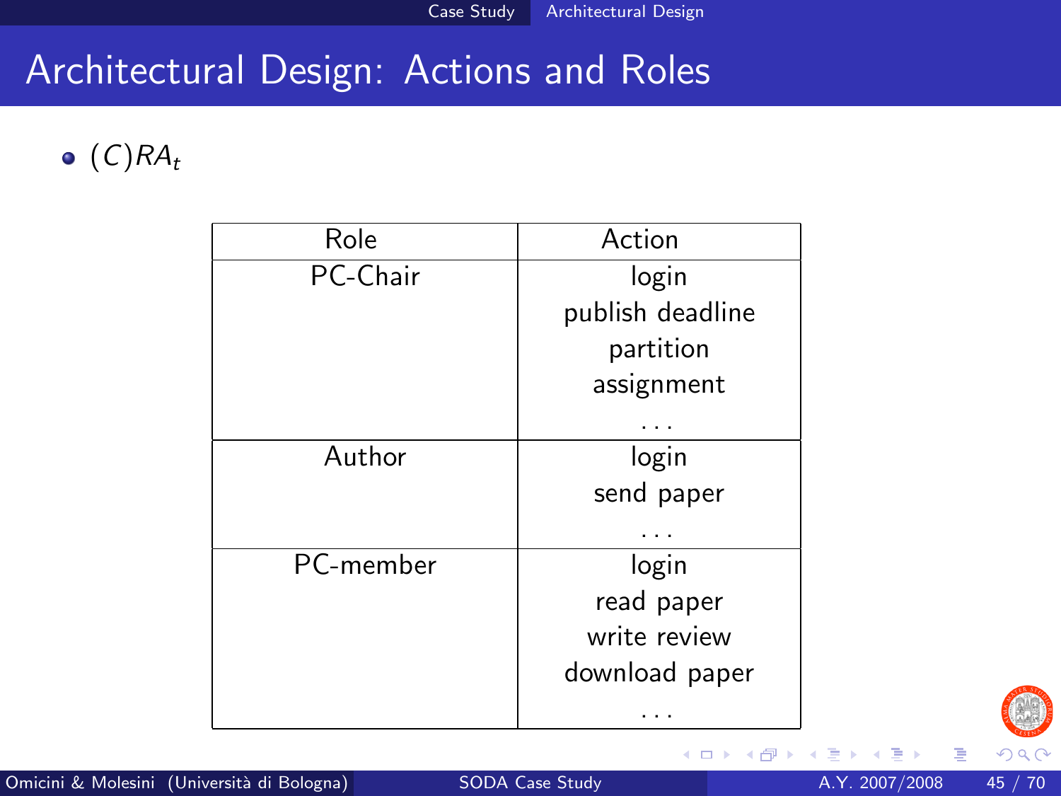# Architectural Design: Actions and Roles

- $(C)RA_t$

| Role | Action |
|---|---|
| PC-Chair | login<br>publish deadline<br>partition<br>assignment<br>... |
| Author | login<br>send paper<br>... |
| PC-member | login<br>read paper<br>write review<br>download paper<br>... |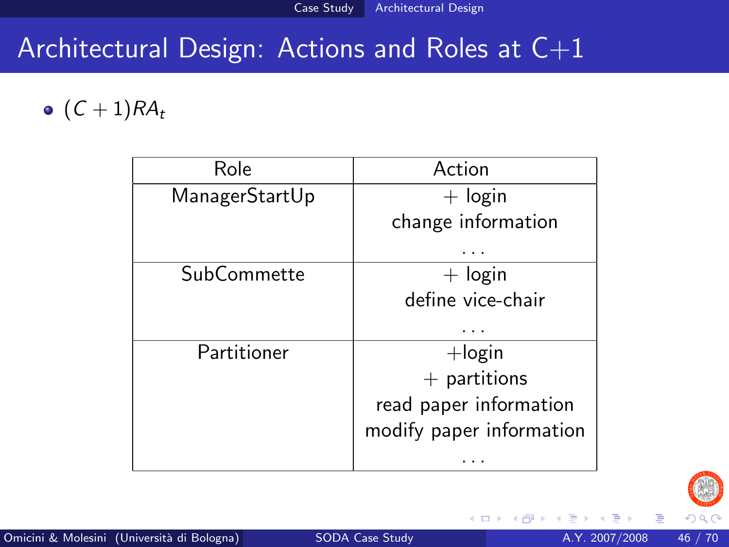# Architectural Design: Actions and Roles at C+1

- $(C+1)RA_t$

| Role | Action |
|---|---|
| ManagerStartUp | + login<br>change information<br>... |
| SubCommette | + login<br>define vice-chair<br>... |
| Partitioner | +login<br>+ partitions<br>read paper information<br>modify paper information<br>... |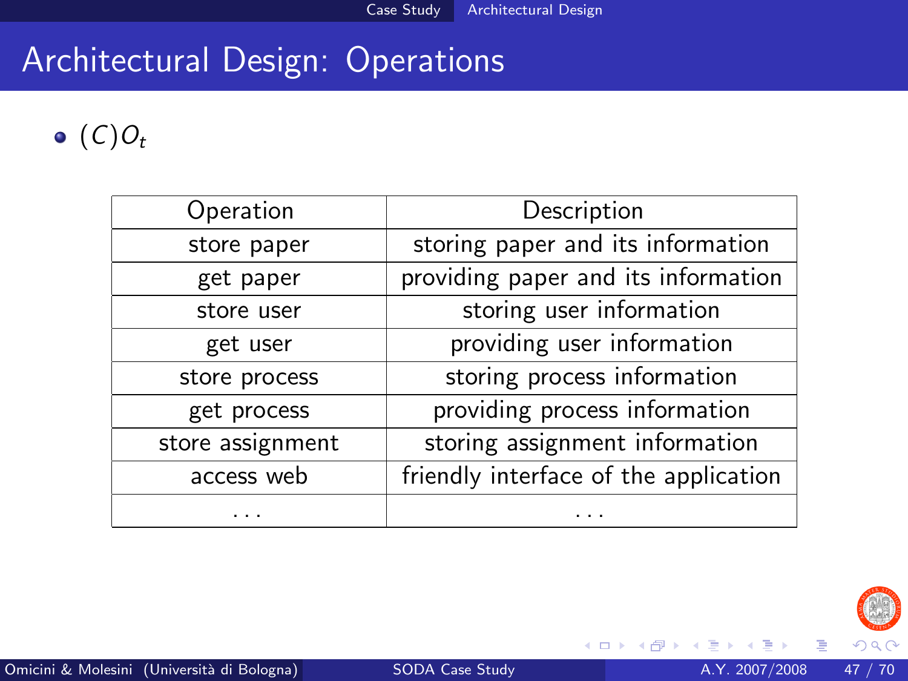# Architectural Design: Operations

- $(C)O_t$

| Operation | Description |
|---|---|
| store paper | storing paper and its information |
| get paper | providing paper and its information |
| store user | storing user information |
| get user | providing user information |
| store process | storing process information |
| get process | providing process information |
| store assignment | storing assignment information |
| access web | friendly interface of the application |
| ... | ... |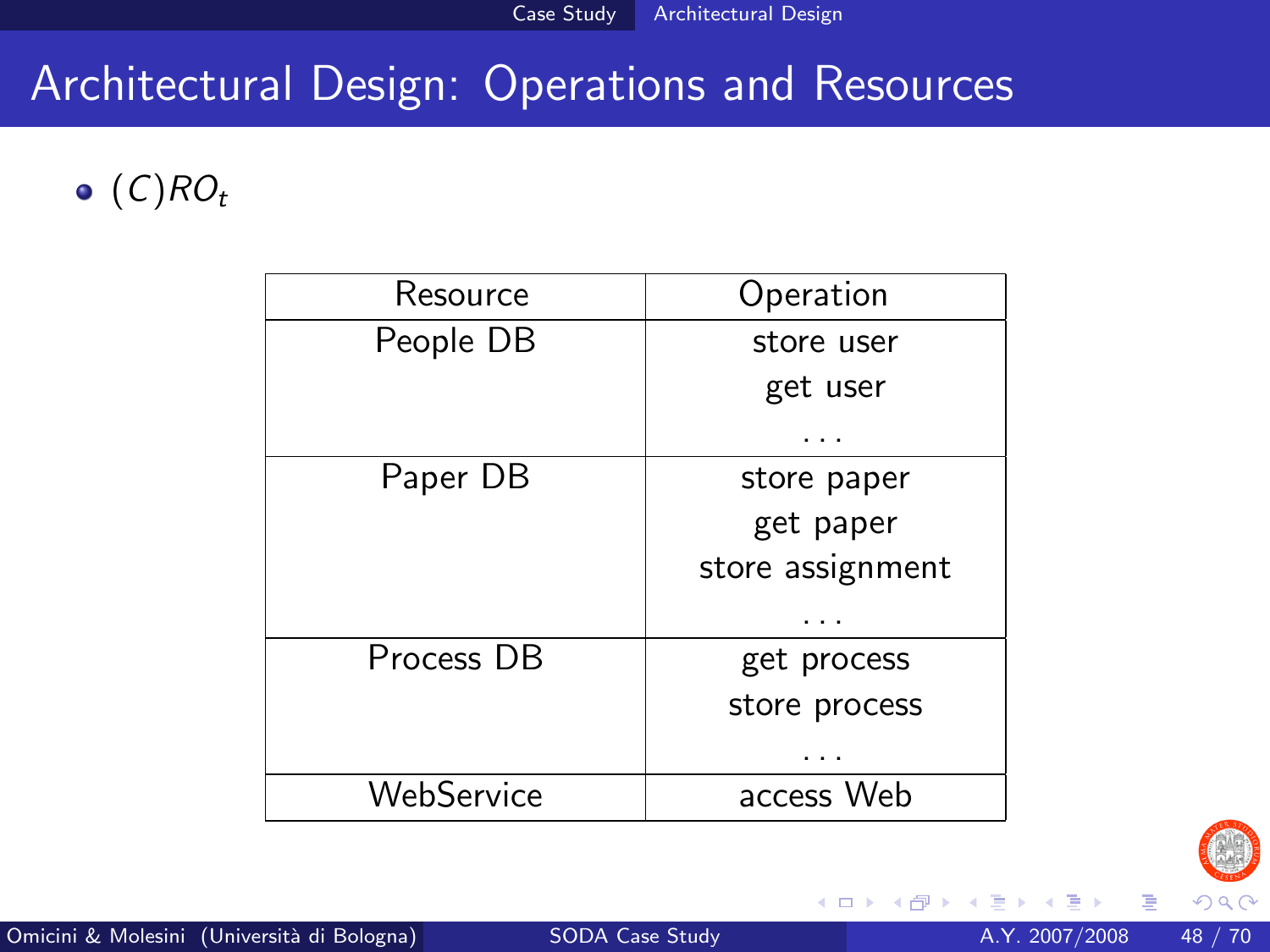# Architectural Design: Operations and Resources

- $(C)RO_t$

| Resource | Operation |
|---|---|
| People DB | store user<br>get user<br>... |
| Paper DB | store paper<br>get paper<br>store assignment<br>... |
| Process DB | get process<br>store process<br>... |
| WebService | access Web |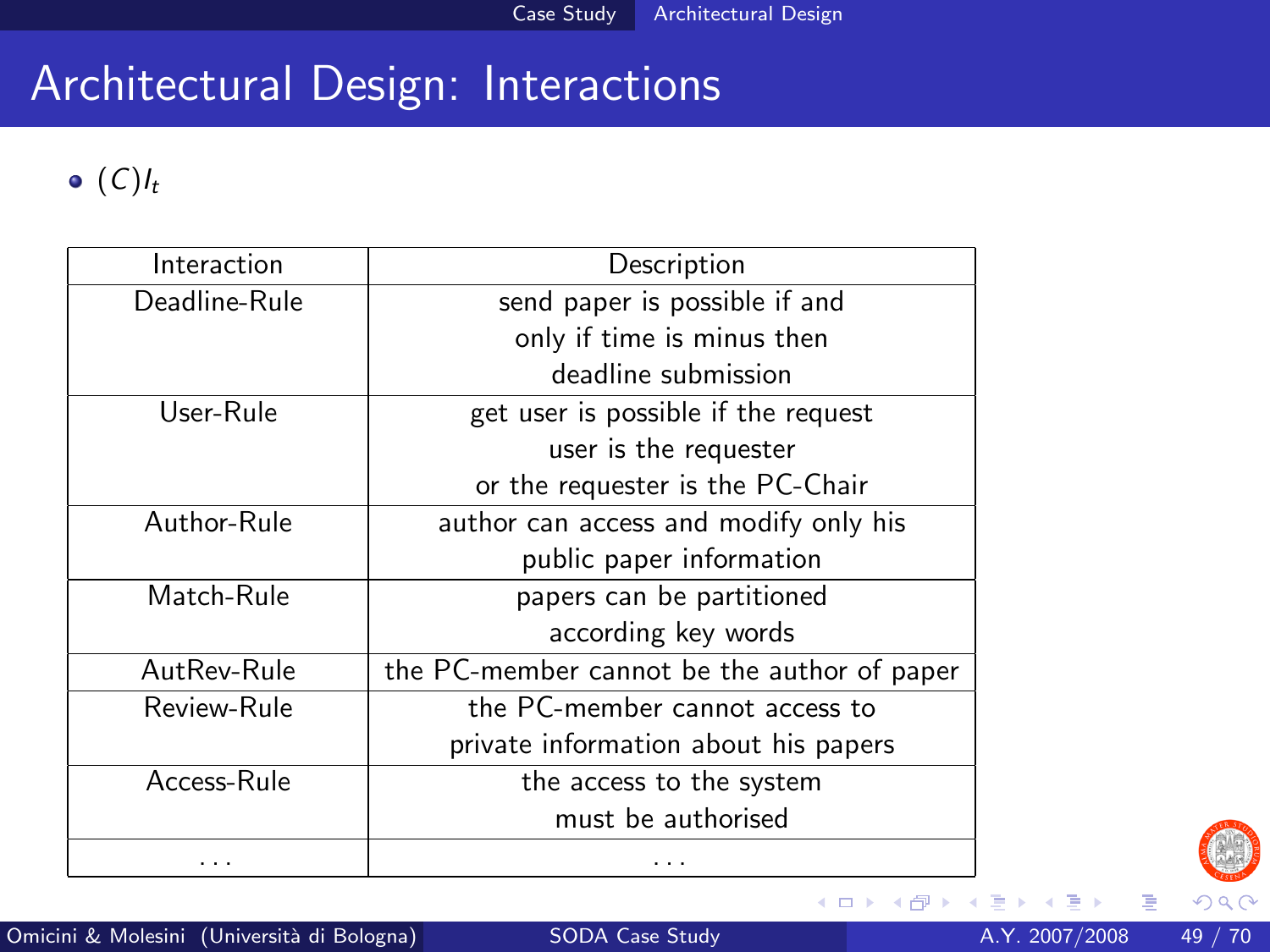# Architectural Design: Interactions

- $(C)I_t$

| Interaction | Description |
|---|---|
| Deadline-Rule | send paper is possible if and only if time is minus then deadline submission |
| User-Rule | get user is possible if the request user is the requester or the requester is the PC-Chair |
| Author-Rule | author can access and modify only his public paper information |
| Match-Rule | papers can be partitioned according key words |
| AutRev-Rule | the PC-member cannot be the author of paper |
| Review-Rule | the PC-member cannot access to private information about his papers |
| Access-Rule | the access to the system must be authorised |
| ... | ... |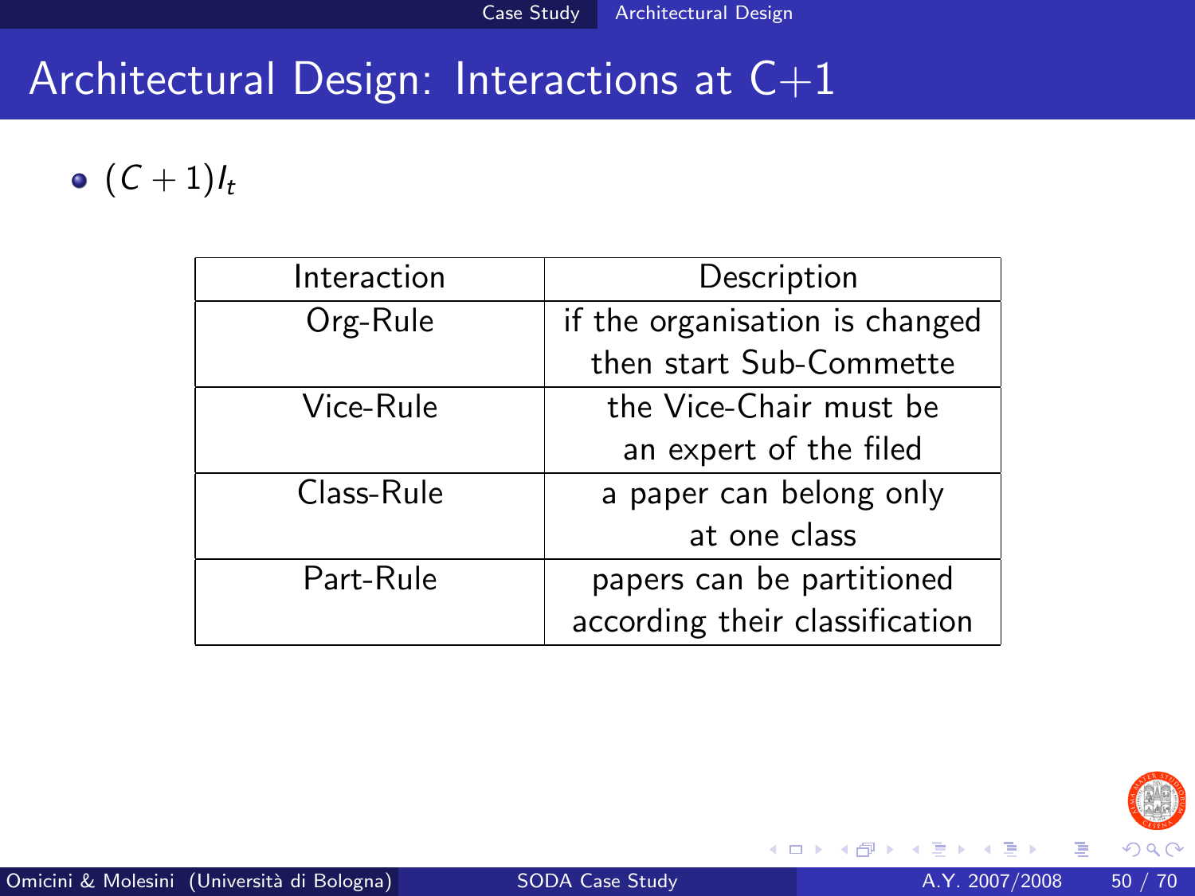# Architectural Design: Interactions at C+1

- $(C+1)I_t$

| Interaction | Description |
|---|---|
| Org-Rule | if the organisation is changed then start Sub-Commette |
| Vice-Rule | the Vice-Chair must be an expert of the filed |
| Class-Rule | a paper can belong only at one class |
| Part-Rule | papers can be partitioned according their classification |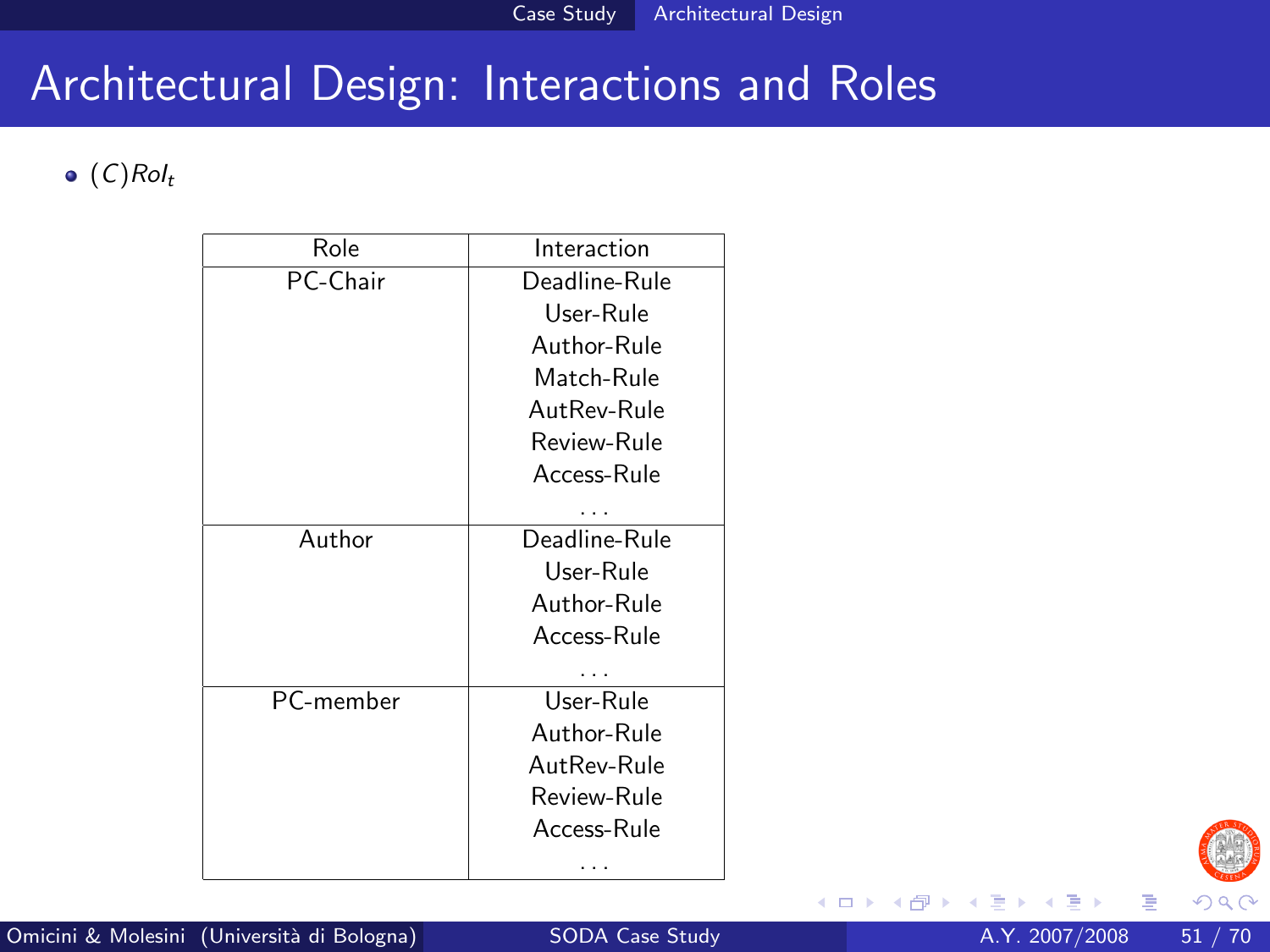# Architectural Design: Interactions and Roles

- $(C)Rol_t$

| Role | Interaction |
|---|---|
| PC-Chair | Deadline-Rule<br>User-Rule<br>Author-Rule<br>Match-Rule<br>AutRev-Rule<br>Review-Rule<br>Access-Rule<br>... |
| Author | Deadline-Rule<br>User-Rule<br>Author-Rule<br>Access-Rule<br>... |
| PC-member | User-Rule<br>Author-Rule<br>AutRev-Rule<br>Review-Rule<br>Access-Rule<br>... |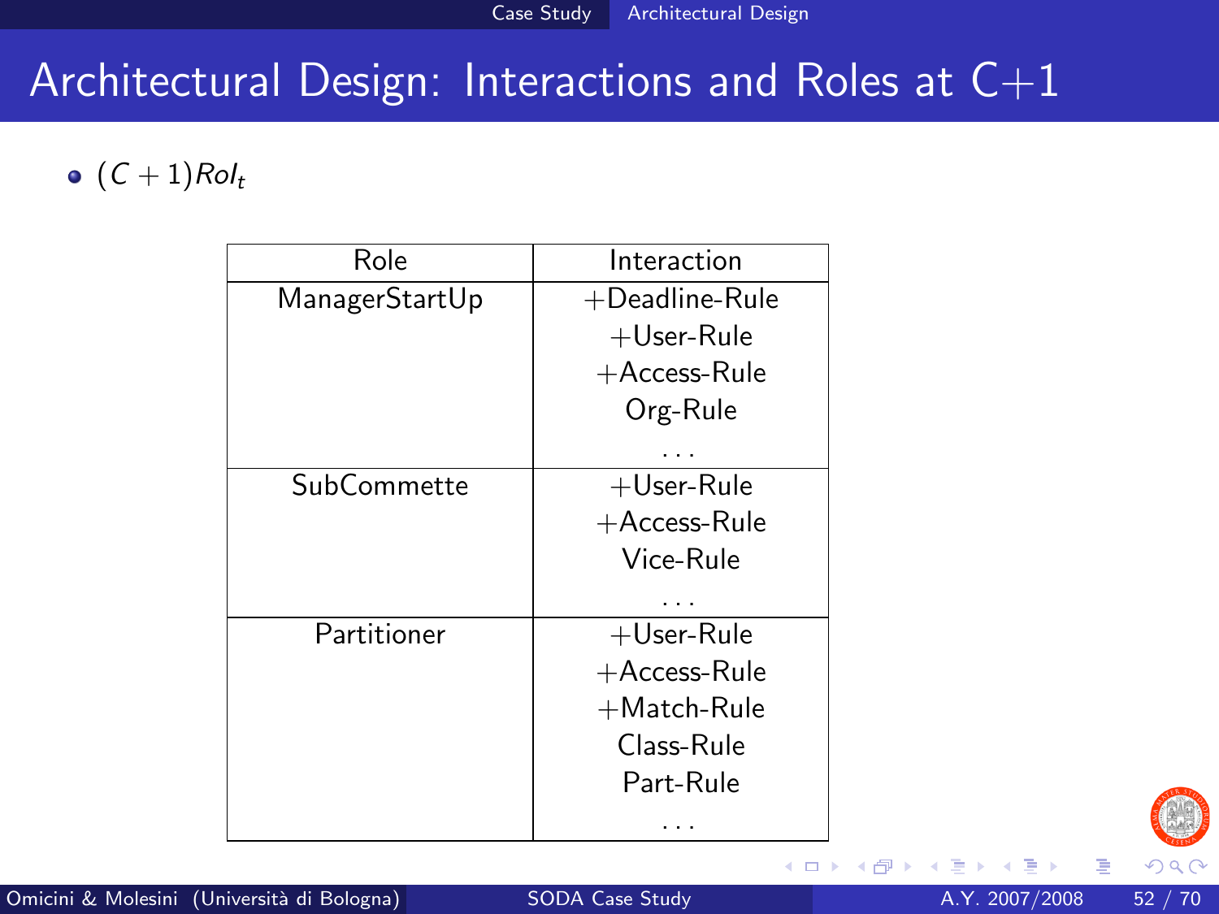# Architectural Design: Interactions and Roles at C+1

- $(C+1)Rol_t$

| Role | Interaction |
|---|---|
| ManagerStartUp | +Deadline-Rule<br>+User-Rule<br>+Access-Rule<br>Org-Rule<br>... |
| SubCommette | +User-Rule<br>+Access-Rule<br>Vice-Rule<br>... |
| Partitioner | +User-Rule<br>+Access-Rule<br>+Match-Rule<br>Class-Rule<br>Part-Rule<br>... |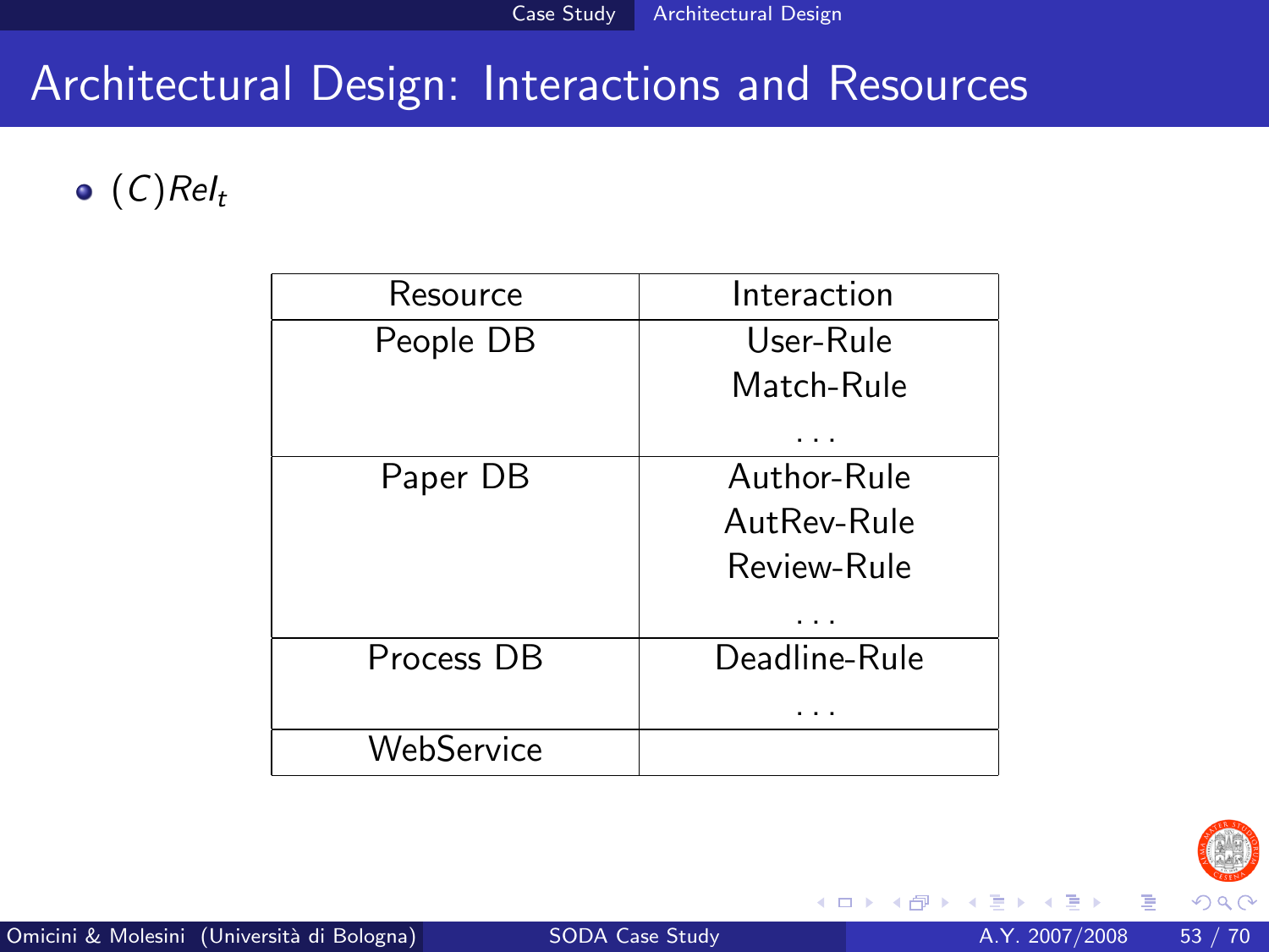# Architectural Design: Interactions and Resources

- $(C)Rel_t$

| Resource | Interaction |
|---|---|
| People DB | User-Rule<br>Match-Rule<br>... |
| Paper DB | Author-Rule<br>AutRev-Rule<br>Review-Rule<br>... |
| Process DB | Deadline-Rule<br>... |
| WebService | |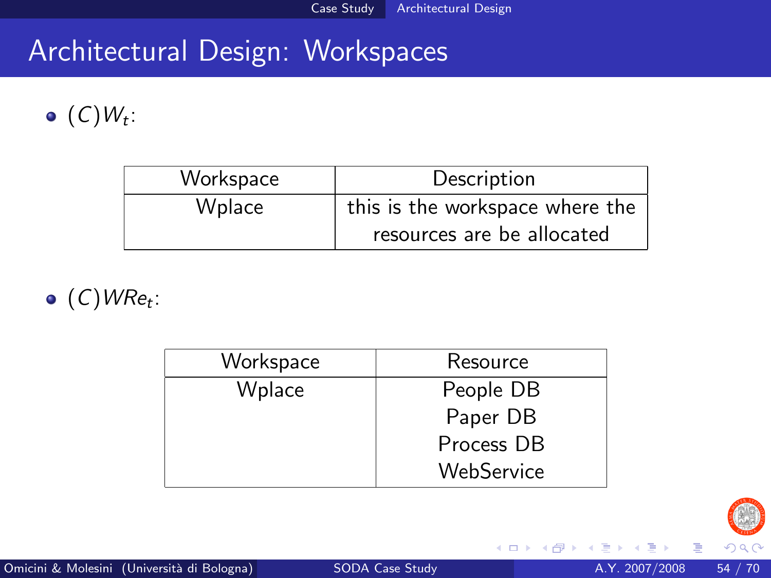# Architectural Design: Workspaces

- $(C)W_t$:

| Workspace | Description |
|---|---|
| Wplace | this is the workspace where the resources are be allocated |

- $(C)WRe_t$:

| Workspace | Resource |
|---|---|
| Wplace | People DB<br>Paper DB<br>Process DB<br>WebService |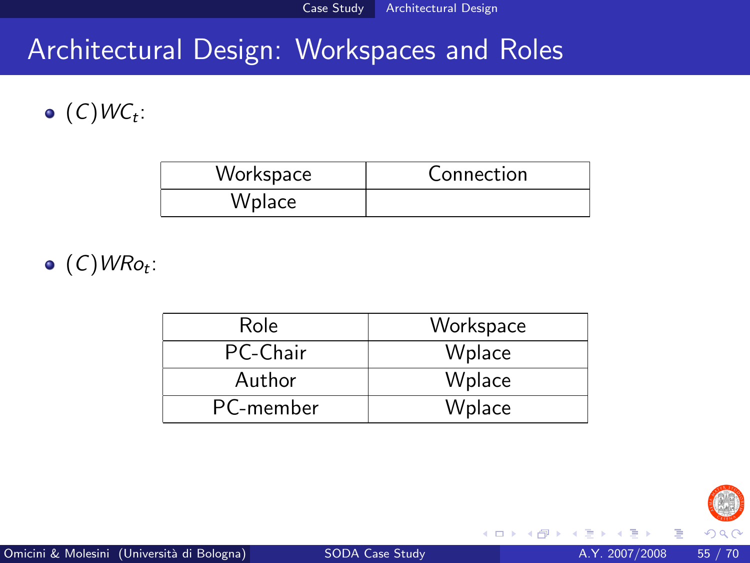# Architectural Design: Workspaces and Roles

- $(C)WC_t$:

| Workspace | Connection |
|---|---|
| Wplace | |

- $(C)WRo_t$:

| Role | Workspace |
|---|---|
| PC-Chair | Wplace |
| Author | Wplace |
| PC-member | Wplace |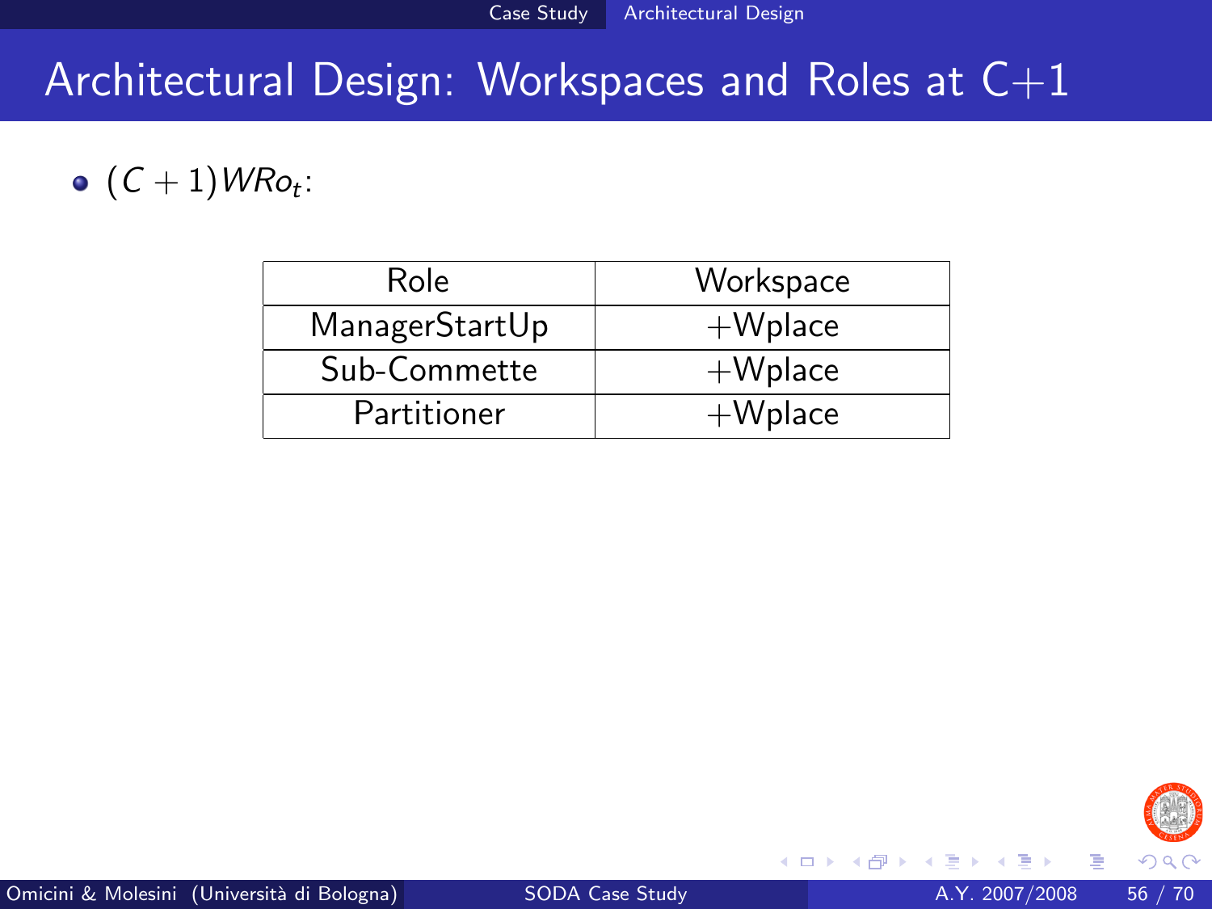# Architectural Design: Workspaces and Roles at C+1

- $(C + 1)WRo_t$:

| Role | Workspace |
|---|---|
| ManagerStartUp | +Wplace |
| Sub-Commette | +Wplace |
| Partitioner | +Wplace |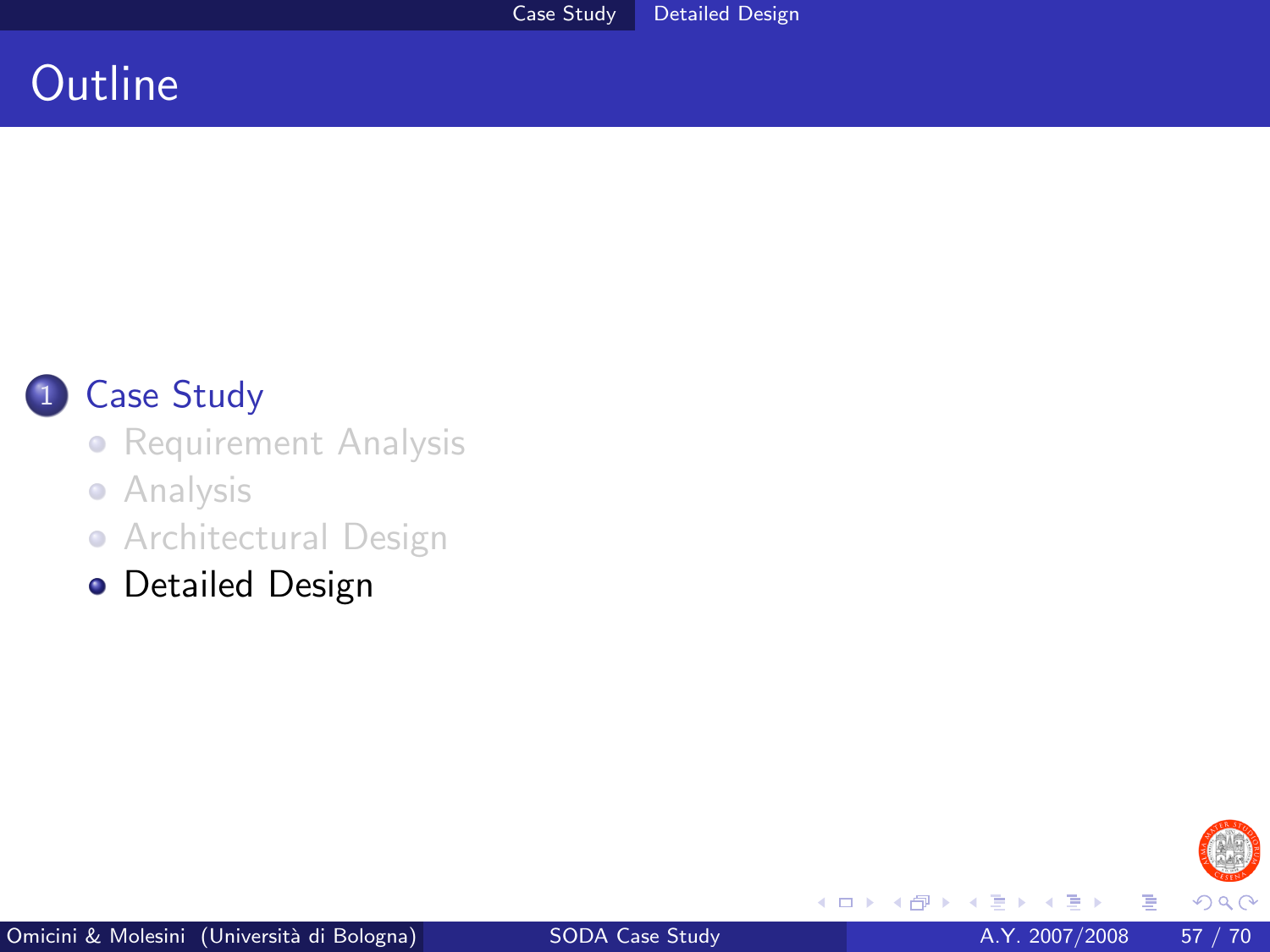# Outline

1. Case Study
   - Requirement Analysis
   - Analysis
   - Architectural Design
   - Detailed Design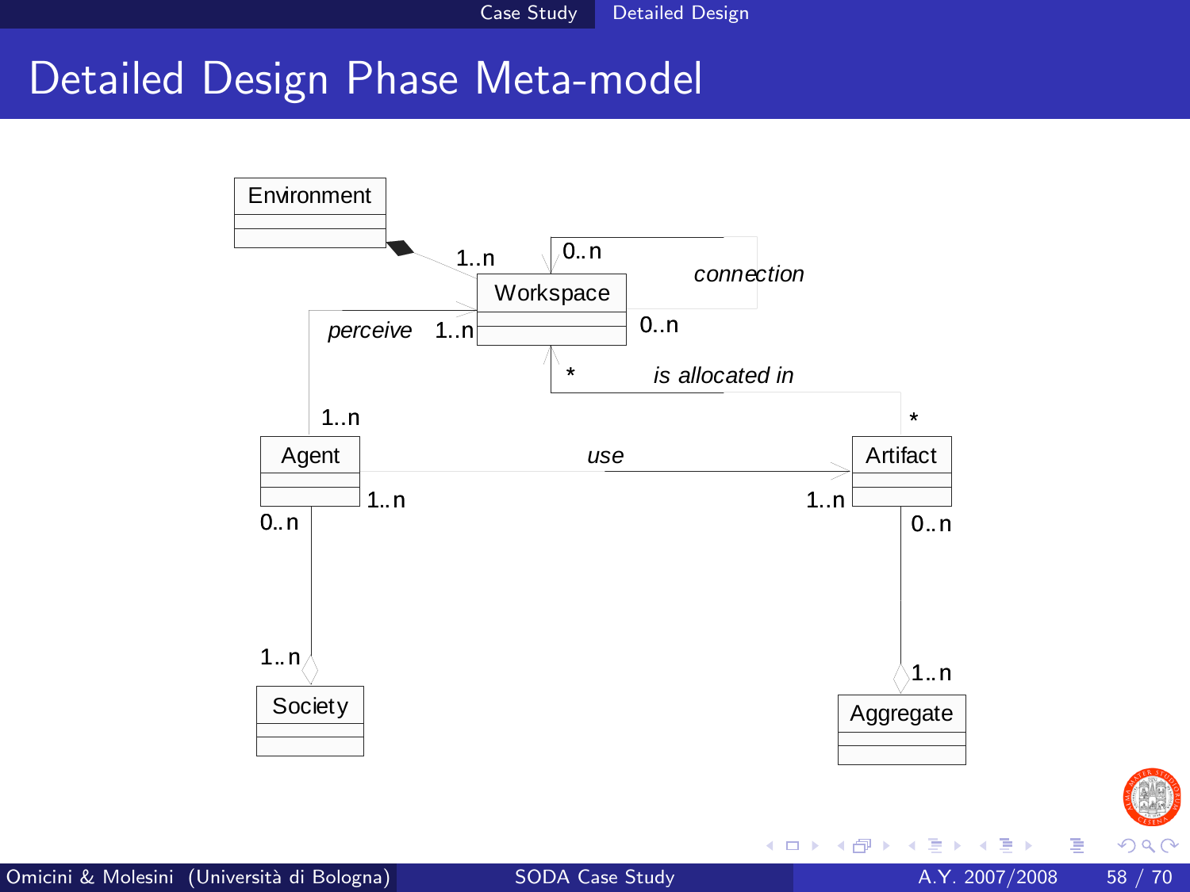# Detailed Design Phase Meta-model

Environment

1..n

Workspace

0..n

connection

0..n

perceive 1..n

\* is allocated in

1..n

\*

Agent

use

Artifact

1..n

1..n

0..n

0..n

1..n

1..n

Society

Aggregate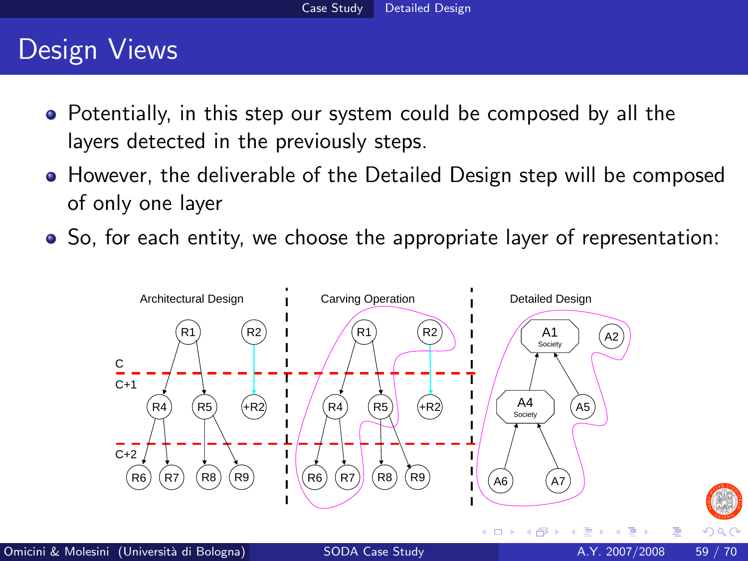# Design Views

- Potentially, in this step our system could be composed by all the layers detected in the previously steps.
- However, the deliverable of the Detailed Design step will be composed of only one layer
- So, for each entity, we choose the appropriate layer of representation:

Architectural Design | Carving Operation | Detailed Design

C

C+1

C+2

R1 R2 R4 R5 +R2 R6 R7 R8 R9

A1 Society A2 A4 Society A5 A6 A7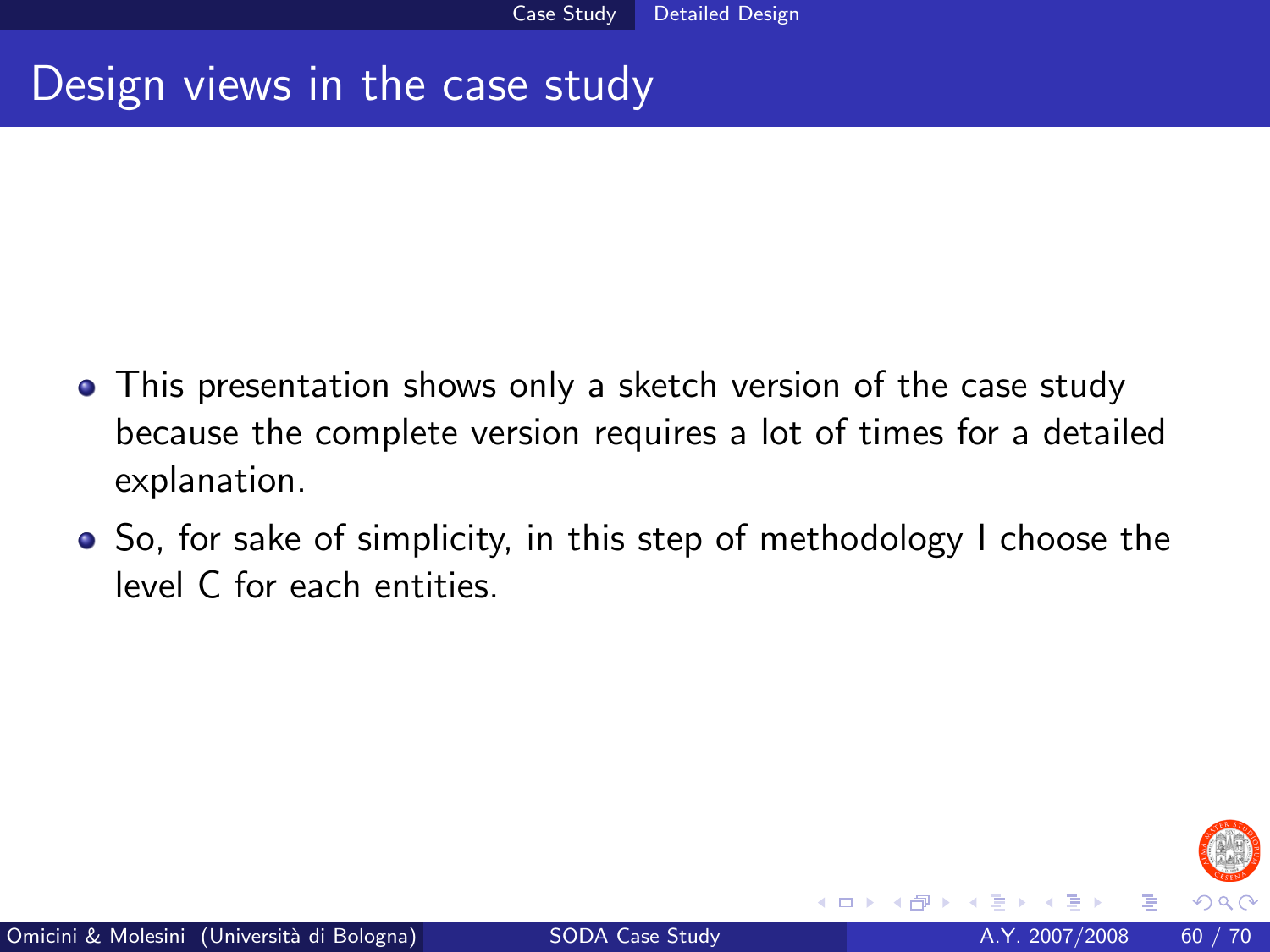# Design views in the case study

- This presentation shows only a sketch version of the case study because the complete version requires a lot of times for a detailed explanation.
- So, for sake of simplicity, in this step of methodology I choose the level C for each entities.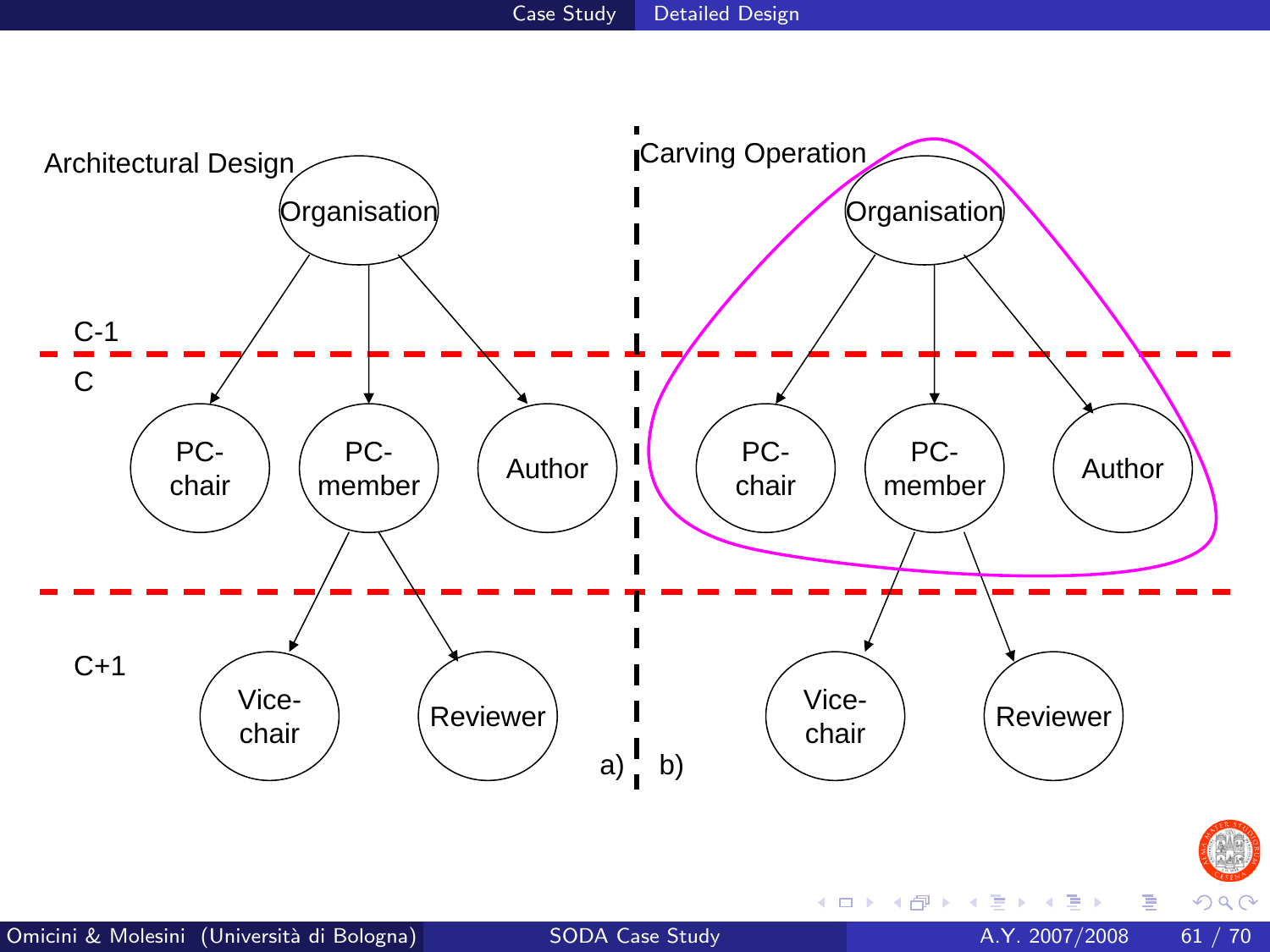Architectural Design

Organisation

C-1

C

PC-chair

PC-member

Author

C+1

Vice-chair

Reviewer

a)

Carving Operation

Organisation

PC-chair

PC-member

Author

Vice-chair

Reviewer

b)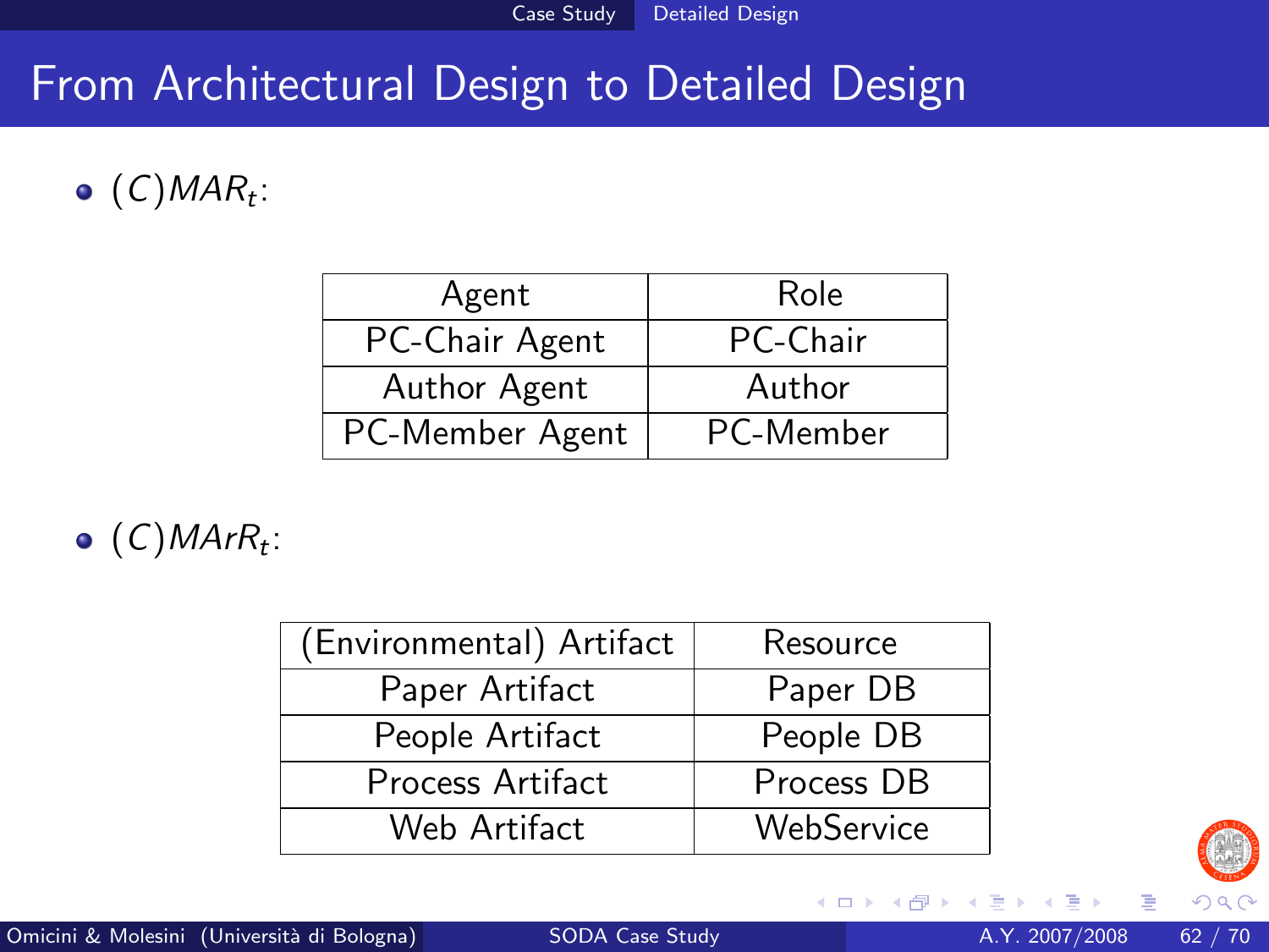# From Architectural Design to Detailed Design

- $(C)MAR_t$:

| Agent | Role |
|---|---|
| PC-Chair Agent | PC-Chair |
| Author Agent | Author |
| PC-Member Agent | PC-Member |

- $(C)MArR_t$:

| (Environmental) Artifact | Resource |
|---|---|
| Paper Artifact | Paper DB |
| People Artifact | People DB |
| Process Artifact | Process DB |
| Web Artifact | WebService |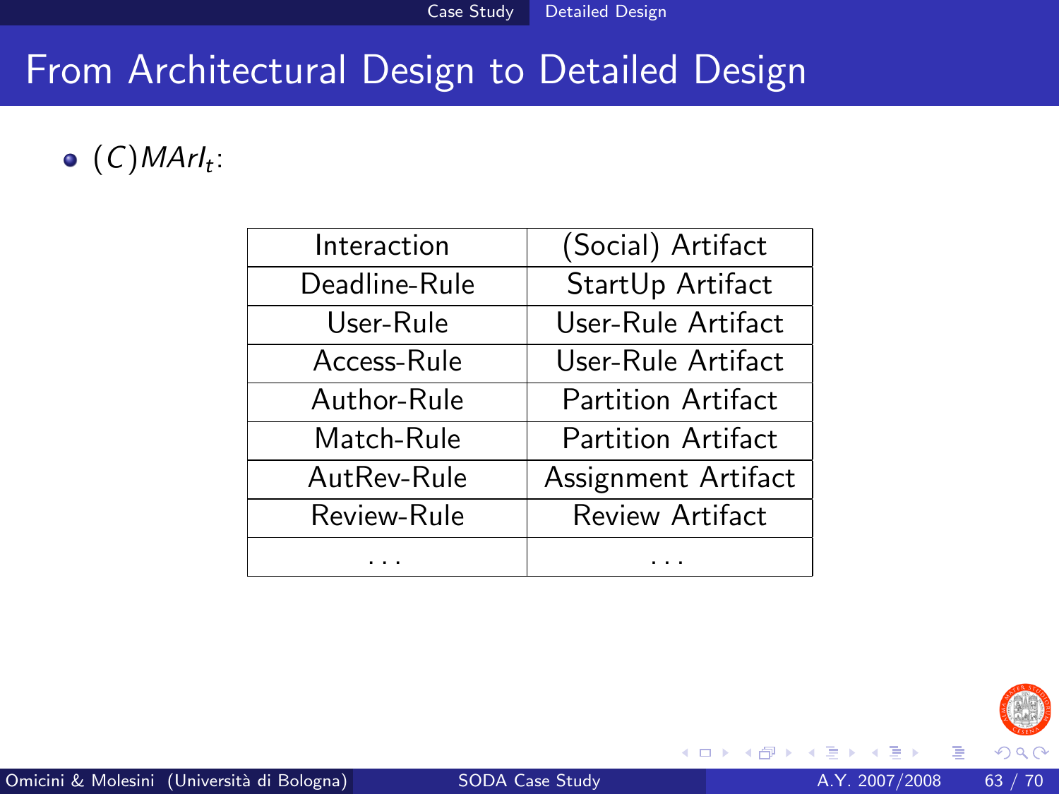# From Architectural Design to Detailed Design

- $(C)MArI_t$:

| Interaction | (Social) Artifact |
|---|---|
| Deadline-Rule | StartUp Artifact |
| User-Rule | User-Rule Artifact |
| Access-Rule | User-Rule Artifact |
| Author-Rule | Partition Artifact |
| Match-Rule | Partition Artifact |
| AutRev-Rule | Assignment Artifact |
| Review-Rule | Review Artifact |
| ... | ... |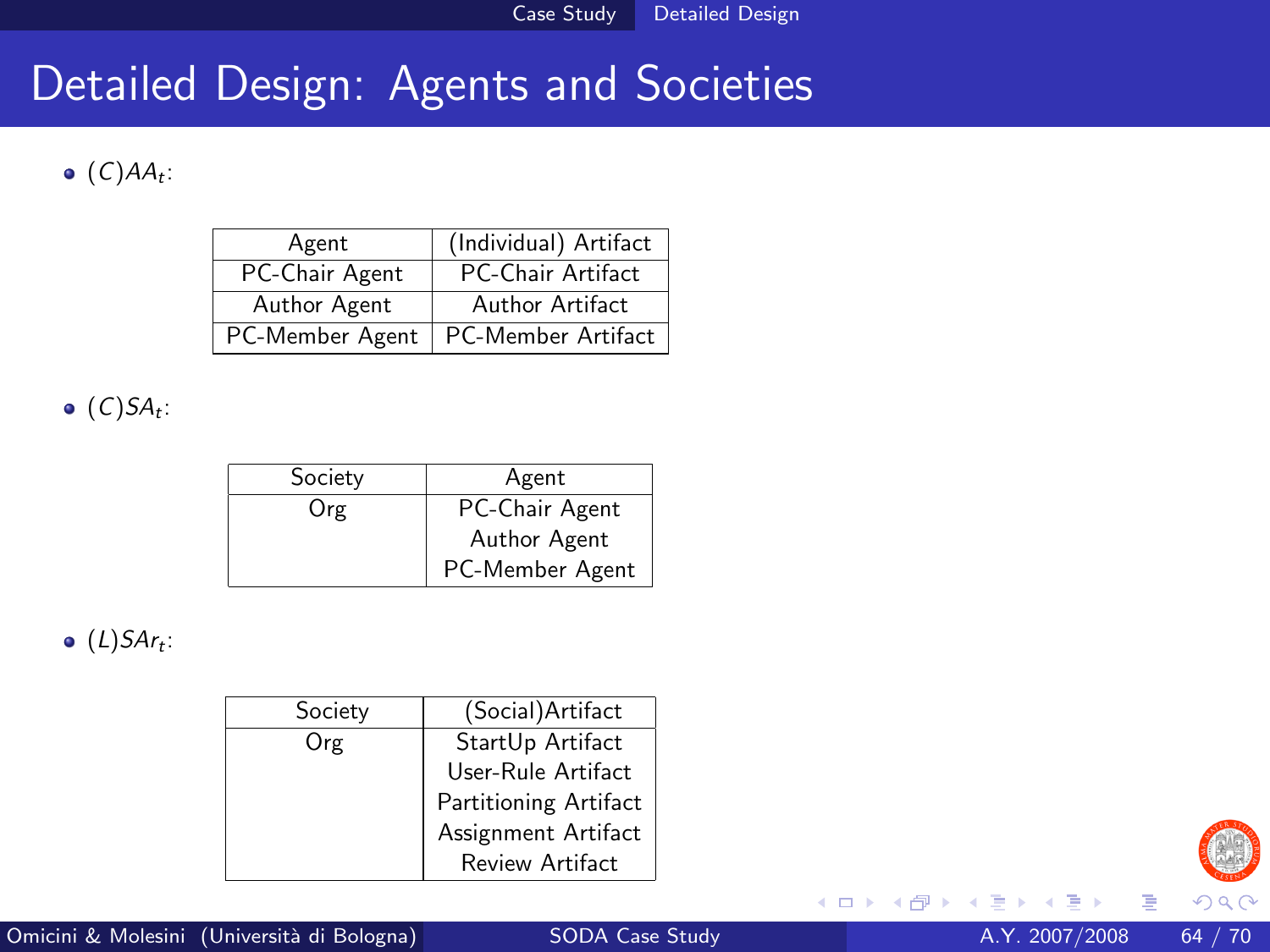# Detailed Design: Agents and Societies

- $(C)AA_t$:

| Agent | (Individual) Artifact |
|---|---|
| PC-Chair Agent | PC-Chair Artifact |
| Author Agent | Author Artifact |
| PC-Member Agent | PC-Member Artifact |

- $(C)SA_t$:

| Society | Agent |
|---|---|
| Org | PC-Chair Agent |
| | Author Agent |
| | PC-Member Agent |

- $(L)SAr_t$:

| Society | (Social)Artifact |
|---|---|
| Org | StartUp Artifact |
| | User-Rule Artifact |
| | Partitioning Artifact |
| | Assignment Artifact |
| | Review Artifact |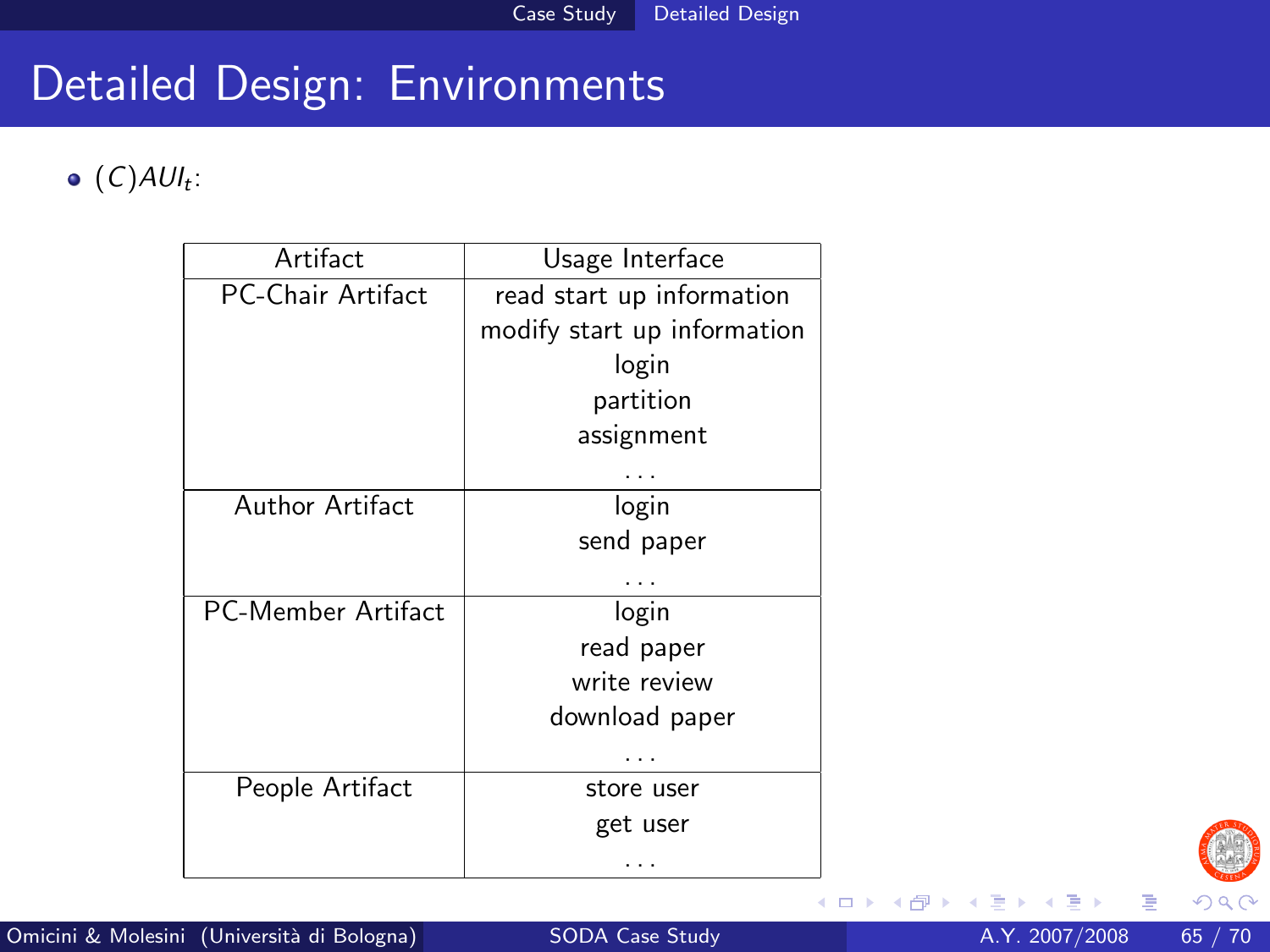# Detailed Design: Environments

- $(C)AUI_t$:

| Artifact | Usage Interface |
|---|---|
| PC-Chair Artifact | read start up information<br>modify start up information<br>login<br>partition<br>assignment<br>... |
| Author Artifact | login<br>send paper<br>... |
| PC-Member Artifact | login<br>read paper<br>write review<br>download paper<br>... |
| People Artifact | store user<br>get user<br>... |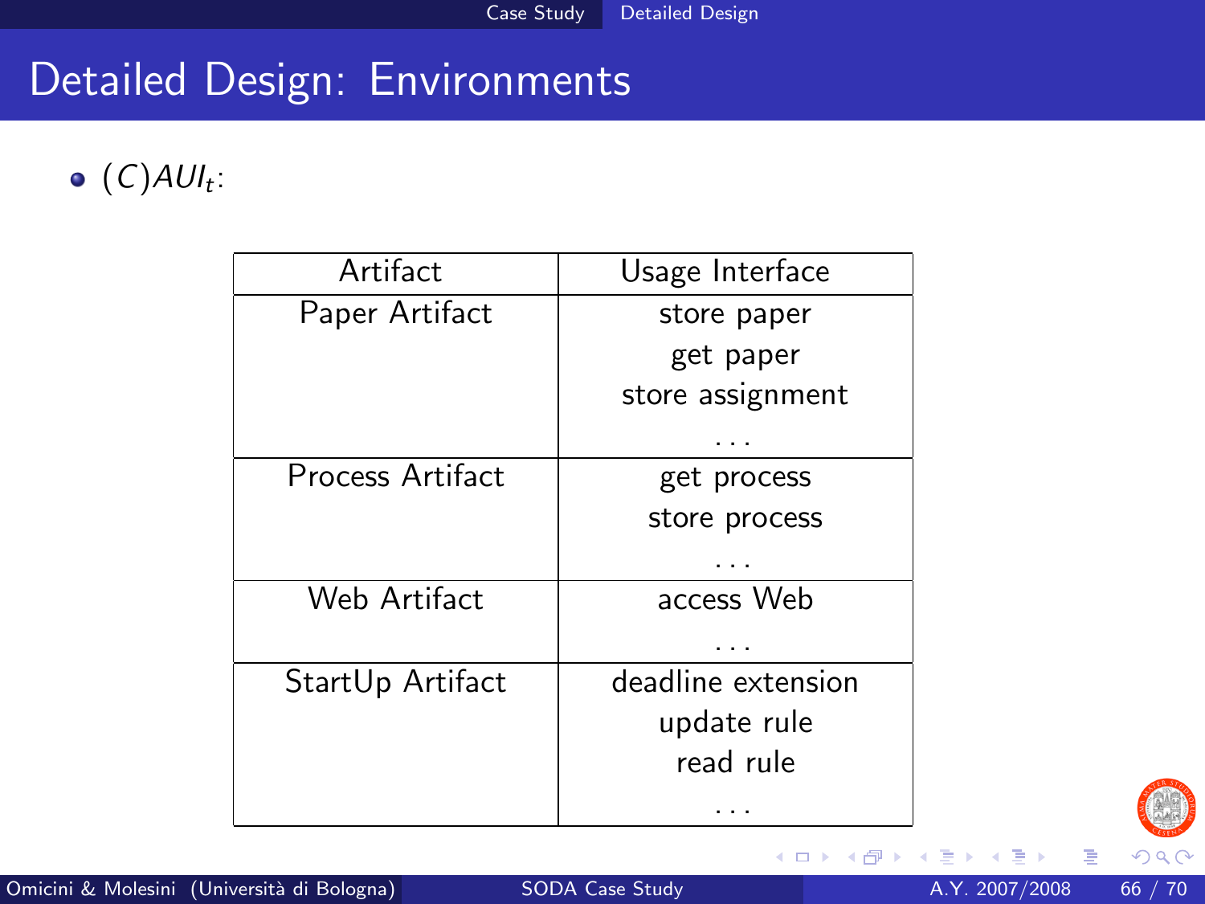# Detailed Design: Environments

- $(C)AUI_t$:

| Artifact | Usage Interface |
|---|---|
| Paper Artifact | store paper<br>get paper<br>store assignment<br>... |
| Process Artifact | get process<br>store process<br>... |
| Web Artifact | access Web<br>... |
| StartUp Artifact | deadline extension<br>update rule<br>read rule<br>... |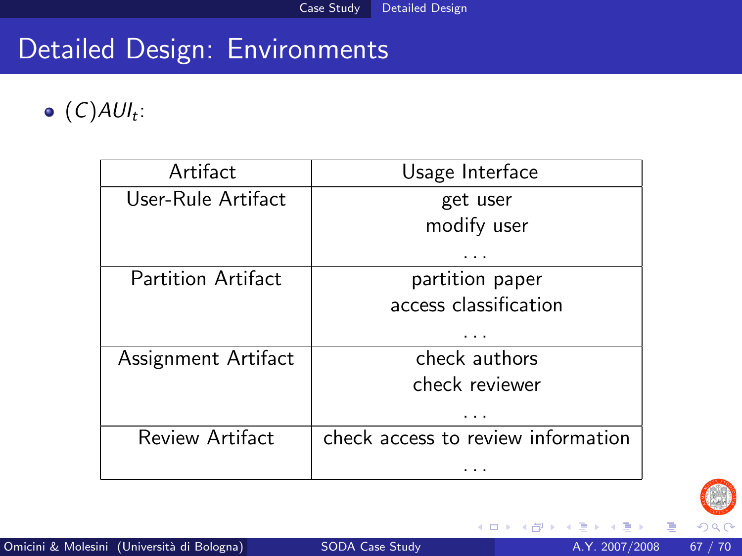# Detailed Design: Environments

- $(C)AUI_t$:

| Artifact | Usage Interface |
|---|---|
| User-Rule Artifact | get user<br>modify user<br>... |
| Partition Artifact | partition paper<br>access classification<br>... |
| Assignment Artifact | check authors<br>check reviewer<br>... |
| Review Artifact | check access to review information<br>... |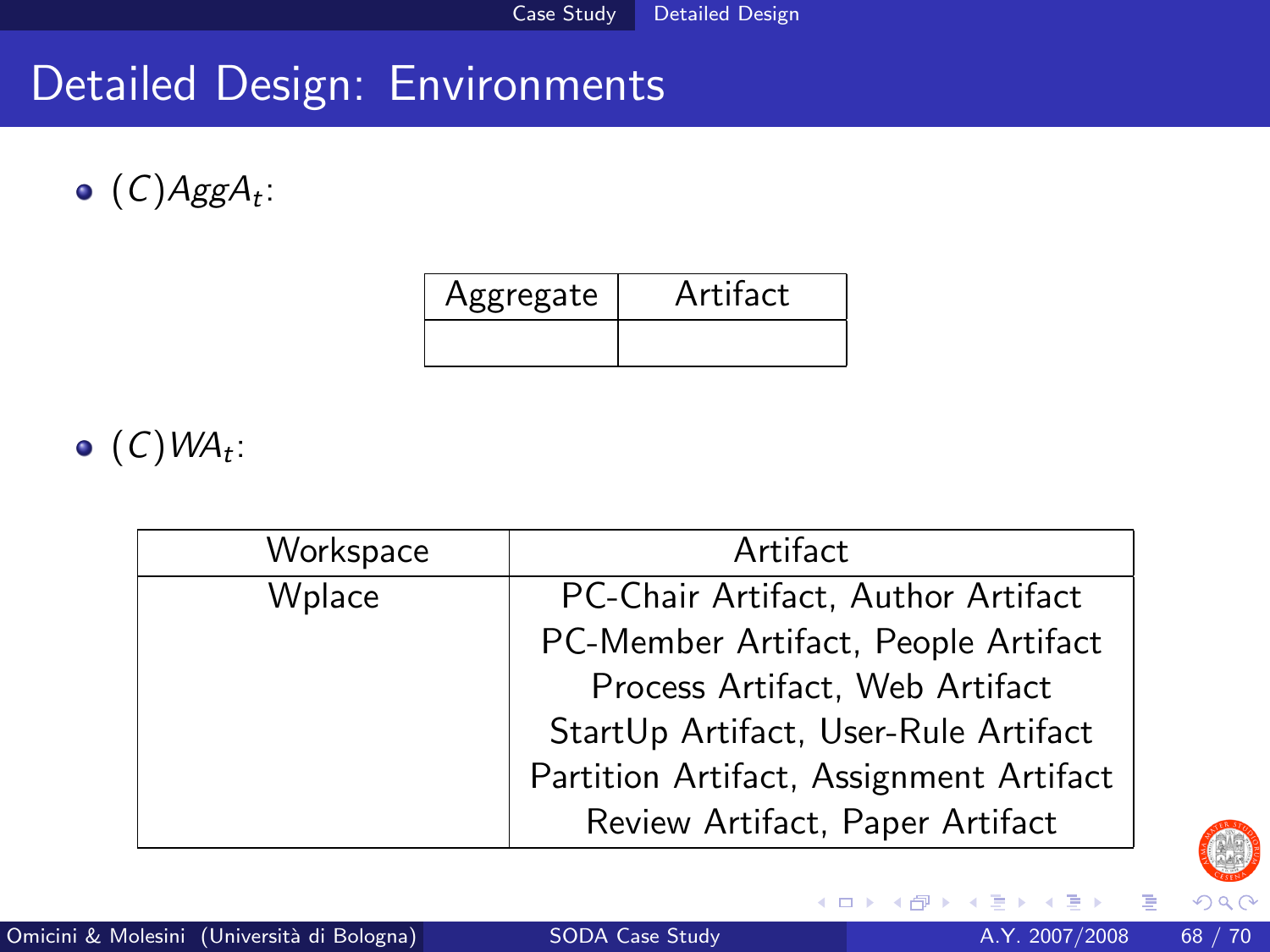# Detailed Design: Environments

- $(C)AggA_t$:

| Aggregate | Artifact |
|---|---|
| | |

- $(C)WA_t$:

| Workspace | Artifact |
|---|---|
| Wplace | PC-Chair Artifact, Author Artifact<br>PC-Member Artifact, People Artifact<br>Process Artifact, Web Artifact<br>StartUp Artifact, User-Rule Artifact<br>Partition Artifact, Assignment Artifact<br>Review Artifact, Paper Artifact |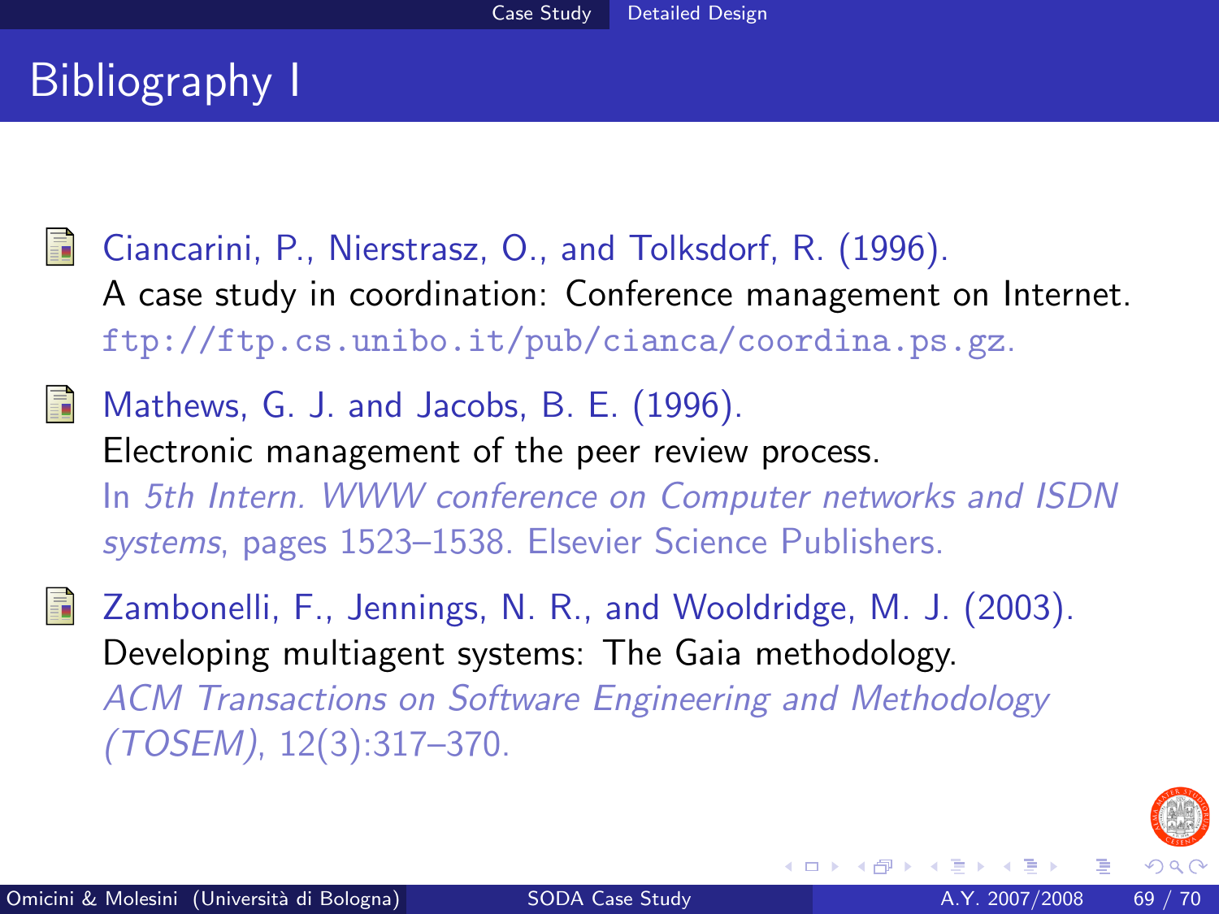# Bibliography I

- Ciancarini, P., Nierstrasz, O., and Tolksdorf, R. (1996).
  A case study in coordination: Conference management on Internet.
  ftp://ftp.cs.unibo.it/pub/cianca/coordina.ps.gz.

- Mathews, G. J. and Jacobs, B. E. (1996).
  Electronic management of the peer review process.
  In *5th Intern. WWW conference on Computer networks and ISDN systems*, pages 1523–1538. Elsevier Science Publishers.

- Zambonelli, F., Jennings, N. R., and Wooldridge, M. J. (2003).
  Developing multiagent systems: The Gaia methodology.
  *ACM Transactions on Software Engineering and Methodology (TOSEM)*, 12(3):317–370.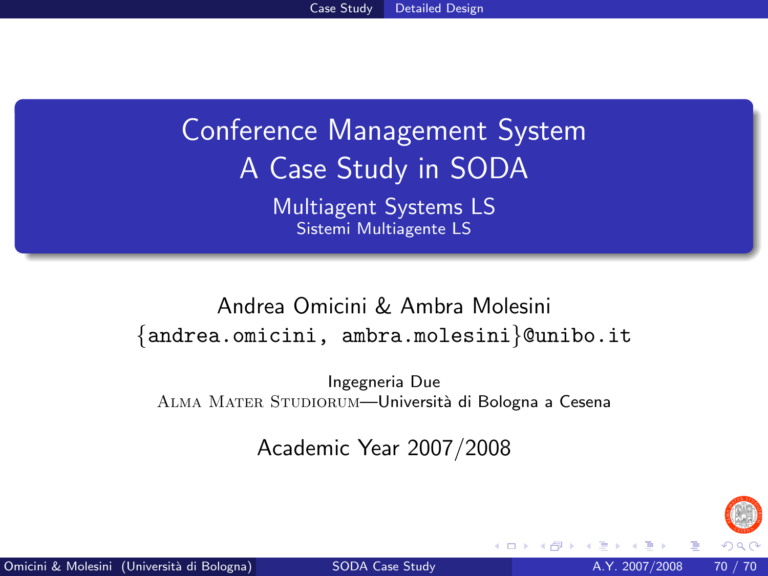# Conference Management System
# A Case Study in SODA

## Multiagent Systems LS
### Sistemi Multiagente LS

Andrea Omicini & Ambra Molesini
{andrea.omicini, ambra.molesini}@unibo.it

Ingegneria Due
Alma Mater Studiorum—Università di Bologna a Cesena

Academic Year 2007/2008